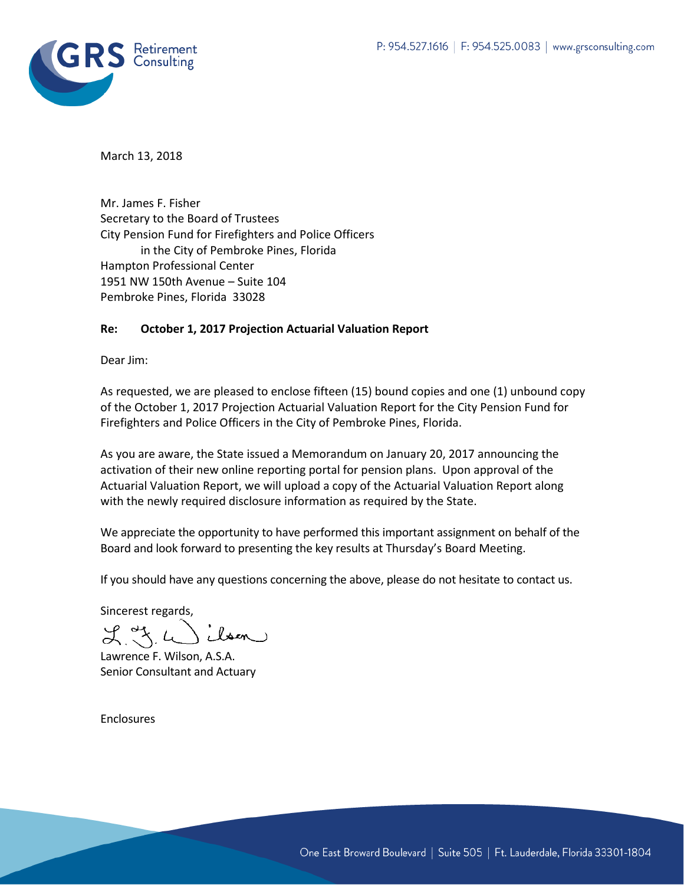GRS Retirement Consulting

P: 954.527.1616 | F: 954.525.0083 | www.grsconsulting.com

March 13, 2018

Mr. James F. Fisher
Secretary to the Board of Trustees
City Pension Fund for Firefighters and Police Officers
in the City of Pembroke Pines, Florida
Hampton Professional Center
1951 NW 150th Avenue – Suite 104
Pembroke Pines, Florida 33028

**Re: October 1, 2017 Projection Actuarial Valuation Report**

Dear Jim:

As requested, we are pleased to enclose fifteen (15) bound copies and one (1) unbound copy of the October 1, 2017 Projection Actuarial Valuation Report for the City Pension Fund for Firefighters and Police Officers in the City of Pembroke Pines, Florida.

As you are aware, the State issued a Memorandum on January 20, 2017 announcing the activation of their new online reporting portal for pension plans. Upon approval of the Actuarial Valuation Report, we will upload a copy of the Actuarial Valuation Report along with the newly required disclosure information as required by the State.

We appreciate the opportunity to have performed this important assignment on behalf of the Board and look forward to presenting the key results at Thursday's Board Meeting.

If you should have any questions concerning the above, please do not hesitate to contact us.

Sincerest regards,

Lawrence F. Wilson, A.S.A.
Senior Consultant and Actuary

Enclosures

One East Broward Boulevard | Suite 505 | Ft. Lauderdale, Florida 33301-1804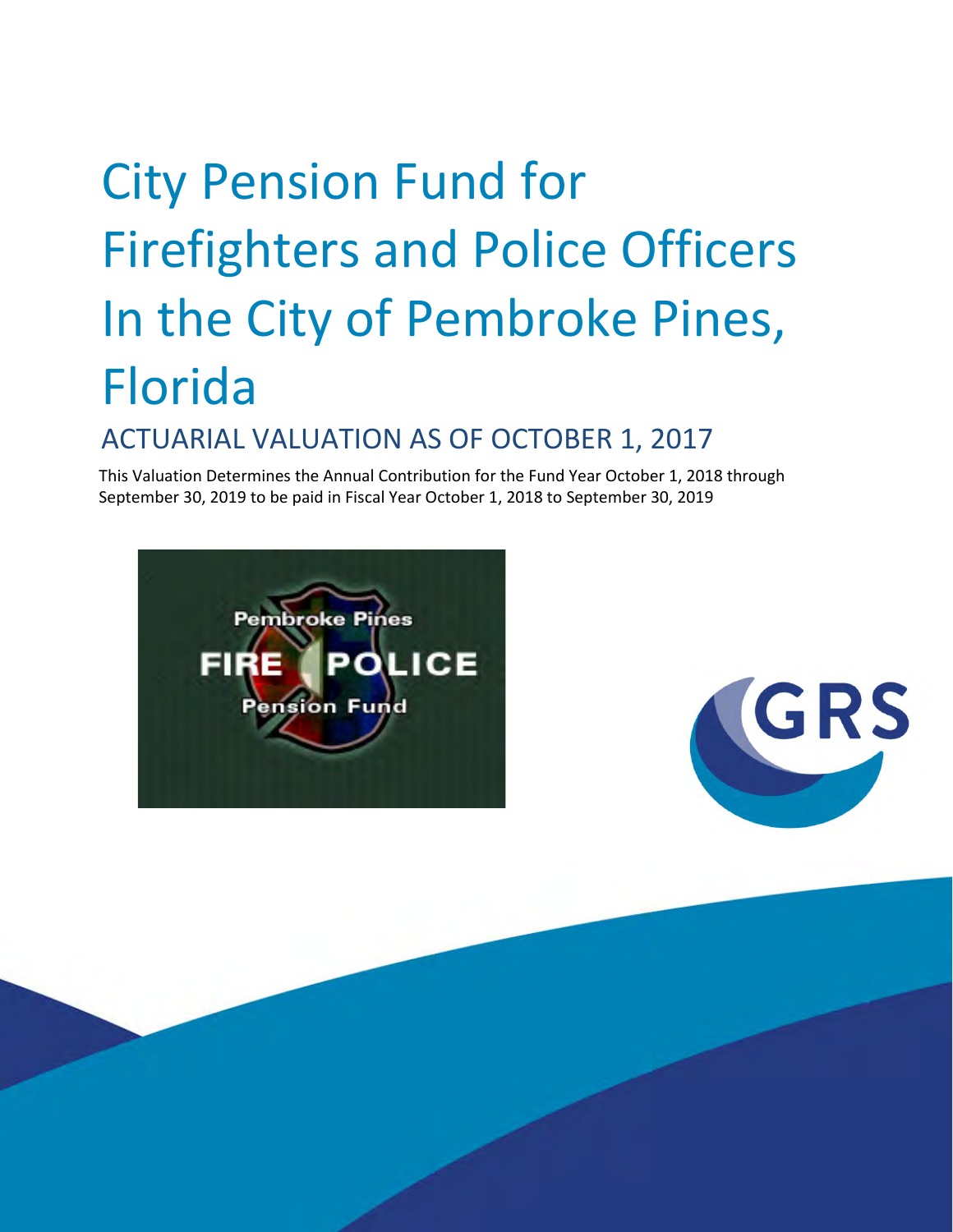# City Pension Fund for Firefighters and Police Officers In the City of Pembroke Pines, Florida

## ACTUARIAL VALUATION AS OF OCTOBER 1, 2017

This Valuation Determines the Annual Contribution for the Fund Year October 1, 2018 through September 30, 2019 to be paid in Fiscal Year October 1, 2018 to September 30, 2019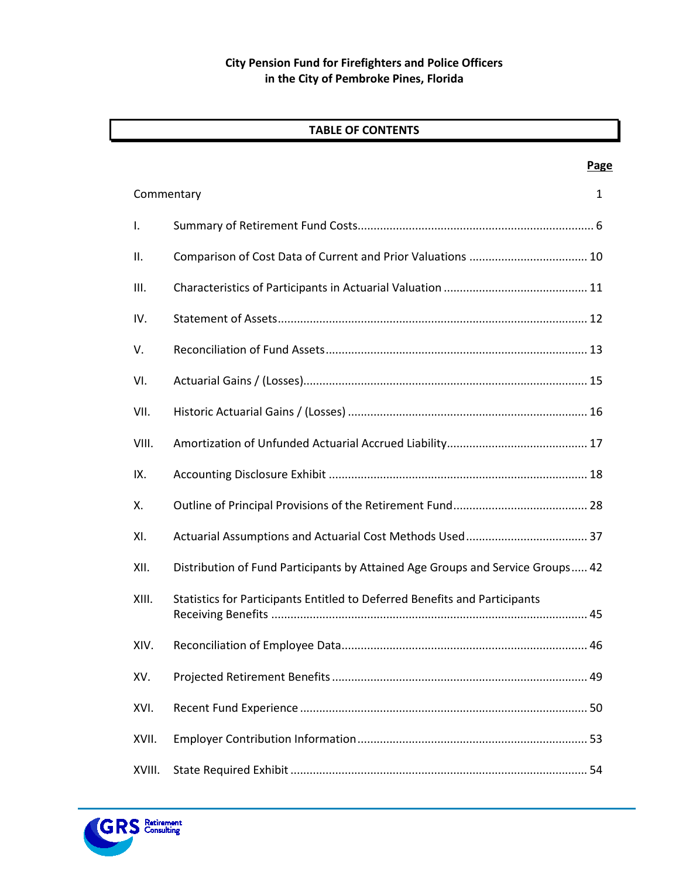**City Pension Fund for Firefighters and Police Officers**
**in the City of Pembroke Pines, Florida**

## TABLE OF CONTENTS

| | | Page |
|---|---|---|
| Commentary | | 1 |
| I. | Summary of Retirement Fund Costs | 6 |
| II. | Comparison of Cost Data of Current and Prior Valuations | 10 |
| III. | Characteristics of Participants in Actuarial Valuation | 11 |
| IV. | Statement of Assets | 12 |
| V. | Reconciliation of Fund Assets | 13 |
| VI. | Actuarial Gains / (Losses) | 15 |
| VII. | Historic Actuarial Gains / (Losses) | 16 |
| VIII. | Amortization of Unfunded Actuarial Accrued Liability | 17 |
| IX. | Accounting Disclosure Exhibit | 18 |
| X. | Outline of Principal Provisions of the Retirement Fund | 28 |
| XI. | Actuarial Assumptions and Actuarial Cost Methods Used | 37 |
| XII. | Distribution of Fund Participants by Attained Age Groups and Service Groups | 42 |
| XIII. | Statistics for Participants Entitled to Deferred Benefits and Participants Receiving Benefits | 45 |
| XIV. | Reconciliation of Employee Data | 46 |
| XV. | Projected Retirement Benefits | 49 |
| XVI. | Recent Fund Experience | 50 |
| XVII. | Employer Contribution Information | 53 |
| XVIII. | State Required Exhibit | 54 |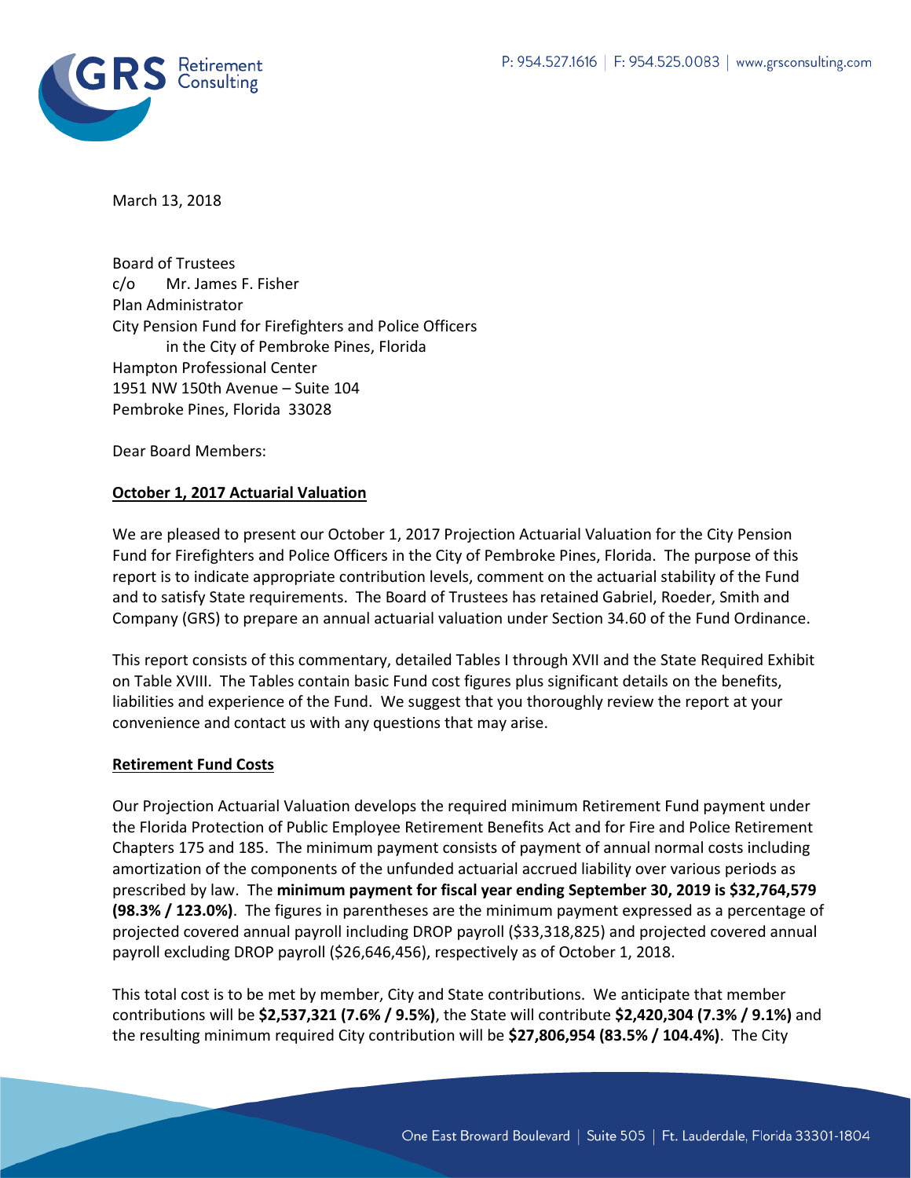March 13, 2018

Board of Trustees
c/o Mr. James F. Fisher
Plan Administrator
City Pension Fund for Firefighters and Police Officers
in the City of Pembroke Pines, Florida
Hampton Professional Center
1951 NW 150th Avenue – Suite 104
Pembroke Pines, Florida 33028

Dear Board Members:

**October 1, 2017 Actuarial Valuation**

We are pleased to present our October 1, 2017 Projection Actuarial Valuation for the City Pension Fund for Firefighters and Police Officers in the City of Pembroke Pines, Florida. The purpose of this report is to indicate appropriate contribution levels, comment on the actuarial stability of the Fund and to satisfy State requirements. The Board of Trustees has retained Gabriel, Roeder, Smith and Company (GRS) to prepare an annual actuarial valuation under Section 34.60 of the Fund Ordinance.

This report consists of this commentary, detailed Tables I through XVII and the State Required Exhibit on Table XVIII. The Tables contain basic Fund cost figures plus significant details on the benefits, liabilities and experience of the Fund. We suggest that you thoroughly review the report at your convenience and contact us with any questions that may arise.

**Retirement Fund Costs**

Our Projection Actuarial Valuation develops the required minimum Retirement Fund payment under the Florida Protection of Public Employee Retirement Benefits Act and for Fire and Police Retirement Chapters 175 and 185. The minimum payment consists of payment of annual normal costs including amortization of the components of the unfunded actuarial accrued liability over various periods as prescribed by law. The **minimum payment for fiscal year ending September 30, 2019 is $32,764,579 (98.3% / 123.0%)**. The figures in parentheses are the minimum payment expressed as a percentage of projected covered annual payroll including DROP payroll ($33,318,825) and projected covered annual payroll excluding DROP payroll ($26,646,456), respectively as of October 1, 2018.

This total cost is to be met by member, City and State contributions. We anticipate that member contributions will be **$2,537,321 (7.6% / 9.5%)**, the State will contribute **$2,420,304 (7.3% / 9.1%)** and the resulting minimum required City contribution will be **$27,806,954 (83.5% / 104.4%)**. The City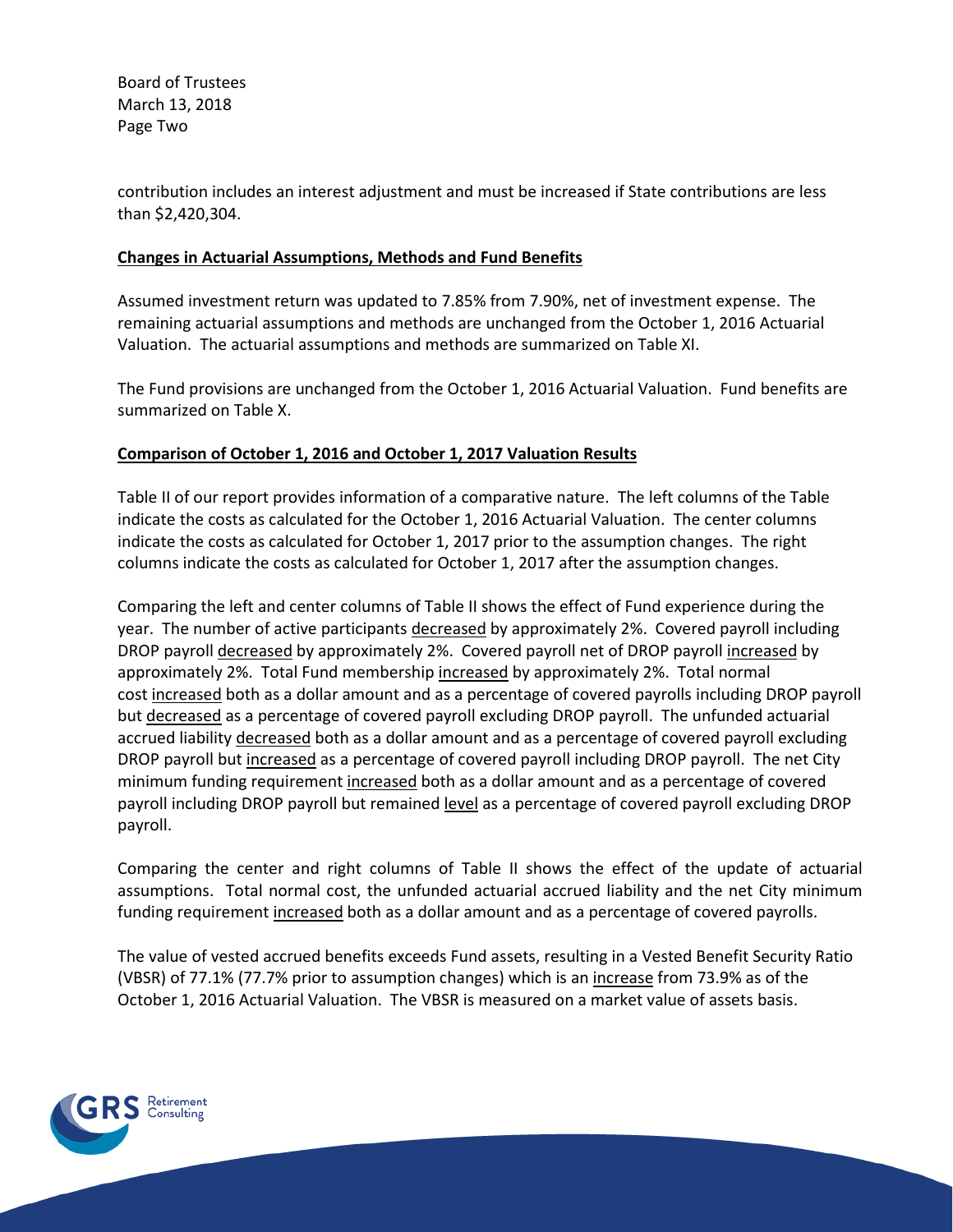contribution includes an interest adjustment and must be increased if State contributions are less than $2,420,304.

**Changes in Actuarial Assumptions, Methods and Fund Benefits**

Assumed investment return was updated to 7.85% from 7.90%, net of investment expense. The remaining actuarial assumptions and methods are unchanged from the October 1, 2016 Actuarial Valuation. The actuarial assumptions and methods are summarized on Table XI.

The Fund provisions are unchanged from the October 1, 2016 Actuarial Valuation. Fund benefits are summarized on Table X.

**Comparison of October 1, 2016 and October 1, 2017 Valuation Results**

Table II of our report provides information of a comparative nature. The left columns of the Table indicate the costs as calculated for the October 1, 2016 Actuarial Valuation. The center columns indicate the costs as calculated for October 1, 2017 prior to the assumption changes. The right columns indicate the costs as calculated for October 1, 2017 after the assumption changes.

Comparing the left and center columns of Table II shows the effect of Fund experience during the year. The number of active participants decreased by approximately 2%. Covered payroll including DROP payroll decreased by approximately 2%. Covered payroll net of DROP payroll increased by approximately 2%. Total Fund membership increased by approximately 2%. Total normal cost increased both as a dollar amount and as a percentage of covered payrolls including DROP payroll but decreased as a percentage of covered payroll excluding DROP payroll. The unfunded actuarial accrued liability decreased both as a dollar amount and as a percentage of covered payroll excluding DROP payroll but increased as a percentage of covered payroll including DROP payroll. The net City minimum funding requirement increased both as a dollar amount and as a percentage of covered payroll including DROP payroll but remained level as a percentage of covered payroll excluding DROP payroll.

Comparing the center and right columns of Table II shows the effect of the update of actuarial assumptions. Total normal cost, the unfunded actuarial accrued liability and the net City minimum funding requirement increased both as a dollar amount and as a percentage of covered payrolls.

The value of vested accrued benefits exceeds Fund assets, resulting in a Vested Benefit Security Ratio (VBSR) of 77.1% (77.7% prior to assumption changes) which is an increase from 73.9% as of the October 1, 2016 Actuarial Valuation. The VBSR is measured on a market value of assets basis.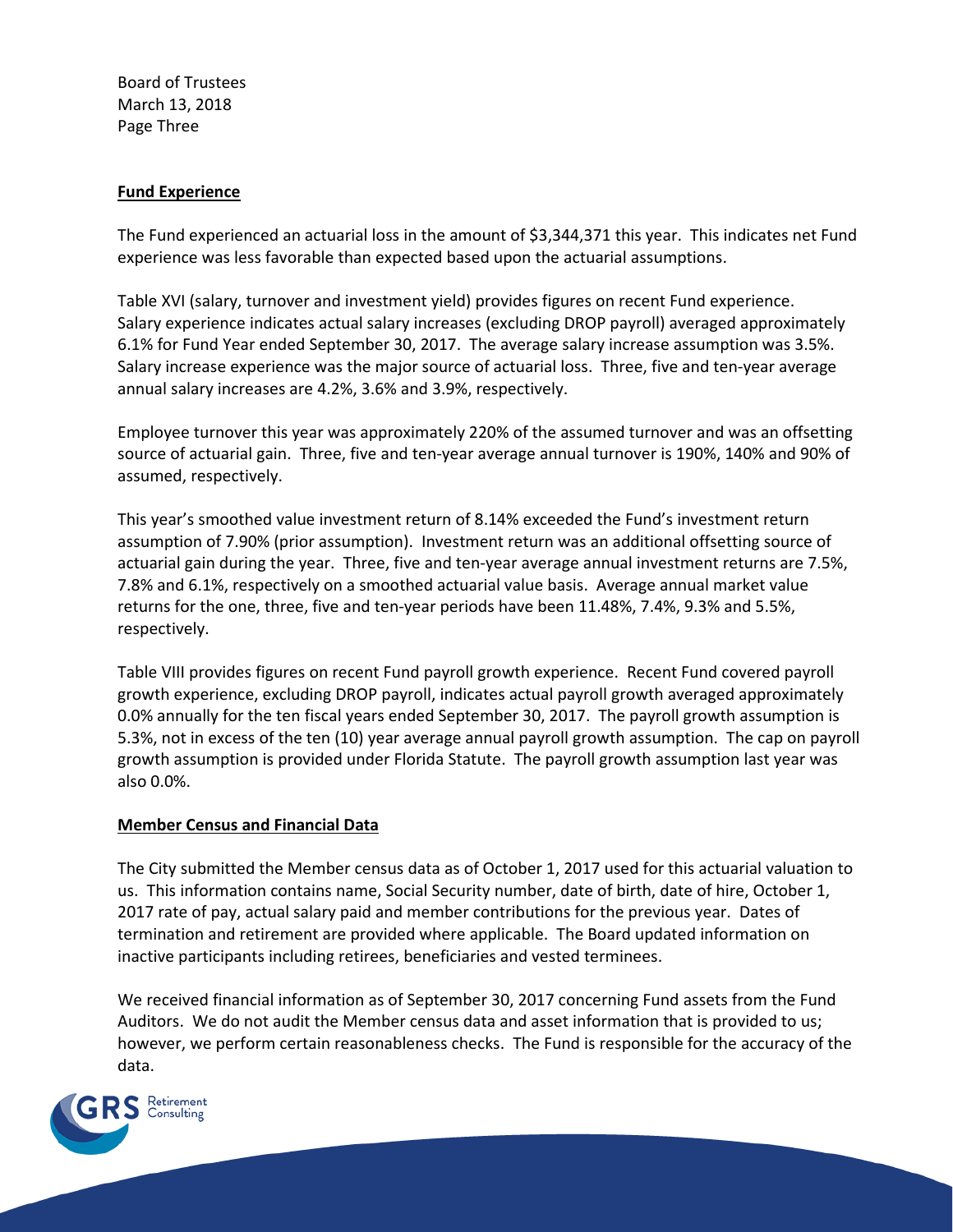Board of Trustees
March 13, 2018
Page Three

**Fund Experience**

The Fund experienced an actuarial loss in the amount of $3,344,371 this year. This indicates net Fund experience was less favorable than expected based upon the actuarial assumptions.

Table XVI (salary, turnover and investment yield) provides figures on recent Fund experience. Salary experience indicates actual salary increases (excluding DROP payroll) averaged approximately 6.1% for Fund Year ended September 30, 2017. The average salary increase assumption was 3.5%. Salary increase experience was the major source of actuarial loss. Three, five and ten-year average annual salary increases are 4.2%, 3.6% and 3.9%, respectively.

Employee turnover this year was approximately 220% of the assumed turnover and was an offsetting source of actuarial gain. Three, five and ten-year average annual turnover is 190%, 140% and 90% of assumed, respectively.

This year's smoothed value investment return of 8.14% exceeded the Fund's investment return assumption of 7.90% (prior assumption). Investment return was an additional offsetting source of actuarial gain during the year. Three, five and ten-year average annual investment returns are 7.5%, 7.8% and 6.1%, respectively on a smoothed actuarial value basis. Average annual market value returns for the one, three, five and ten-year periods have been 11.48%, 7.4%, 9.3% and 5.5%, respectively.

Table VIII provides figures on recent Fund payroll growth experience. Recent Fund covered payroll growth experience, excluding DROP payroll, indicates actual payroll growth averaged approximately 0.0% annually for the ten fiscal years ended September 30, 2017. The payroll growth assumption is 5.3%, not in excess of the ten (10) year average annual payroll growth assumption. The cap on payroll growth assumption is provided under Florida Statute. The payroll growth assumption last year was also 0.0%.

**Member Census and Financial Data**

The City submitted the Member census data as of October 1, 2017 used for this actuarial valuation to us. This information contains name, Social Security number, date of birth, date of hire, October 1, 2017 rate of pay, actual salary paid and member contributions for the previous year. Dates of termination and retirement are provided where applicable. The Board updated information on inactive participants including retirees, beneficiaries and vested terminees.

We received financial information as of September 30, 2017 concerning Fund assets from the Fund Auditors. We do not audit the Member census data and asset information that is provided to us; however, we perform certain reasonableness checks. The Fund is responsible for the accuracy of the data.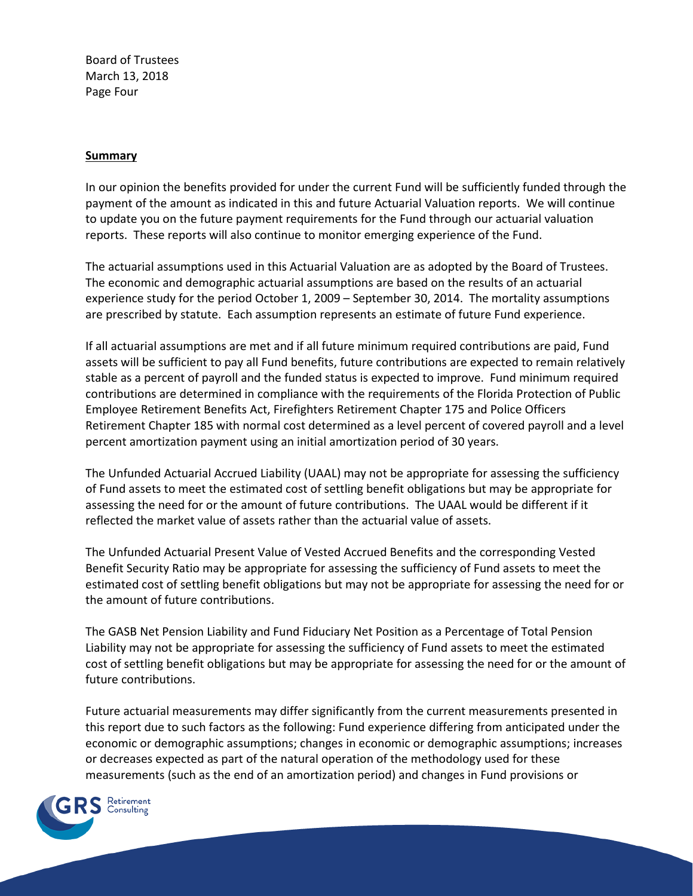Board of Trustees
March 13, 2018
Page Four

**Summary**

In our opinion the benefits provided for under the current Fund will be sufficiently funded through the payment of the amount as indicated in this and future Actuarial Valuation reports. We will continue to update you on the future payment requirements for the Fund through our actuarial valuation reports. These reports will also continue to monitor emerging experience of the Fund.

The actuarial assumptions used in this Actuarial Valuation are as adopted by the Board of Trustees. The economic and demographic actuarial assumptions are based on the results of an actuarial experience study for the period October 1, 2009 – September 30, 2014. The mortality assumptions are prescribed by statute. Each assumption represents an estimate of future Fund experience.

If all actuarial assumptions are met and if all future minimum required contributions are paid, Fund assets will be sufficient to pay all Fund benefits, future contributions are expected to remain relatively stable as a percent of payroll and the funded status is expected to improve. Fund minimum required contributions are determined in compliance with the requirements of the Florida Protection of Public Employee Retirement Benefits Act, Firefighters Retirement Chapter 175 and Police Officers Retirement Chapter 185 with normal cost determined as a level percent of covered payroll and a level percent amortization payment using an initial amortization period of 30 years.

The Unfunded Actuarial Accrued Liability (UAAL) may not be appropriate for assessing the sufficiency of Fund assets to meet the estimated cost of settling benefit obligations but may be appropriate for assessing the need for or the amount of future contributions. The UAAL would be different if it reflected the market value of assets rather than the actuarial value of assets.

The Unfunded Actuarial Present Value of Vested Accrued Benefits and the corresponding Vested Benefit Security Ratio may be appropriate for assessing the sufficiency of Fund assets to meet the estimated cost of settling benefit obligations but may not be appropriate for assessing the need for or the amount of future contributions.

The GASB Net Pension Liability and Fund Fiduciary Net Position as a Percentage of Total Pension Liability may not be appropriate for assessing the sufficiency of Fund assets to meet the estimated cost of settling benefit obligations but may be appropriate for assessing the need for or the amount of future contributions.

Future actuarial measurements may differ significantly from the current measurements presented in this report due to such factors as the following: Fund experience differing from anticipated under the economic or demographic assumptions; changes in economic or demographic assumptions; increases or decreases expected as part of the natural operation of the methodology used for these measurements (such as the end of an amortization period) and changes in Fund provisions or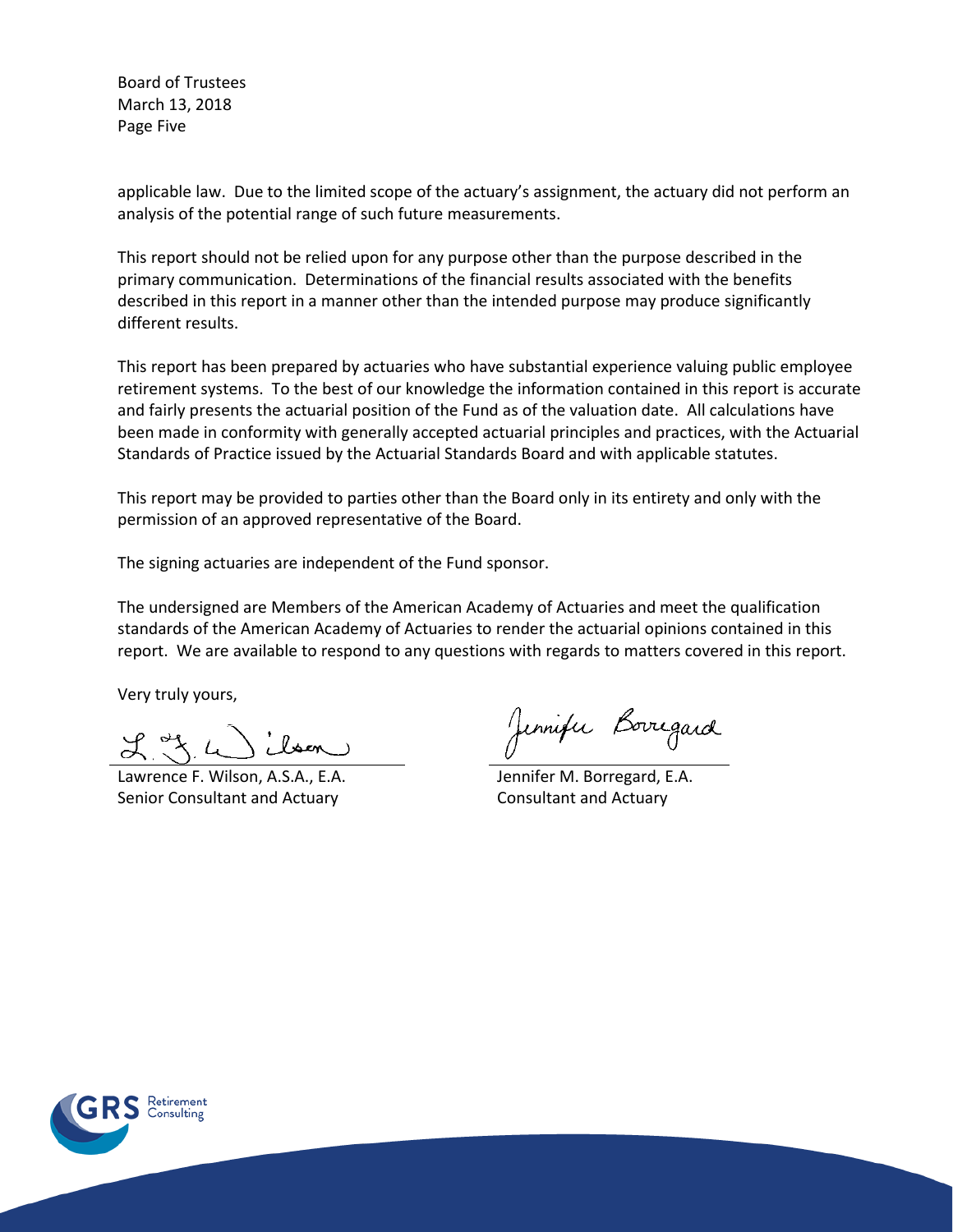Board of Trustees
March 13, 2018
Page Five

applicable law. Due to the limited scope of the actuary's assignment, the actuary did not perform an analysis of the potential range of such future measurements.

This report should not be relied upon for any purpose other than the purpose described in the primary communication. Determinations of the financial results associated with the benefits described in this report in a manner other than the intended purpose may produce significantly different results.

This report has been prepared by actuaries who have substantial experience valuing public employee retirement systems. To the best of our knowledge the information contained in this report is accurate and fairly presents the actuarial position of the Fund as of the valuation date. All calculations have been made in conformity with generally accepted actuarial principles and practices, with the Actuarial Standards of Practice issued by the Actuarial Standards Board and with applicable statutes.

This report may be provided to parties other than the Board only in its entirety and only with the permission of an approved representative of the Board.

The signing actuaries are independent of the Fund sponsor.

The undersigned are Members of the American Academy of Actuaries and meet the qualification standards of the American Academy of Actuaries to render the actuarial opinions contained in this report. We are available to respond to any questions with regards to matters covered in this report.

Very truly yours,

Lawrence F. Wilson, A.S.A., E.A.
Senior Consultant and Actuary

Jennifer M. Borregard, E.A.
Consultant and Actuary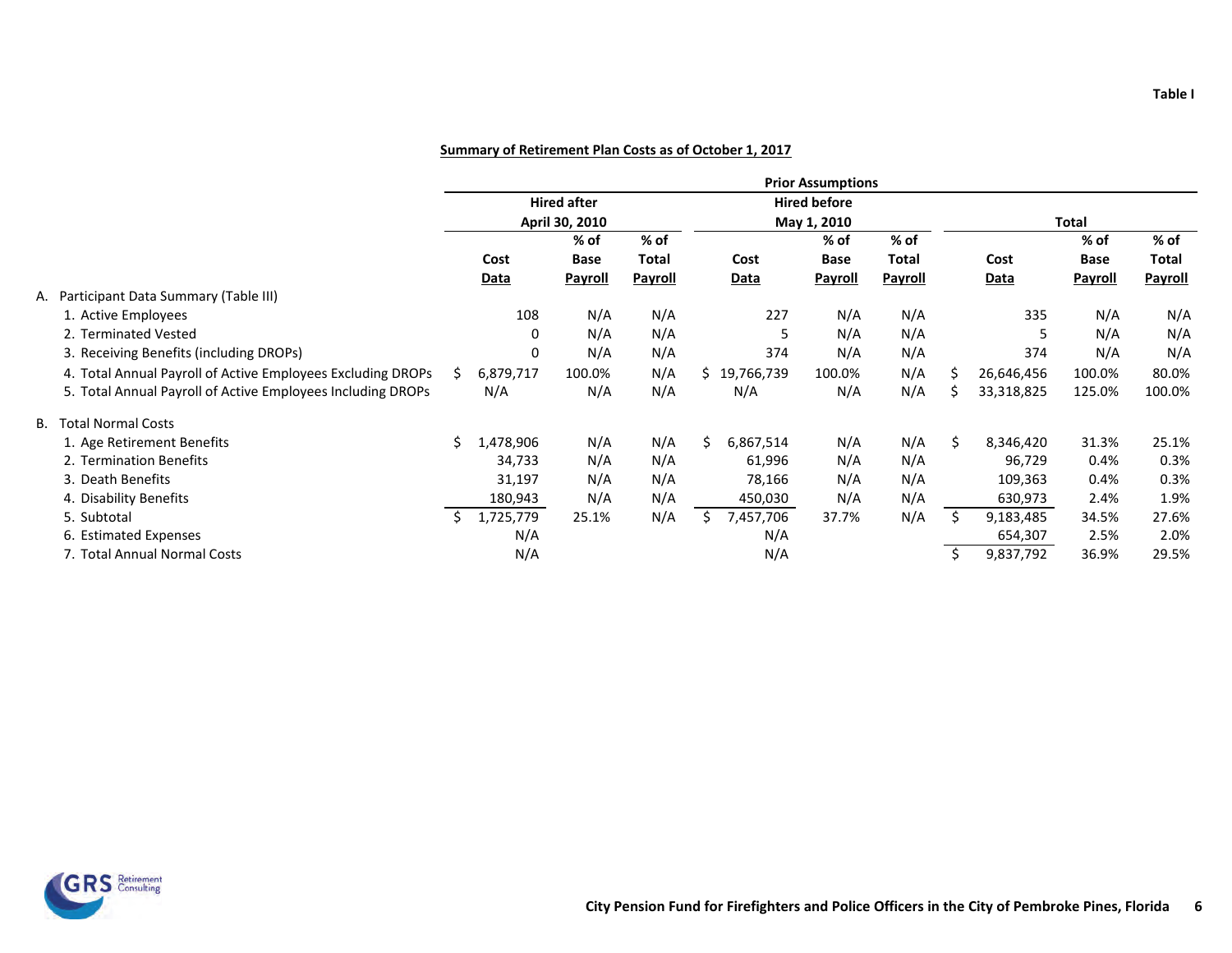Table I

## Summary of Retirement Plan Costs as of October 1, 2017

| | Prior Assumptions | | | | | | | | |
|---|---|---|---|---|---|---|---|---|---|
| | Hired after April 30, 2010 | | | Hired before May 1, 2010 | | | Total | | |
| | Cost Data | % of Base Payroll | % of Total Payroll | Cost Data | % of Base Payroll | % of Total Payroll | Cost Data | % of Base Payroll | % of Total Payroll |
| A. Participant Data Summary (Table III) | | | | | | | | | |
| 1. Active Employees | 108 | N/A | N/A | 227 | N/A | N/A | 335 | N/A | N/A |
| 2. Terminated Vested | 0 | N/A | N/A | 5 | N/A | N/A | 5 | N/A | N/A |
| 3. Receiving Benefits (including DROPs) | 0 | N/A | N/A | 374 | N/A | N/A | 374 | N/A | N/A |
| 4. Total Annual Payroll of Active Employees Excluding DROPs | $ 6,879,717 | 100.0% | N/A | $ 19,766,739 | 100.0% | N/A | $ 26,646,456 | 100.0% | 80.0% |
| 5. Total Annual Payroll of Active Employees Including DROPs | N/A | N/A | N/A | N/A | N/A | N/A | $ 33,318,825 | 125.0% | 100.0% |
| B. Total Normal Costs | | | | | | | | | |
| 1. Age Retirement Benefits | $ 1,478,906 | N/A | N/A | $ 6,867,514 | N/A | N/A | $ 8,346,420 | 31.3% | 25.1% |
| 2. Termination Benefits | 34,733 | N/A | N/A | 61,996 | N/A | N/A | 96,729 | 0.4% | 0.3% |
| 3. Death Benefits | 31,197 | N/A | N/A | 78,166 | N/A | N/A | 109,363 | 0.4% | 0.3% |
| 4. Disability Benefits | 180,943 | N/A | N/A | 450,030 | N/A | N/A | 630,973 | 2.4% | 1.9% |
| 5. Subtotal | $ 1,725,779 | 25.1% | N/A | $ 7,457,706 | 37.7% | N/A | $ 9,183,485 | 34.5% | 27.6% |
| 6. Estimated Expenses | N/A | | | N/A | | | 654,307 | 2.5% | 2.0% |
| 7. Total Annual Normal Costs | N/A | | | N/A | | | $ 9,837,792 | 36.9% | 29.5% |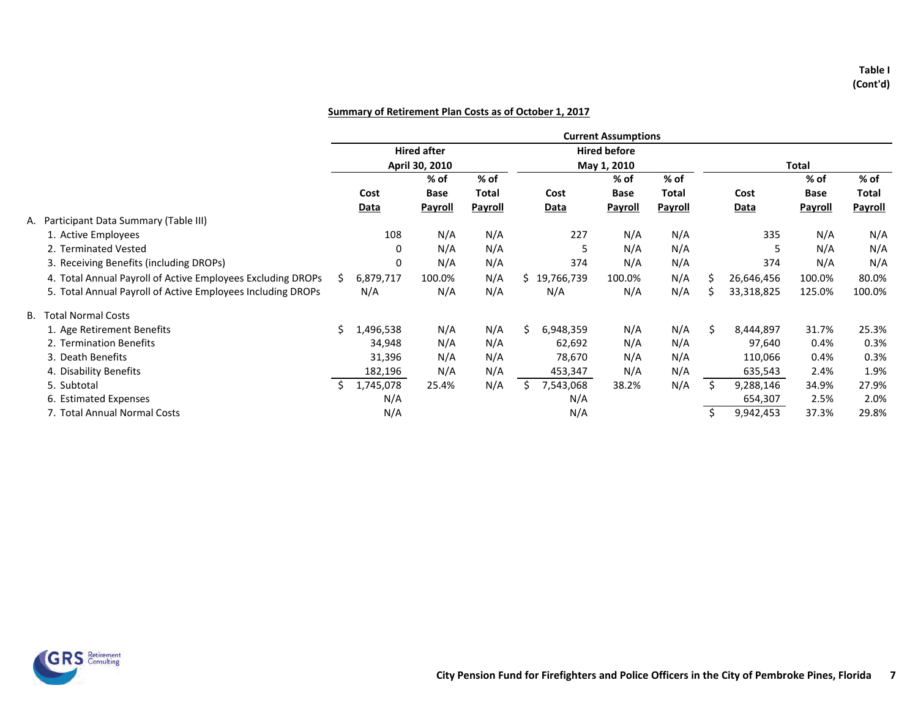Table I
(Cont'd)

## Summary of Retirement Plan Costs as of October 1, 2017

| | Current Assumptions | | | | | | | | |
|---|---|---|---|---|---|---|---|---|---|
| | Hired after April 30, 2010 | | | Hired before May 1, 2010 | | | Total | | |
| | Cost Data | % of Base Payroll | % of Total Payroll | Cost Data | % of Base Payroll | % of Total Payroll | Cost Data | % of Base Payroll | % of Total Payroll |
| A. Participant Data Summary (Table III) | | | | | | | | | |
| 1. Active Employees | 108 | N/A | N/A | 227 | N/A | N/A | 335 | N/A | N/A |
| 2. Terminated Vested | 0 | N/A | N/A | 5 | N/A | N/A | 5 | N/A | N/A |
| 3. Receiving Benefits (including DROPs) | 0 | N/A | N/A | 374 | N/A | N/A | 374 | N/A | N/A |
| 4. Total Annual Payroll of Active Employees Excluding DROPs | $ 6,879,717 | 100.0% | N/A | $ 19,766,739 | 100.0% | N/A | $ 26,646,456 | 100.0% | 80.0% |
| 5. Total Annual Payroll of Active Employees Including DROPs | N/A | N/A | N/A | N/A | N/A | N/A | $ 33,318,825 | 125.0% | 100.0% |
| B. Total Normal Costs | | | | | | | | | |
| 1. Age Retirement Benefits | $ 1,496,538 | N/A | N/A | $ 6,948,359 | N/A | N/A | $ 8,444,897 | 31.7% | 25.3% |
| 2. Termination Benefits | 34,948 | N/A | N/A | 62,692 | N/A | N/A | 97,640 | 0.4% | 0.3% |
| 3. Death Benefits | 31,396 | N/A | N/A | 78,670 | N/A | N/A | 110,066 | 0.4% | 0.3% |
| 4. Disability Benefits | 182,196 | N/A | N/A | 453,347 | N/A | N/A | 635,543 | 2.4% | 1.9% |
| 5. Subtotal | $ 1,745,078 | 25.4% | N/A | $ 7,543,068 | 38.2% | N/A | $ 9,288,146 | 34.9% | 27.9% |
| 6. Estimated Expenses | N/A | | | N/A | | | 654,307 | 2.5% | 2.0% |
| 7. Total Annual Normal Costs | N/A | | | N/A | | | $ 9,942,453 | 37.3% | 29.8% |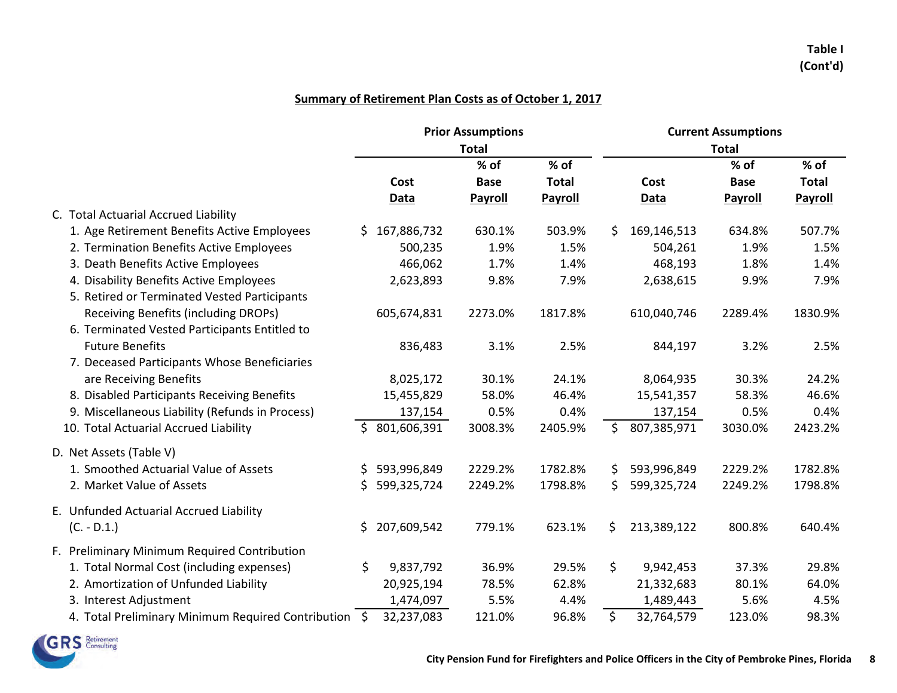**Table I**
**(Cont'd)**

## Summary of Retirement Plan Costs as of October 1, 2017

| | Prior Assumptions Total | | | Current Assumptions Total | | |
|---|---|---|---|---|---|---|
| | Cost Data | % of Base Payroll | % of Total Payroll | Cost Data | % of Base Payroll | % of Total Payroll |
| C. Total Actuarial Accrued Liability | | | | | | |
| 1. Age Retirement Benefits Active Employees | $ 167,886,732 | 630.1% | 503.9% | $ 169,146,513 | 634.8% | 507.7% |
| 2. Termination Benefits Active Employees | 500,235 | 1.9% | 1.5% | 504,261 | 1.9% | 1.5% |
| 3. Death Benefits Active Employees | 466,062 | 1.7% | 1.4% | 468,193 | 1.8% | 1.4% |
| 4. Disability Benefits Active Employees | 2,623,893 | 9.8% | 7.9% | 2,638,615 | 9.9% | 7.9% |
| 5. Retired or Terminated Vested Participants Receiving Benefits (including DROPs) | 605,674,831 | 2273.0% | 1817.8% | 610,040,746 | 2289.4% | 1830.9% |
| 6. Terminated Vested Participants Entitled to Future Benefits | 836,483 | 3.1% | 2.5% | 844,197 | 3.2% | 2.5% |
| 7. Deceased Participants Whose Beneficiaries are Receiving Benefits | 8,025,172 | 30.1% | 24.1% | 8,064,935 | 30.3% | 24.2% |
| 8. Disabled Participants Receiving Benefits | 15,455,829 | 58.0% | 46.4% | 15,541,357 | 58.3% | 46.6% |
| 9. Miscellaneous Liability (Refunds in Process) | 137,154 | 0.5% | 0.4% | 137,154 | 0.5% | 0.4% |
| 10. Total Actuarial Accrued Liability | $ 801,606,391 | 3008.3% | 2405.9% | $ 807,385,971 | 3030.0% | 2423.2% |
| D. Net Assets (Table V) | | | | | | |
| 1. Smoothed Actuarial Value of Assets | $ 593,996,849 | 2229.2% | 1782.8% | $ 593,996,849 | 2229.2% | 1782.8% |
| 2. Market Value of Assets | $ 599,325,724 | 2249.2% | 1798.8% | $ 599,325,724 | 2249.2% | 1798.8% |
| E. Unfunded Actuarial Accrued Liability (C. - D.1.) | $ 207,609,542 | 779.1% | 623.1% | $ 213,389,122 | 800.8% | 640.4% |
| F. Preliminary Minimum Required Contribution | | | | | | |
| 1. Total Normal Cost (including expenses) | $ 9,837,792 | 36.9% | 29.5% | $ 9,942,453 | 37.3% | 29.8% |
| 2. Amortization of Unfunded Liability | 20,925,194 | 78.5% | 62.8% | 21,332,683 | 80.1% | 64.0% |
| 3. Interest Adjustment | 1,474,097 | 5.5% | 4.4% | 1,489,443 | 5.6% | 4.5% |
| 4. Total Preliminary Minimum Required Contribution | $ 32,237,083 | 121.0% | 96.8% | $ 32,764,579 | 123.0% | 98.3% |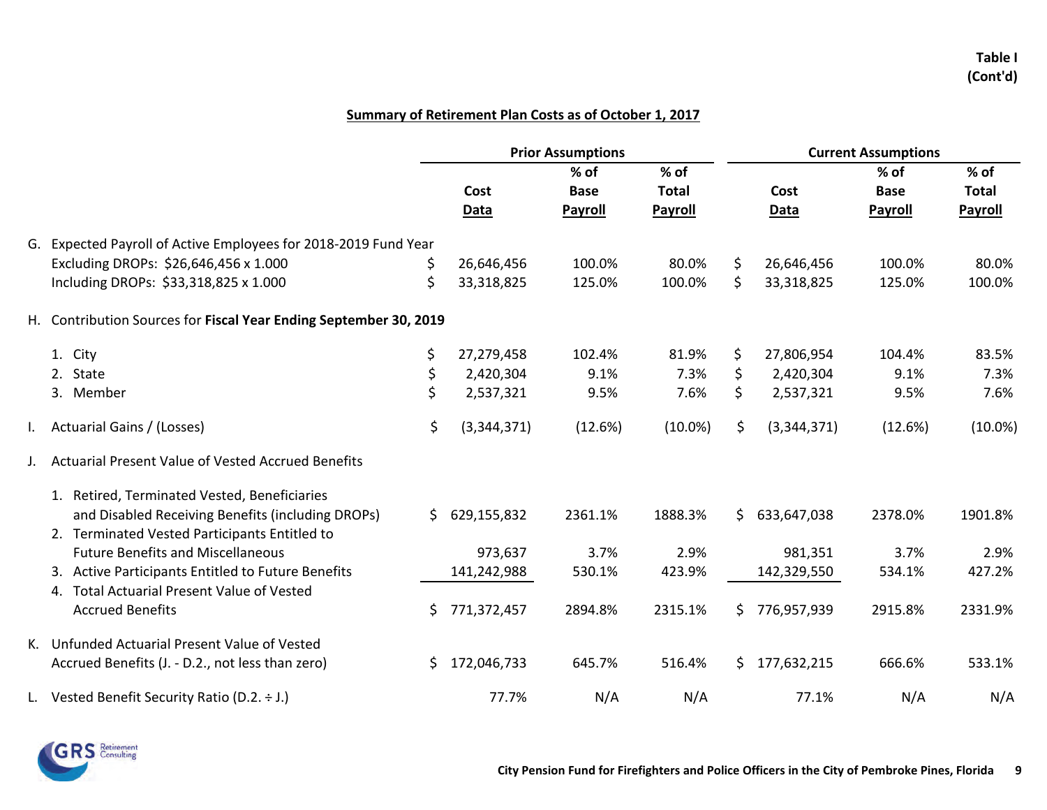**Table I**
**(Cont'd)**

## Summary of Retirement Plan Costs as of October 1, 2017

| | Prior Assumptions | | | Current Assumptions | | |
|---|---|---|---|---|---|---|
| | Cost Data | % of Base Payroll | % of Total Payroll | Cost Data | % of Base Payroll | % of Total Payroll |
| G. Expected Payroll of Active Employees for 2018-2019 Fund Year | | | | | | |
| Excluding DROPs: $26,646,456 x 1.000 | $ 26,646,456 | 100.0% | 80.0% | $ 26,646,456 | 100.0% | 80.0% |
| Including DROPs: $33,318,825 x 1.000 | $ 33,318,825 | 125.0% | 100.0% | $ 33,318,825 | 125.0% | 100.0% |
| H. Contribution Sources for **Fiscal Year Ending September 30, 2019** | | | | | | |
| 1. City | $ 27,279,458 | 102.4% | 81.9% | $ 27,806,954 | 104.4% | 83.5% |
| 2. State | $ 2,420,304 | 9.1% | 7.3% | $ 2,420,304 | 9.1% | 7.3% |
| 3. Member | $ 2,537,321 | 9.5% | 7.6% | $ 2,537,321 | 9.5% | 7.6% |
| I. Actuarial Gains / (Losses) | $ (3,344,371) | (12.6%) | (10.0%) | $ (3,344,371) | (12.6%) | (10.0%) |
| J. Actuarial Present Value of Vested Accrued Benefits | | | | | | |
| 1. Retired, Terminated Vested, Beneficiaries and Disabled Receiving Benefits (including DROPs) | $ 629,155,832 | 2361.1% | 1888.3% | $ 633,647,038 | 2378.0% | 1901.8% |
| 2. Terminated Vested Participants Entitled to Future Benefits and Miscellaneous | 973,637 | 3.7% | 2.9% | 981,351 | 3.7% | 2.9% |
| 3. Active Participants Entitled to Future Benefits | 141,242,988 | 530.1% | 423.9% | 142,329,550 | 534.1% | 427.2% |
| 4. Total Actuarial Present Value of Vested Accrued Benefits | $ 771,372,457 | 2894.8% | 2315.1% | $ 776,957,939 | 2915.8% | 2331.9% |
| K. Unfunded Actuarial Present Value of Vested Accrued Benefits (J. - D.2., not less than zero) | $ 172,046,733 | 645.7% | 516.4% | $ 177,632,215 | 666.6% | 533.1% |
| L. Vested Benefit Security Ratio (D.2. ÷ J.) | 77.7% | N/A | N/A | 77.1% | N/A | N/A |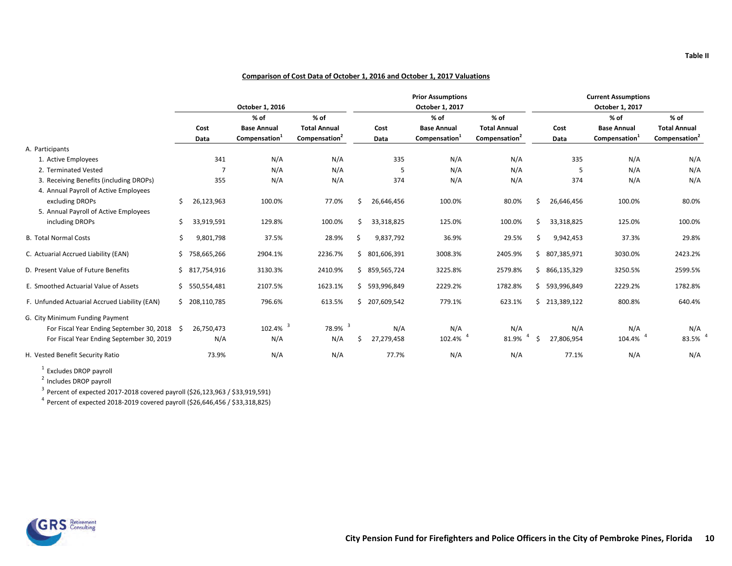Table II

## Comparison of Cost Data of October 1, 2016 and October 1, 2017 Valuations

| | October 1, 2016 | | | Prior Assumptions October 1, 2017 | | | Current Assumptions October 1, 2017 | | |
|---|---|---|---|---|---|---|---|---|---|
| | Cost Data | % of Base Annual Compensation[1] | % of Total Annual Compensation[2] | Cost Data | % of Base Annual Compensation[1] | % of Total Annual Compensation[2] | Cost Data | % of Base Annual Compensation[1] | % of Total Annual Compensation[2] |
| **A. Participants** | | | | | | | | | |
| 1. Active Employees | 341 | N/A | N/A | 335 | N/A | N/A | 335 | N/A | N/A |
| 2. Terminated Vested | 7 | N/A | N/A | 5 | N/A | N/A | 5 | N/A | N/A |
| 3. Receiving Benefits (including DROPs) | 355 | N/A | N/A | 374 | N/A | N/A | 374 | N/A | N/A |
| 4. Annual Payroll of Active Employees excluding DROPs | $ 26,123,963 | 100.0% | 77.0% | $ 26,646,456 | 100.0% | 80.0% | $ 26,646,456 | 100.0% | 80.0% |
| 5. Annual Payroll of Active Employees including DROPs | $ 33,919,591 | 129.8% | 100.0% | $ 33,318,825 | 125.0% | 100.0% | $ 33,318,825 | 125.0% | 100.0% |
| B. Total Normal Costs | $ 9,801,798 | 37.5% | 28.9% | $ 9,837,792 | 36.9% | 29.5% | $ 9,942,453 | 37.3% | 29.8% |
| C. Actuarial Accrued Liability (EAN) | $ 758,665,266 | 2904.1% | 2236.7% | $ 801,606,391 | 3008.3% | 2405.9% | $ 807,385,971 | 3030.0% | 2423.2% |
| D. Present Value of Future Benefits | $ 817,754,916 | 3130.3% | 2410.9% | $ 859,565,724 | 3225.8% | 2579.8% | $ 866,135,329 | 3250.5% | 2599.5% |
| E. Smoothed Actuarial Value of Assets | $ 550,554,481 | 2107.5% | 1623.1% | $ 593,996,849 | 2229.2% | 1782.8% | $ 593,996,849 | 2229.2% | 1782.8% |
| F. Unfunded Actuarial Accrued Liability (EAN) | $ 208,110,785 | 796.6% | 613.5% | $ 207,609,542 | 779.1% | 623.1% | $ 213,389,122 | 800.8% | 640.4% |
| **G. City Minimum Funding Payment** | | | | | | | | | |
| For Fiscal Year Ending September 30, 2018 | $ 26,750,473 | 102.4% [3] | 78.9% [3] | N/A | N/A | N/A | N/A | N/A | N/A |
| For Fiscal Year Ending September 30, 2019 | N/A | N/A | N/A | $ 27,279,458 | 102.4% [4] | 81.9% [4] | $ 27,806,954 | 104.4% [4] | 83.5% [4] |
| H. Vested Benefit Security Ratio | 73.9% | N/A | N/A | 77.7% | N/A | N/A | 77.1% | N/A | N/A |

[1] Excludes DROP payroll

[2] Includes DROP payroll

[3] Percent of expected 2017-2018 covered payroll ($26,123,963 / $33,919,591)

[4] Percent of expected 2018-2019 covered payroll ($26,646,456 / $33,318,825)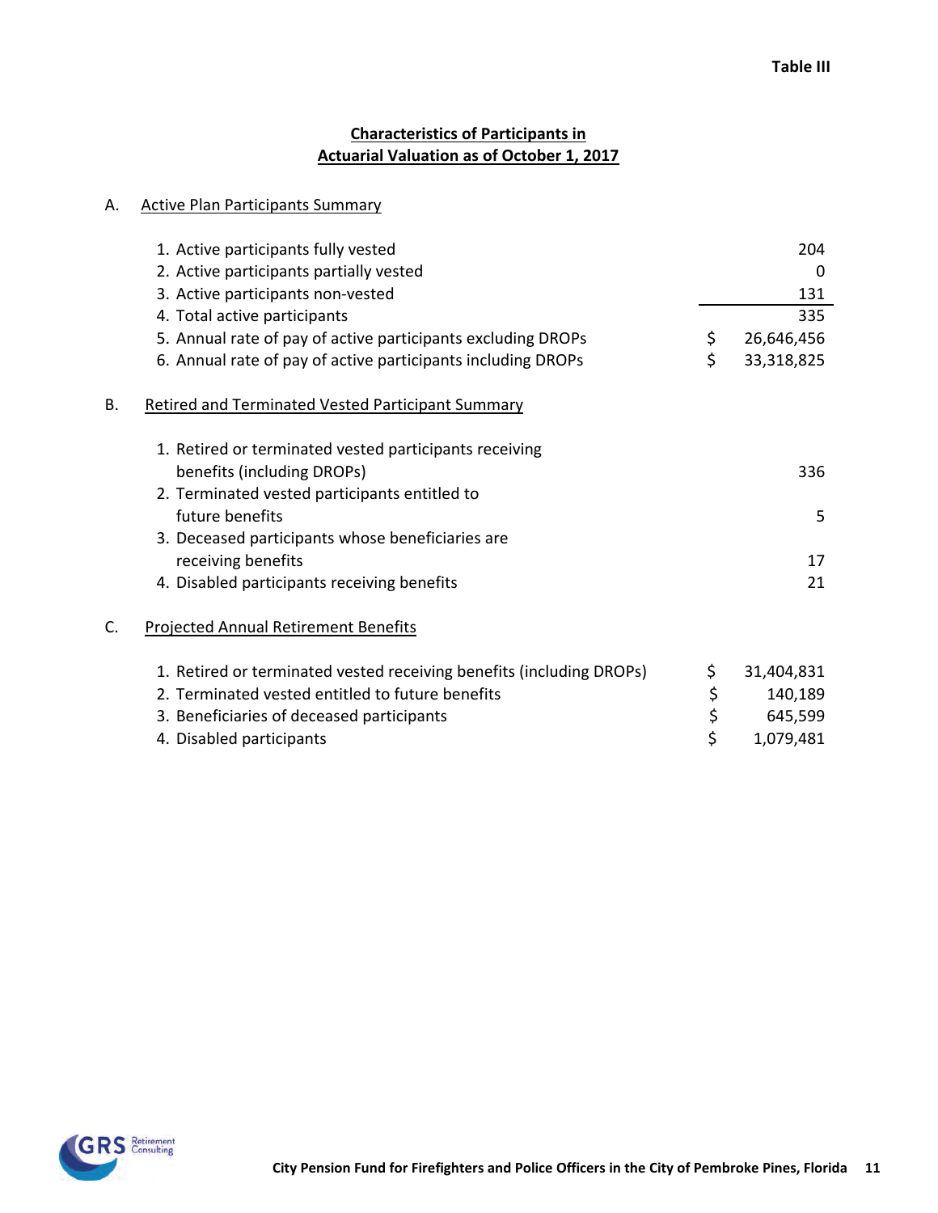**Table III**

## Characteristics of Participants in Actuarial Valuation as of October 1, 2017

### A. Active Plan Participants Summary

| | |
|---|---|
| 1. Active participants fully vested | 204 |
| 2. Active participants partially vested | 0 |
| 3. Active participants non-vested | 131 |
| 4. Total active participants | 335 |
| 5. Annual rate of pay of active participants excluding DROPs | $ 26,646,456 |
| 6. Annual rate of pay of active participants including DROPs | $ 33,318,825 |

### B. Retired and Terminated Vested Participant Summary

| | |
|---|---|
| 1. Retired or terminated vested participants receiving benefits (including DROPs) | 336 |
| 2. Terminated vested participants entitled to future benefits | 5 |
| 3. Deceased participants whose beneficiaries are receiving benefits | 17 |
| 4. Disabled participants receiving benefits | 21 |

### C. Projected Annual Retirement Benefits

| | |
|---|---|
| 1. Retired or terminated vested receiving benefits (including DROPs) | $ 31,404,831 |
| 2. Terminated vested entitled to future benefits | $ 140,189 |
| 3. Beneficiaries of deceased participants | $ 645,599 |
| 4. Disabled participants | $ 1,079,481 |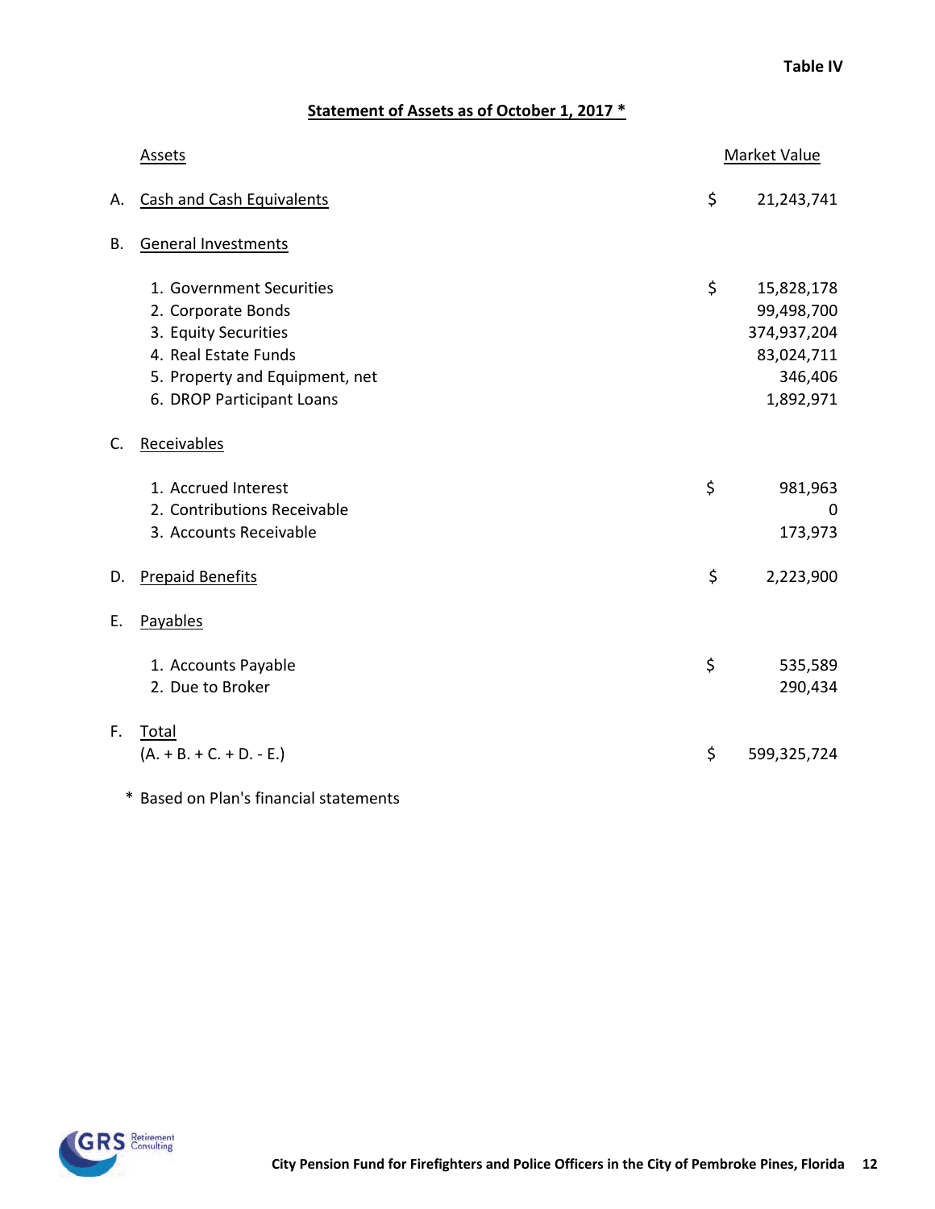Table IV

## Statement of Assets as of October 1, 2017 *

| | Assets | | Market Value |
|---|---|---|---|
| A. | Cash and Cash Equivalents | $ | 21,243,741 |
| B. | General Investments | | |
| | 1. Government Securities | $ | 15,828,178 |
| | 2. Corporate Bonds | | 99,498,700 |
| | 3. Equity Securities | | 374,937,204 |
| | 4. Real Estate Funds | | 83,024,711 |
| | 5. Property and Equipment, net | | 346,406 |
| | 6. DROP Participant Loans | | 1,892,971 |
| C. | Receivables | | |
| | 1. Accrued Interest | $ | 981,963 |
| | 2. Contributions Receivable | | 0 |
| | 3. Accounts Receivable | | 173,973 |
| D. | Prepaid Benefits | $ | 2,223,900 |
| E. | Payables | | |
| | 1. Accounts Payable | $ | 535,589 |
| | 2. Due to Broker | | 290,434 |
| F. | Total (A. + B. + C. + D. - E.) | $ | 599,325,724 |

* Based on Plan's financial statements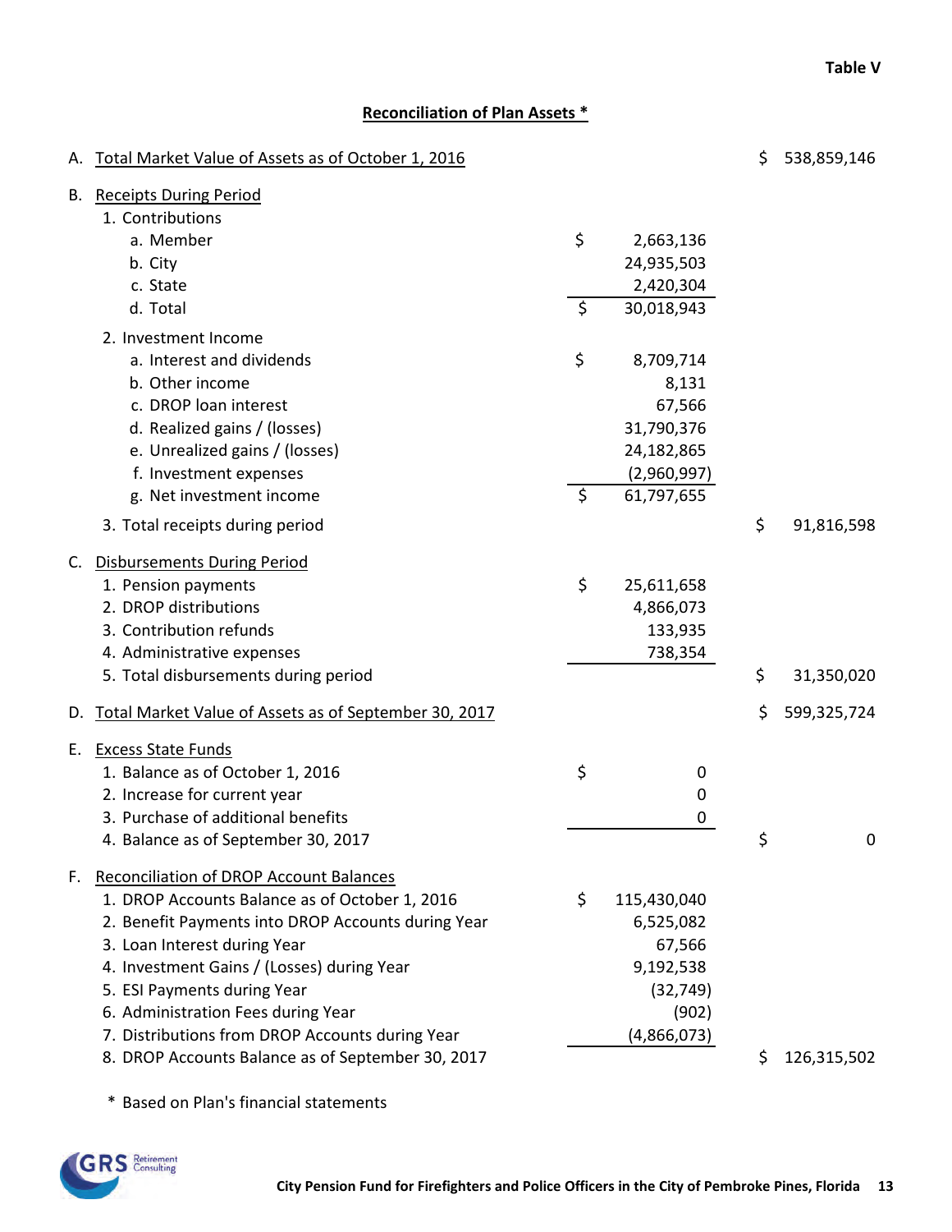Table V

## Reconciliation of Plan Assets *

| | | | |
|---|---|---|---|
| A. | Total Market Value of Assets as of October 1, 2016 | | $ 538,859,146 |
| B. | Receipts During Period | | |
| | 1. Contributions | | |
| | a. Member | $ 2,663,136 | |
| | b. City | 24,935,503 | |
| | c. State | 2,420,304 | |
| | d. Total | $ 30,018,943 | |
| | 2. Investment Income | | |
| | a. Interest and dividends | $ 8,709,714 | |
| | b. Other income | 8,131 | |
| | c. DROP loan interest | 67,566 | |
| | d. Realized gains / (losses) | 31,790,376 | |
| | e. Unrealized gains / (losses) | 24,182,865 | |
| | f. Investment expenses | (2,960,997) | |
| | g. Net investment income | $ 61,797,655 | |
| | 3. Total receipts during period | | $ 91,816,598 |
| C. | Disbursements During Period | | |
| | 1. Pension payments | $ 25,611,658 | |
| | 2. DROP distributions | 4,866,073 | |
| | 3. Contribution refunds | 133,935 | |
| | 4. Administrative expenses | 738,354 | |
| | 5. Total disbursements during period | | $ 31,350,020 |
| D. | Total Market Value of Assets as of September 30, 2017 | | $ 599,325,724 |
| E. | Excess State Funds | | |
| | 1. Balance as of October 1, 2016 | $ 0 | |
| | 2. Increase for current year | 0 | |
| | 3. Purchase of additional benefits | 0 | |
| | 4. Balance as of September 30, 2017 | | $ 0 |
| F. | Reconciliation of DROP Account Balances | | |
| | 1. DROP Accounts Balance as of October 1, 2016 | $ 115,430,040 | |
| | 2. Benefit Payments into DROP Accounts during Year | 6,525,082 | |
| | 3. Loan Interest during Year | 67,566 | |
| | 4. Investment Gains / (Losses) during Year | 9,192,538 | |
| | 5. ESI Payments during Year | (32,749) | |
| | 6. Administration Fees during Year | (902) | |
| | 7. Distributions from DROP Accounts during Year | (4,866,073) | |
| | 8. DROP Accounts Balance as of September 30, 2017 | | $ 126,315,502 |

\* Based on Plan's financial statements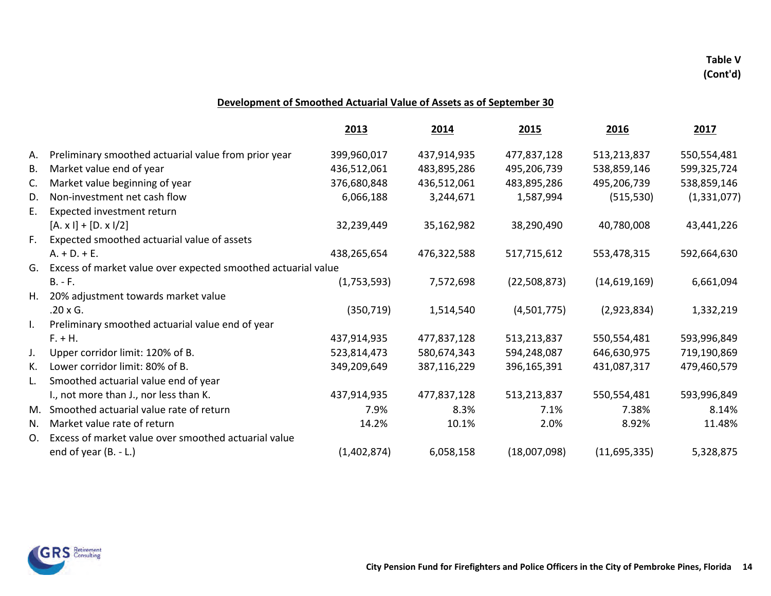**Table V**
**(Cont'd)**

## Development of Smoothed Actuarial Value of Assets as of September 30

| | | 2013 | 2014 | 2015 | 2016 | 2017 |
|---|---|---|---|---|---|---|
| A. | Preliminary smoothed actuarial value from prior year | 399,960,017 | 437,914,935 | 477,837,128 | 513,213,837 | 550,554,481 |
| B. | Market value end of year | 436,512,061 | 483,895,286 | 495,206,739 | 538,859,146 | 599,325,724 |
| C. | Market value beginning of year | 376,680,848 | 436,512,061 | 483,895,286 | 495,206,739 | 538,859,146 |
| D. | Non-investment net cash flow | 6,066,188 | 3,244,671 | 1,587,994 | (515,530) | (1,331,077) |
| E. | Expected investment return [A. x I] + [D. x I/2] | 32,239,449 | 35,162,982 | 38,290,490 | 40,780,008 | 43,441,226 |
| F. | Expected smoothed actuarial value of assets A. + D. + E. | 438,265,654 | 476,322,588 | 517,715,612 | 553,478,315 | 592,664,630 |
| G. | Excess of market value over expected smoothed actuarial value B. - F. | (1,753,593) | 7,572,698 | (22,508,873) | (14,619,169) | 6,661,094 |
| H. | 20% adjustment towards market value .20 x G. | (350,719) | 1,514,540 | (4,501,775) | (2,923,834) | 1,332,219 |
| I. | Preliminary smoothed actuarial value end of year F. + H. | 437,914,935 | 477,837,128 | 513,213,837 | 550,554,481 | 593,996,849 |
| J. | Upper corridor limit: 120% of B. | 523,814,473 | 580,674,343 | 594,248,087 | 646,630,975 | 719,190,869 |
| K. | Lower corridor limit: 80% of B. | 349,209,649 | 387,116,229 | 396,165,391 | 431,087,317 | 479,460,579 |
| L. | Smoothed actuarial value end of year I., not more than J., nor less than K. | 437,914,935 | 477,837,128 | 513,213,837 | 550,554,481 | 593,996,849 |
| M. | Smoothed actuarial value rate of return | 7.9% | 8.3% | 7.1% | 7.38% | 8.14% |
| N. | Market value rate of return | 14.2% | 10.1% | 2.0% | 8.92% | 11.48% |
| O. | Excess of market value over smoothed actuarial value end of year (B. - L.) | (1,402,874) | 6,058,158 | (18,007,098) | (11,695,335) | 5,328,875 |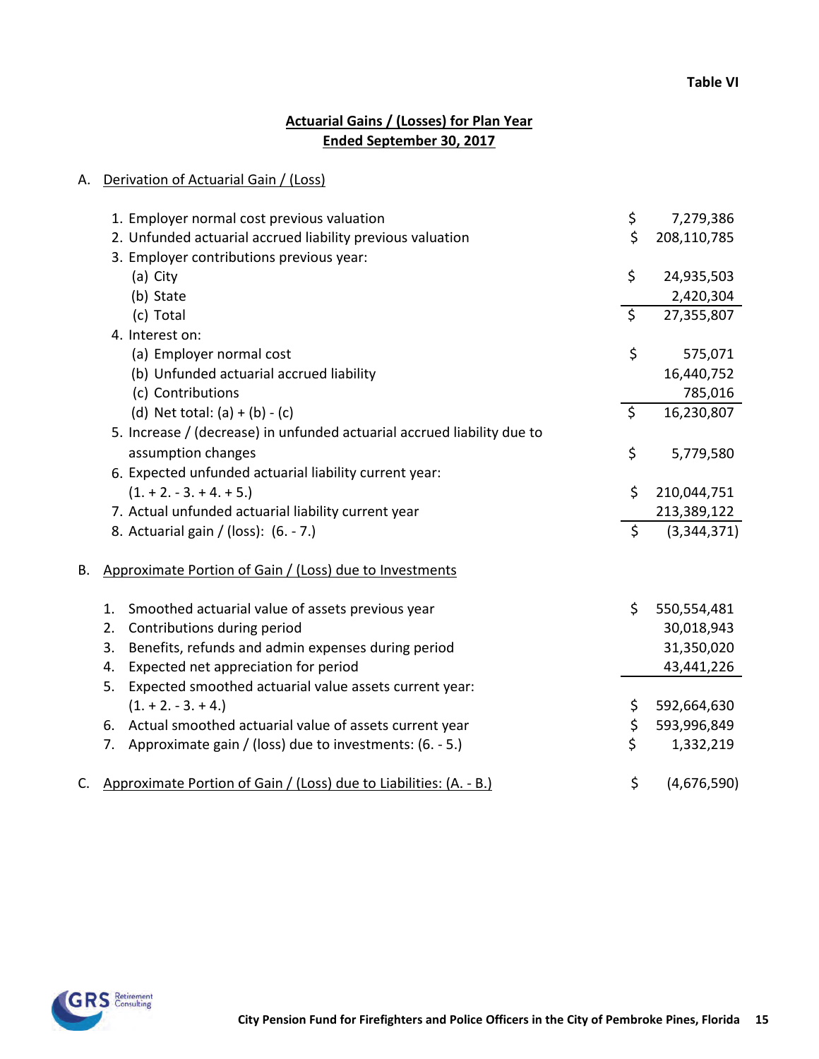Table VI

## Actuarial Gains / (Losses) for Plan Year Ended September 30, 2017

### A. Derivation of Actuarial Gain / (Loss)

| | | |
|---|---|---|
| 1. Employer normal cost previous valuation | $ | 7,279,386 |
| 2. Unfunded actuarial accrued liability previous valuation | $ | 208,110,785 |
| 3. Employer contributions previous year: | | |
| (a) City | $ | 24,935,503 |
| (b) State | | 2,420,304 |
| (c) Total | $ | 27,355,807 |
| 4. Interest on: | | |
| (a) Employer normal cost | $ | 575,071 |
| (b) Unfunded actuarial accrued liability | | 16,440,752 |
| (c) Contributions | | 785,016 |
| (d) Net total: (a) + (b) - (c) | $ | 16,230,807 |
| 5. Increase / (decrease) in unfunded actuarial accrued liability due to assumption changes | $ | 5,779,580 |
| 6. Expected unfunded actuarial liability current year: (1. + 2. - 3. + 4. + 5.) | $ | 210,044,751 |
| 7. Actual unfunded actuarial liability current year | | 213,389,122 |
| 8. Actuarial gain / (loss): (6. - 7.) | $ | (3,344,371) |

### B. Approximate Portion of Gain / (Loss) due to Investments

| | | |
|---|---|---|
| 1. Smoothed actuarial value of assets previous year | $ | 550,554,481 |
| 2. Contributions during period | | 30,018,943 |
| 3. Benefits, refunds and admin expenses during period | | 31,350,020 |
| 4. Expected net appreciation for period | | 43,441,226 |
| 5. Expected smoothed actuarial value assets current year: (1. + 2. - 3. + 4.) | $ | 592,664,630 |
| 6. Actual smoothed actuarial value of assets current year | $ | 593,996,849 |
| 7. Approximate gain / (loss) due to investments: (6. - 5.) | $ | 1,332,219 |

### C. Approximate Portion of Gain / (Loss) due to Liabilities: (A. - B.)

| | | |
|---|---|---|
| C. Approximate Portion of Gain / (Loss) due to Liabilities: (A. - B.) | $ | (4,676,590) |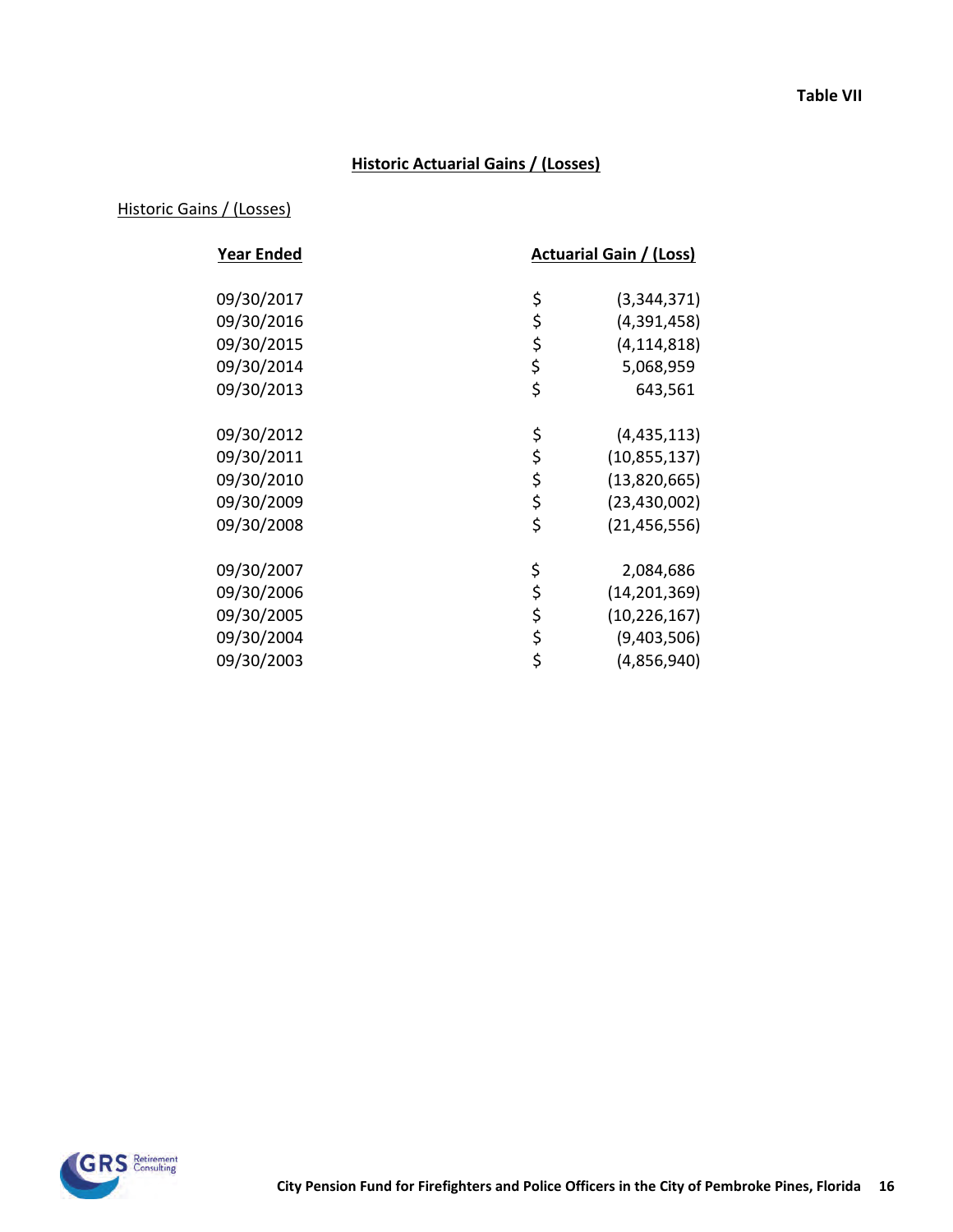Table VII

## Historic Actuarial Gains / (Losses)

Historic Gains / (Losses)

| Year Ended | Actuarial Gain / (Loss) |
|---|---|
| 09/30/2017 | $ (3,344,371) |
| 09/30/2016 | $ (4,391,458) |
| 09/30/2015 | $ (4,114,818) |
| 09/30/2014 | $ 5,068,959 |
| 09/30/2013 | $ 643,561 |
| 09/30/2012 | $ (4,435,113) |
| 09/30/2011 | $ (10,855,137) |
| 09/30/2010 | $ (13,820,665) |
| 09/30/2009 | $ (23,430,002) |
| 09/30/2008 | $ (21,456,556) |
| 09/30/2007 | $ 2,084,686 |
| 09/30/2006 | $ (14,201,369) |
| 09/30/2005 | $ (10,226,167) |
| 09/30/2004 | $ (9,403,506) |
| 09/30/2003 | $ (4,856,940) |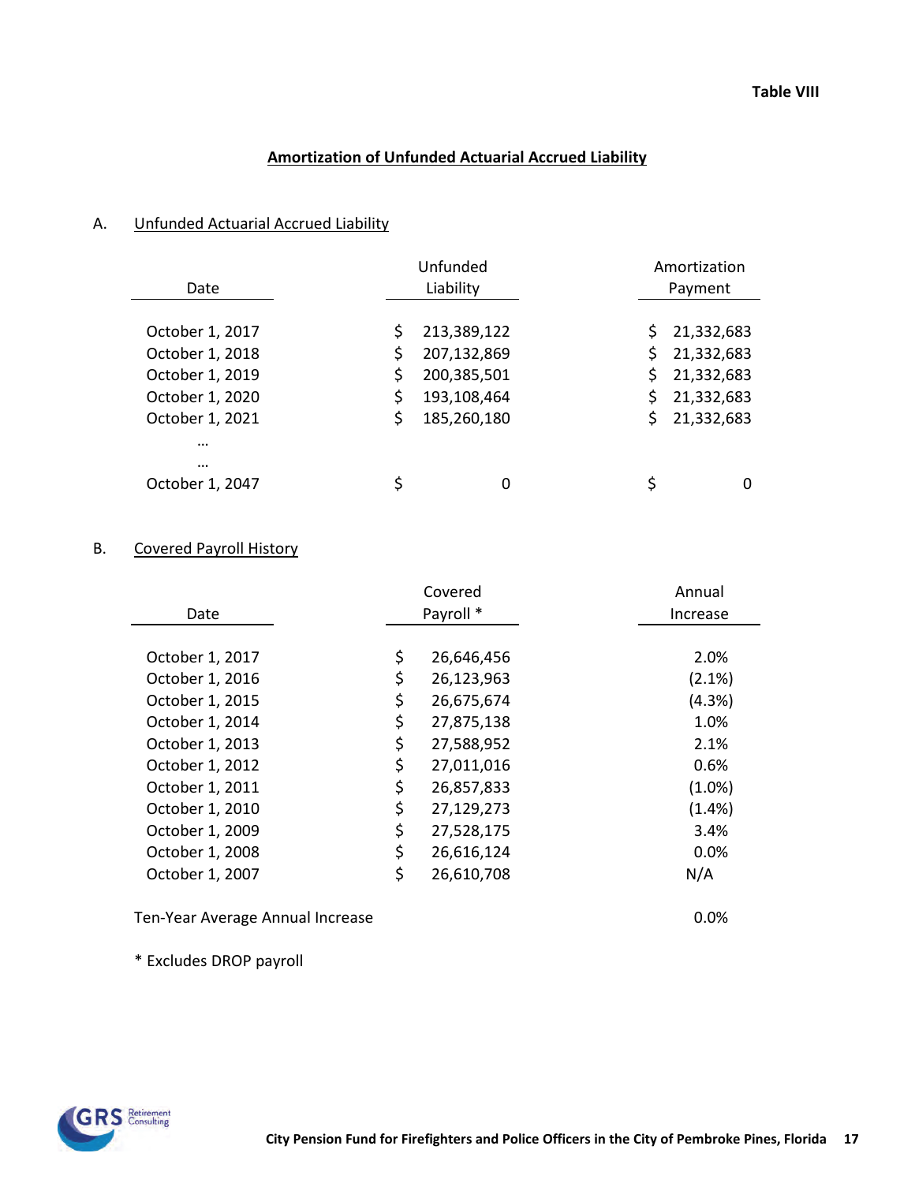Table VIII

## Amortization of Unfunded Actuarial Accrued Liability

### A. Unfunded Actuarial Accrued Liability

| Date | Unfunded Liability | Amortization Payment |
|---|---|---|
| October 1, 2017 | $ 213,389,122 | $ 21,332,683 |
| October 1, 2018 | $ 207,132,869 | $ 21,332,683 |
| October 1, 2019 | $ 200,385,501 | $ 21,332,683 |
| October 1, 2020 | $ 193,108,464 | $ 21,332,683 |
| October 1, 2021 | $ 185,260,180 | $ 21,332,683 |
| … | | |
| … | | |
| October 1, 2047 | $ 0 | $ 0 |

### B. Covered Payroll History

| Date | Covered Payroll * | Annual Increase |
|---|---|---|
| October 1, 2017 | $ 26,646,456 | 2.0% |
| October 1, 2016 | $ 26,123,963 | (2.1%) |
| October 1, 2015 | $ 26,675,674 | (4.3%) |
| October 1, 2014 | $ 27,875,138 | 1.0% |
| October 1, 2013 | $ 27,588,952 | 2.1% |
| October 1, 2012 | $ 27,011,016 | 0.6% |
| October 1, 2011 | $ 26,857,833 | (1.0%) |
| October 1, 2010 | $ 27,129,273 | (1.4%) |
| October 1, 2009 | $ 27,528,175 | 3.4% |
| October 1, 2008 | $ 26,616,124 | 0.0% |
| October 1, 2007 | $ 26,610,708 | N/A |

Ten-Year Average Annual Increase 0.0%

* Excludes DROP payroll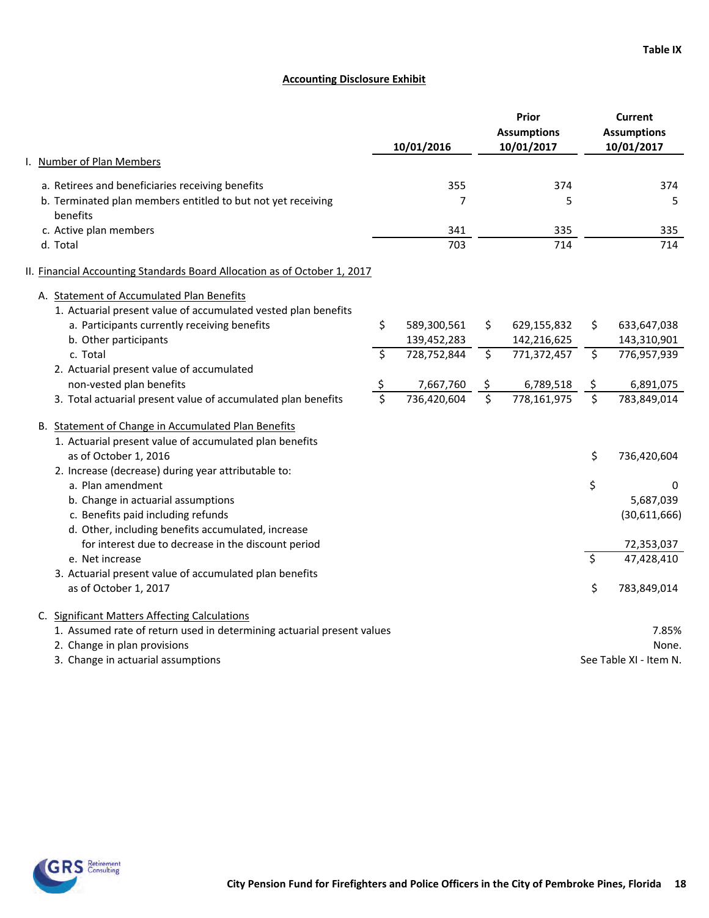**Table IX**

## Accounting Disclosure Exhibit

| | 10/01/2016 | Prior Assumptions 10/01/2017 | Current Assumptions 10/01/2017 |
|---|---|---|---|
| **I. Number of Plan Members** | | | |
| a. Retirees and beneficiaries receiving benefits | 355 | 374 | 374 |
| b. Terminated plan members entitled to but not yet receiving benefits | 7 | 5 | 5 |
| c. Active plan members | 341 | 335 | 335 |
| d. Total | 703 | 714 | 714 |

**II. Financial Accounting Standards Board Allocation as of October 1, 2017**

A. Statement of Accumulated Plan Benefits

| | 10/01/2016 | Prior Assumptions 10/01/2017 | Current Assumptions 10/01/2017 |
|---|---|---|---|
| 1. Actuarial present value of accumulated vested plan benefits | | | |
| a. Participants currently receiving benefits | $ 589,300,561 | $ 629,155,832 | $ 633,647,038 |
| b. Other participants | 139,452,283 | 142,216,625 | 143,310,901 |
| c. Total | $ 728,752,844 | $ 771,372,457 | $ 776,957,939 |
| 2. Actuarial present value of accumulated non-vested plan benefits | $ 7,667,760 | $ 6,789,518 | $ 6,891,075 |
| 3. Total actuarial present value of accumulated plan benefits | $ 736,420,604 | $ 778,161,975 | $ 783,849,014 |

B. Statement of Change in Accumulated Plan Benefits

| | |
|---|---|
| 1. Actuarial present value of accumulated plan benefits as of October 1, 2016 | $ 736,420,604 |
| 2. Increase (decrease) during year attributable to: | |
| a. Plan amendment | $ 0 |
| b. Change in actuarial assumptions | 5,687,039 |
| c. Benefits paid including refunds | (30,611,666) |
| d. Other, including benefits accumulated, increase for interest due to decrease in the discount period | 72,353,037 |
| e. Net increase | $ 47,428,410 |
| 3. Actuarial present value of accumulated plan benefits as of October 1, 2017 | $ 783,849,014 |

C. Significant Matters Affecting Calculations

| | |
|---|---|
| 1. Assumed rate of return used in determining actuarial present values | 7.85% |
| 2. Change in plan provisions | None. |
| 3. Change in actuarial assumptions | See Table XI - Item N. |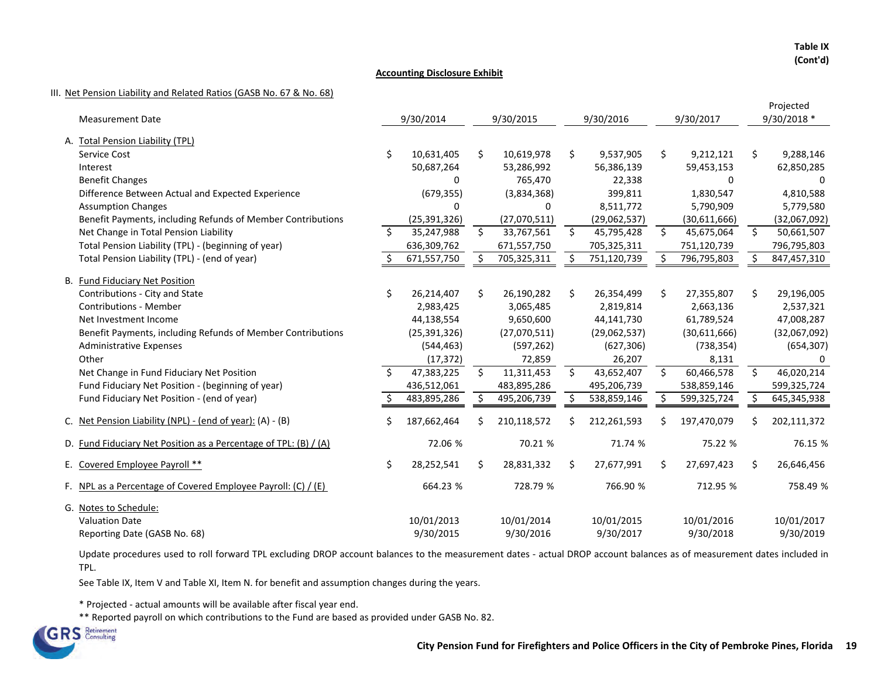**Table IX**
**(Cont'd)**

**Accounting Disclosure Exhibit**

III. Net Pension Liability and Related Ratios (GASB No. 67 & No. 68)

| Measurement Date | 9/30/2014 | 9/30/2015 | 9/30/2016 | 9/30/2017 | Projected 9/30/2018 * |
|---|---|---|---|---|---|
| A. Total Pension Liability (TPL) | | | | | |
| Service Cost | $ 10,631,405 | $ 10,619,978 | $ 9,537,905 | $ 9,212,121 | $ 9,288,146 |
| Interest | 50,687,264 | 53,286,992 | 56,386,139 | 59,453,153 | 62,850,285 |
| Benefit Changes | 0 | 765,470 | 22,338 | 0 | 0 |
| Difference Between Actual and Expected Experience | (679,355) | (3,834,368) | 399,811 | 1,830,547 | 4,810,588 |
| Assumption Changes | 0 | 0 | 8,511,772 | 5,790,909 | 5,779,580 |
| Benefit Payments, including Refunds of Member Contributions | (25,391,326) | (27,070,511) | (29,062,537) | (30,611,666) | (32,067,092) |
| Net Change in Total Pension Liability | $ 35,247,988 | $ 33,767,561 | $ 45,795,428 | $ 45,675,064 | $ 50,661,507 |
| Total Pension Liability (TPL) - (beginning of year) | 636,309,762 | 671,557,750 | 705,325,311 | 751,120,739 | 796,795,803 |
| Total Pension Liability (TPL) - (end of year) | $ 671,557,750 | $ 705,325,311 | $ 751,120,739 | $ 796,795,803 | $ 847,457,310 |
| B. Fund Fiduciary Net Position | | | | | |
| Contributions - City and State | $ 26,214,407 | $ 26,190,282 | $ 26,354,499 | $ 27,355,807 | $ 29,196,005 |
| Contributions - Member | 2,983,425 | 3,065,485 | 2,819,814 | 2,663,136 | 2,537,321 |
| Net Investment Income | 44,138,554 | 9,650,600 | 44,141,730 | 61,789,524 | 47,008,287 |
| Benefit Payments, including Refunds of Member Contributions | (25,391,326) | (27,070,511) | (29,062,537) | (30,611,666) | (32,067,092) |
| Administrative Expenses | (544,463) | (597,262) | (627,306) | (738,354) | (654,307) |
| Other | (17,372) | 72,859 | 26,207 | 8,131 | 0 |
| Net Change in Fund Fiduciary Net Position | $ 47,383,225 | $ 11,311,453 | $ 43,652,407 | $ 60,466,578 | $ 46,020,214 |
| Fund Fiduciary Net Position - (beginning of year) | 436,512,061 | 483,895,286 | 495,206,739 | 538,859,146 | 599,325,724 |
| Fund Fiduciary Net Position - (end of year) | $ 483,895,286 | $ 495,206,739 | $ 538,859,146 | $ 599,325,724 | $ 645,345,938 |
| C. Net Pension Liability (NPL) - (end of year): (A) - (B) | $ 187,662,464 | $ 210,118,572 | $ 212,261,593 | $ 197,470,079 | $ 202,111,372 |
| D. Fund Fiduciary Net Position as a Percentage of TPL: (B) / (A) | 72.06 % | 70.21 % | 71.74 % | 75.22 % | 76.15 % |
| E. Covered Employee Payroll ** | $ 28,252,541 | $ 28,831,332 | $ 27,677,991 | $ 27,697,423 | $ 26,646,456 |
| F. NPL as a Percentage of Covered Employee Payroll: (C) / (E) | 664.23 % | 728.79 % | 766.90 % | 712.95 % | 758.49 % |
| G. Notes to Schedule: | | | | | |
| Valuation Date | 10/01/2013 | 10/01/2014 | 10/01/2015 | 10/01/2016 | 10/01/2017 |
| Reporting Date (GASB No. 68) | 9/30/2015 | 9/30/2016 | 9/30/2017 | 9/30/2018 | 9/30/2019 |

Update procedures used to roll forward TPL excluding DROP account balances to the measurement dates - actual DROP account balances as of measurement dates included in TPL.

See Table IX, Item V and Table XI, Item N. for benefit and assumption changes during the years.

* Projected - actual amounts will be available after fiscal year end.

** Reported payroll on which contributions to the Fund are based as provided under GASB No. 82.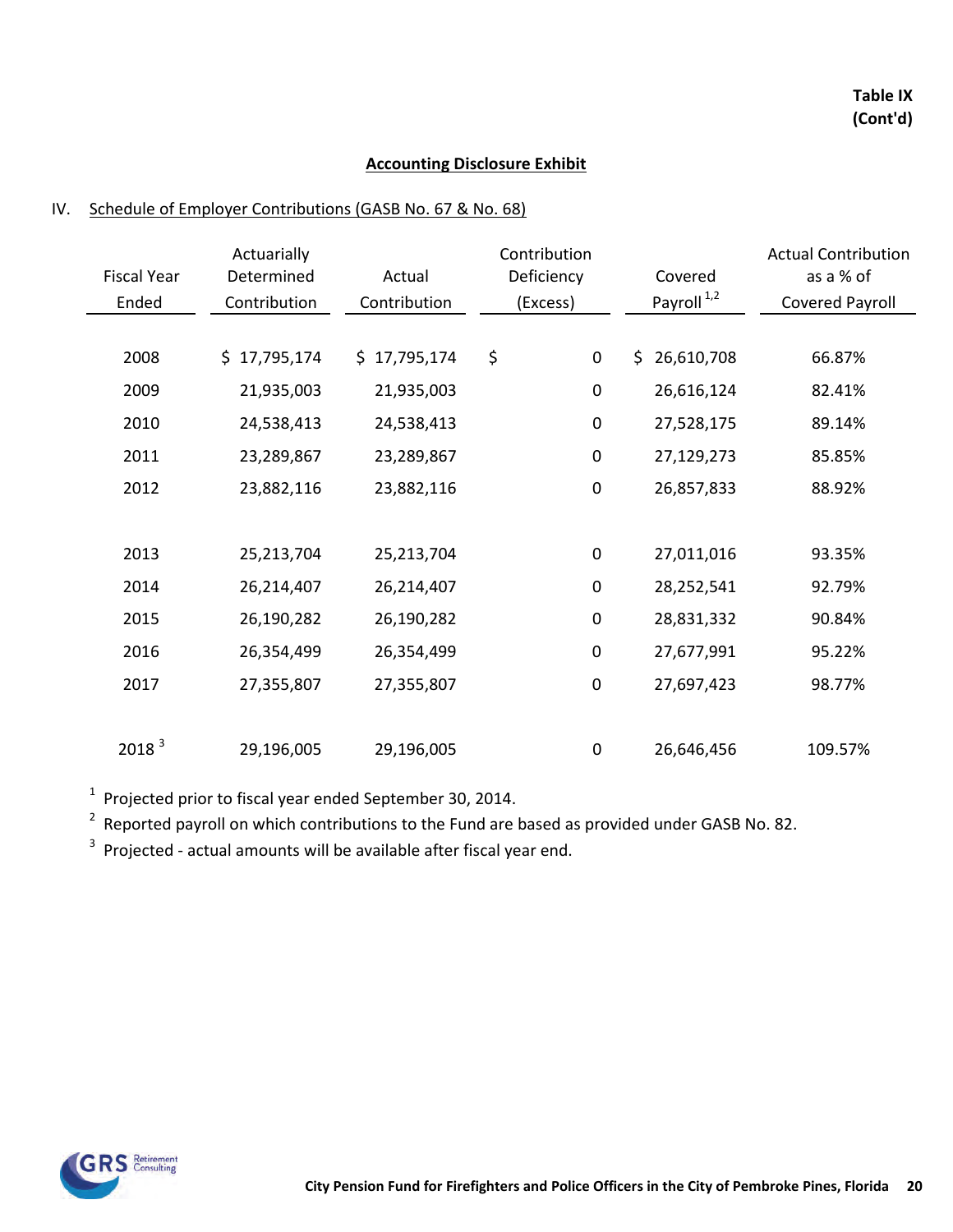**Table IX (Cont'd)**

## Accounting Disclosure Exhibit

### IV. Schedule of Employer Contributions (GASB No. 67 & No. 68)

| Fiscal Year Ended | Actuarially Determined Contribution | Actual Contribution | Contribution Deficiency (Excess) | Covered Payroll [1,2] | Actual Contribution as a % of Covered Payroll |
|---|---|---|---|---|---|
| 2008 | $ 17,795,174 | $ 17,795,174 | $ 0 | $ 26,610,708 | 66.87% |
| 2009 | 21,935,003 | 21,935,003 | 0 | 26,616,124 | 82.41% |
| 2010 | 24,538,413 | 24,538,413 | 0 | 27,528,175 | 89.14% |
| 2011 | 23,289,867 | 23,289,867 | 0 | 27,129,273 | 85.85% |
| 2012 | 23,882,116 | 23,882,116 | 0 | 26,857,833 | 88.92% |
| 2013 | 25,213,704 | 25,213,704 | 0 | 27,011,016 | 93.35% |
| 2014 | 26,214,407 | 26,214,407 | 0 | 28,252,541 | 92.79% |
| 2015 | 26,190,282 | 26,190,282 | 0 | 28,831,332 | 90.84% |
| 2016 | 26,354,499 | 26,354,499 | 0 | 27,677,991 | 95.22% |
| 2017 | 27,355,807 | 27,355,807 | 0 | 27,697,423 | 98.77% |
| 2018 [3] | 29,196,005 | 29,196,005 | 0 | 26,646,456 | 109.57% |

[1] Projected prior to fiscal year ended September 30, 2014.

[2] Reported payroll on which contributions to the Fund are based as provided under GASB No. 82.

[3] Projected - actual amounts will be available after fiscal year end.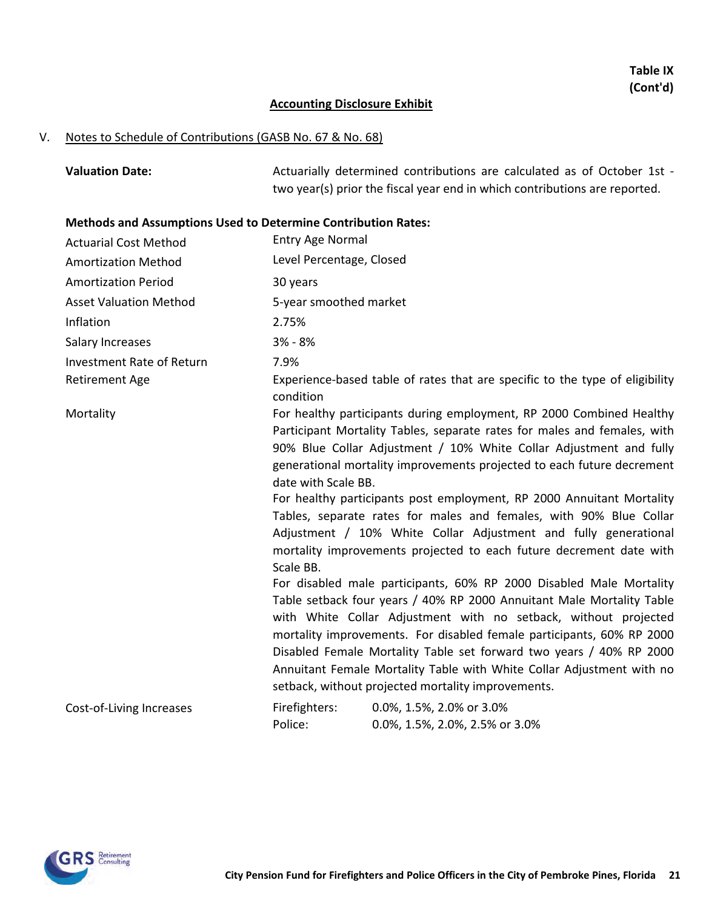**Table IX**
**(Cont'd)**

**Accounting Disclosure Exhibit**

V. Notes to Schedule of Contributions (GASB No. 67 & No. 68)

**Valuation Date:** Actuarially determined contributions are calculated as of October 1st - two year(s) prior the fiscal year end in which contributions are reported.

**Methods and Assumptions Used to Determine Contribution Rates:**

| | |
|---|---|
| Actuarial Cost Method | Entry Age Normal |
| Amortization Method | Level Percentage, Closed |
| Amortization Period | 30 years |
| Asset Valuation Method | 5-year smoothed market |
| Inflation | 2.75% |
| Salary Increases | 3% - 8% |
| Investment Rate of Return | 7.9% |
| Retirement Age | Experience-based table of rates that are specific to the type of eligibility condition |
| Mortality | For healthy participants during employment, RP 2000 Combined Healthy Participant Mortality Tables, separate rates for males and females, with 90% Blue Collar Adjustment / 10% White Collar Adjustment and fully generational mortality improvements projected to each future decrement date with Scale BB. For healthy participants post employment, RP 2000 Annuitant Mortality Tables, separate rates for males and females, with 90% Blue Collar Adjustment / 10% White Collar Adjustment and fully generational mortality improvements projected to each future decrement date with Scale BB. For disabled male participants, 60% RP 2000 Disabled Male Mortality Table setback four years / 40% RP 2000 Annuitant Male Mortality Table with White Collar Adjustment with no setback, without projected mortality improvements. For disabled female participants, 60% RP 2000 Disabled Female Mortality Table set forward two years / 40% RP 2000 Annuitant Female Mortality Table with White Collar Adjustment with no setback, without projected mortality improvements. |
| Cost-of-Living Increases | Firefighters: 0.0%, 1.5%, 2.0% or 3.0% |
| | Police: 0.0%, 1.5%, 2.0%, 2.5% or 3.0% |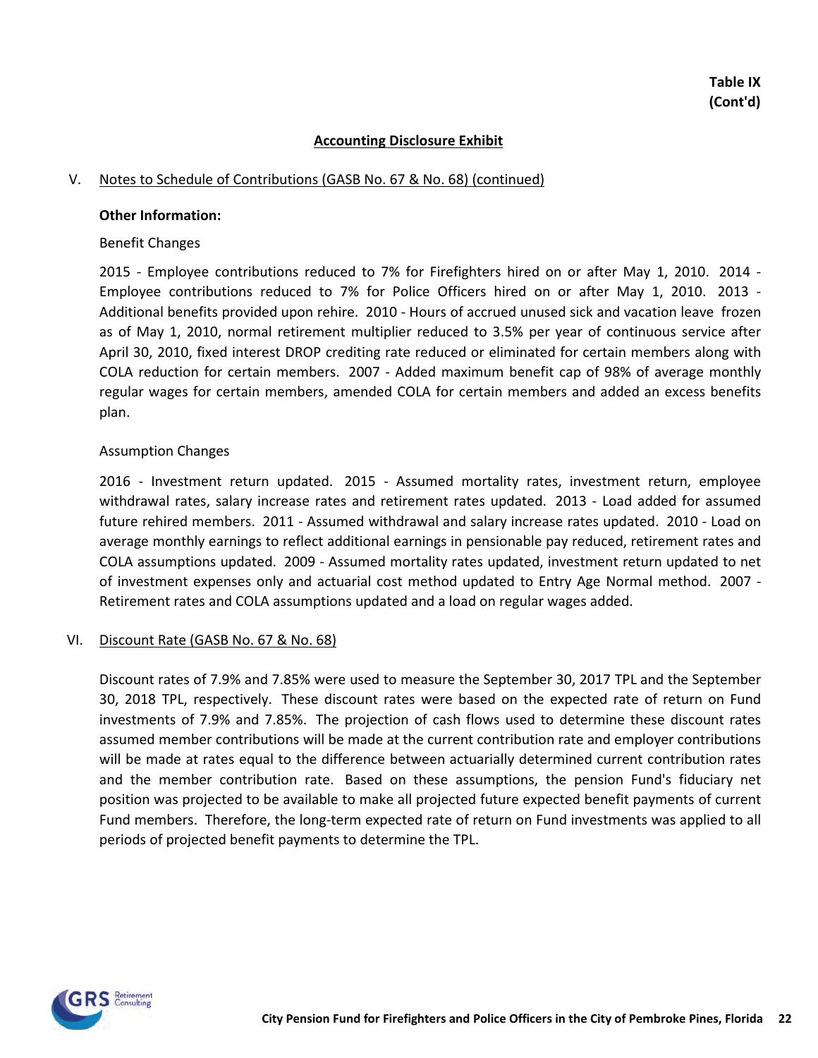**Table IX**
**(Cont'd)**

## Accounting Disclosure Exhibit

V. Notes to Schedule of Contributions (GASB No. 67 & No. 68) (continued)

**Other Information:**

Benefit Changes

2015 - Employee contributions reduced to 7% for Firefighters hired on or after May 1, 2010. 2014 - Employee contributions reduced to 7% for Police Officers hired on or after May 1, 2010. 2013 - Additional benefits provided upon rehire. 2010 - Hours of accrued unused sick and vacation leave frozen as of May 1, 2010, normal retirement multiplier reduced to 3.5% per year of continuous service after April 30, 2010, fixed interest DROP crediting rate reduced or eliminated for certain members along with COLA reduction for certain members. 2007 - Added maximum benefit cap of 98% of average monthly regular wages for certain members, amended COLA for certain members and added an excess benefits plan.

Assumption Changes

2016 - Investment return updated. 2015 - Assumed mortality rates, investment return, employee withdrawal rates, salary increase rates and retirement rates updated. 2013 - Load added for assumed future rehired members. 2011 - Assumed withdrawal and salary increase rates updated. 2010 - Load on average monthly earnings to reflect additional earnings in pensionable pay reduced, retirement rates and COLA assumptions updated. 2009 - Assumed mortality rates updated, investment return updated to net of investment expenses only and actuarial cost method updated to Entry Age Normal method. 2007 - Retirement rates and COLA assumptions updated and a load on regular wages added.

VI. Discount Rate (GASB No. 67 & No. 68)

Discount rates of 7.9% and 7.85% were used to measure the September 30, 2017 TPL and the September 30, 2018 TPL, respectively. These discount rates were based on the expected rate of return on Fund investments of 7.9% and 7.85%. The projection of cash flows used to determine these discount rates assumed member contributions will be made at the current contribution rate and employer contributions will be made at rates equal to the difference between actuarially determined current contribution rates and the member contribution rate. Based on these assumptions, the pension Fund's fiduciary net position was projected to be available to make all projected future expected benefit payments of current Fund members. Therefore, the long-term expected rate of return on Fund investments was applied to all periods of projected benefit payments to determine the TPL.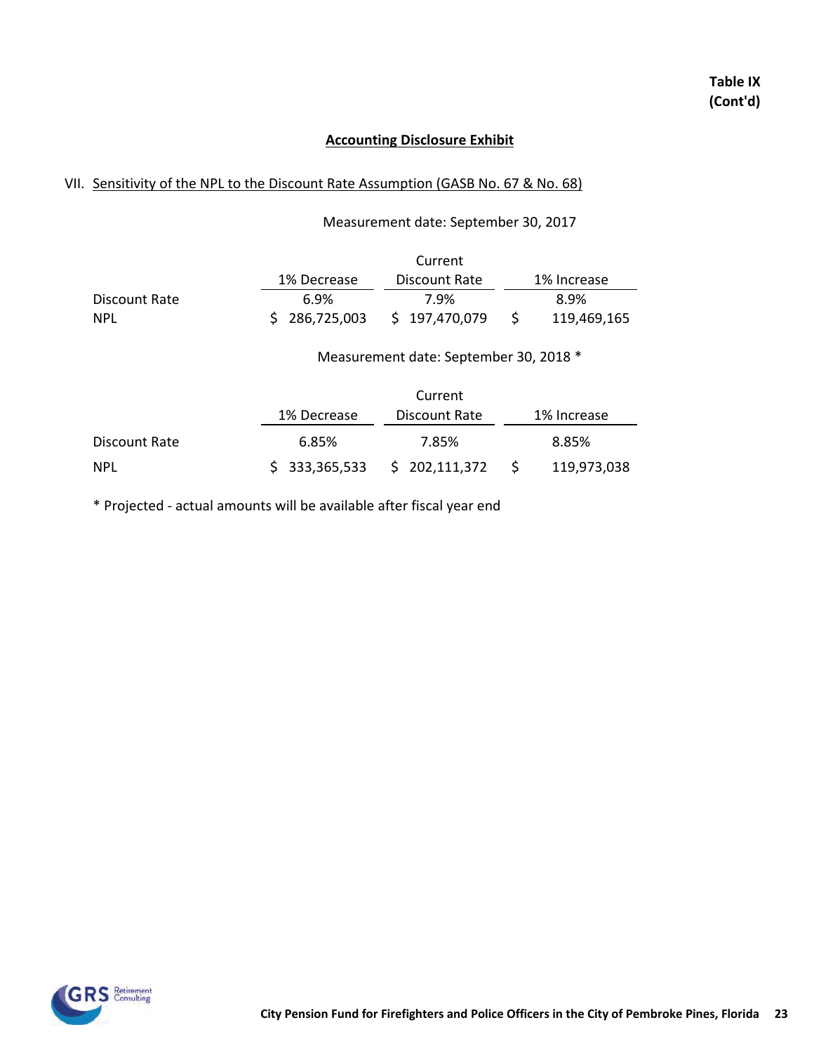**Table IX**
**(Cont'd)**

## Accounting Disclosure Exhibit

### VII. Sensitivity of the NPL to the Discount Rate Assumption (GASB No. 67 & No. 68)

Measurement date: September 30, 2017

| | 1% Decrease | Current Discount Rate | 1% Increase |
|---|---|---|---|
| Discount Rate | 6.9% | 7.9% | 8.9% |
| NPL | $ 286,725,003 | $ 197,470,079 | $ 119,469,165 |

Measurement date: September 30, 2018 *

| | 1% Decrease | Current Discount Rate | 1% Increase |
|---|---|---|---|
| Discount Rate | 6.85% | 7.85% | 8.85% |
| NPL | $ 333,365,533 | $ 202,111,372 | $ 119,973,038 |

* Projected - actual amounts will be available after fiscal year end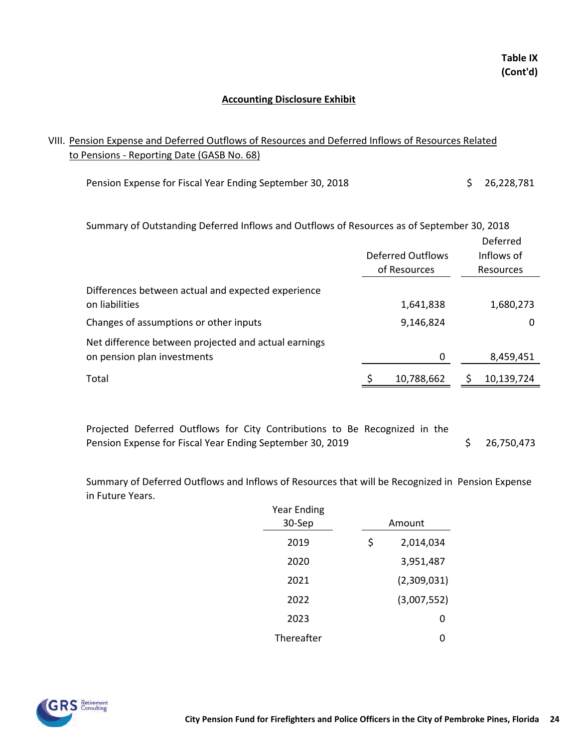**Table IX**
**(Cont'd)**

## Accounting Disclosure Exhibit

### VIII. Pension Expense and Deferred Outflows of Resources and Deferred Inflows of Resources Related to Pensions - Reporting Date (GASB No. 68)

| | |
|---|---|
| Pension Expense for Fiscal Year Ending September 30, 2018 | $ 26,228,781 |

Summary of Outstanding Deferred Inflows and Outflows of Resources as of September 30, 2018

| | Deferred Outflows of Resources | Deferred Inflows of Resources |
|---|---|---|
| Differences between actual and expected experience on liabilities | 1,641,838 | 1,680,273 |
| Changes of assumptions or other inputs | 9,146,824 | 0 |
| Net difference between projected and actual earnings on pension plan investments | 0 | 8,459,451 |
| Total | $ 10,788,662 | $ 10,139,724 |

| | |
|---|---|
| Projected Deferred Outflows for City Contributions to Be Recognized in the Pension Expense for Fiscal Year Ending September 30, 2019 | $ 26,750,473 |

Summary of Deferred Outflows and Inflows of Resources that will be Recognized in Pension Expense in Future Years.

| Year Ending 30-Sep | Amount |
|---|---|
| 2019 | $ 2,014,034 |
| 2020 | 3,951,487 |
| 2021 | (2,309,031) |
| 2022 | (3,007,552) |
| 2023 | 0 |
| Thereafter | 0 |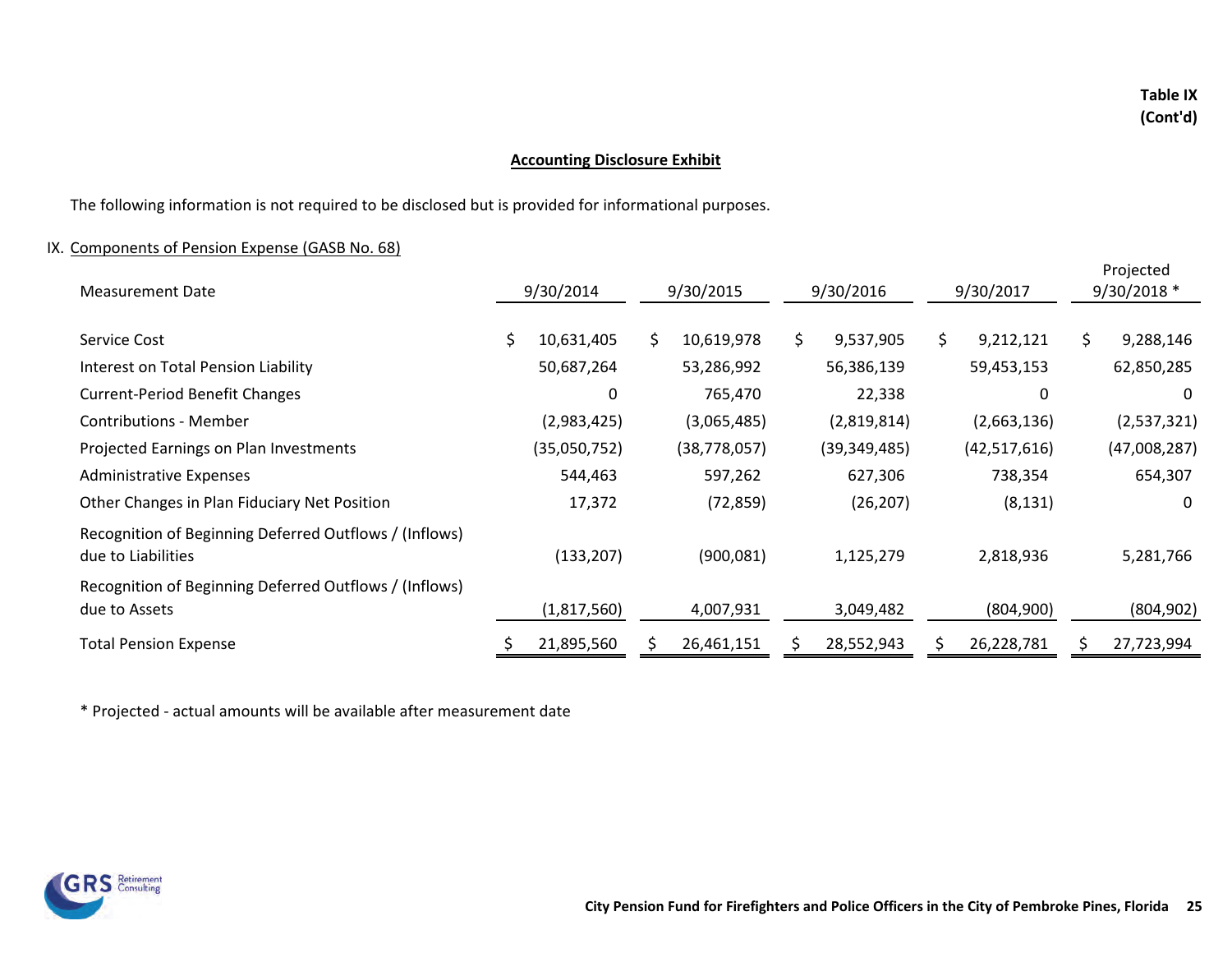**Table IX (Cont'd)**

## Accounting Disclosure Exhibit

The following information is not required to be disclosed but is provided for informational purposes.

### IX. Components of Pension Expense (GASB No. 68)

| Measurement Date | 9/30/2014 | 9/30/2015 | 9/30/2016 | 9/30/2017 | Projected 9/30/2018 * |
|---|---|---|---|---|---|
| Service Cost | $ 10,631,405 | $ 10,619,978 | $ 9,537,905 | $ 9,212,121 | $ 9,288,146 |
| Interest on Total Pension Liability | 50,687,264 | 53,286,992 | 56,386,139 | 59,453,153 | 62,850,285 |
| Current-Period Benefit Changes | 0 | 765,470 | 22,338 | 0 | 0 |
| Contributions - Member | (2,983,425) | (3,065,485) | (2,819,814) | (2,663,136) | (2,537,321) |
| Projected Earnings on Plan Investments | (35,050,752) | (38,778,057) | (39,349,485) | (42,517,616) | (47,008,287) |
| Administrative Expenses | 544,463 | 597,262 | 627,306 | 738,354 | 654,307 |
| Other Changes in Plan Fiduciary Net Position | 17,372 | (72,859) | (26,207) | (8,131) | 0 |
| Recognition of Beginning Deferred Outflows / (Inflows) due to Liabilities | (133,207) | (900,081) | 1,125,279 | 2,818,936 | 5,281,766 |
| Recognition of Beginning Deferred Outflows / (Inflows) due to Assets | (1,817,560) | 4,007,931 | 3,049,482 | (804,900) | (804,902) |
| Total Pension Expense | $ 21,895,560 | $ 26,461,151 | $ 28,552,943 | $ 26,228,781 | $ 27,723,994 |

* Projected - actual amounts will be available after measurement date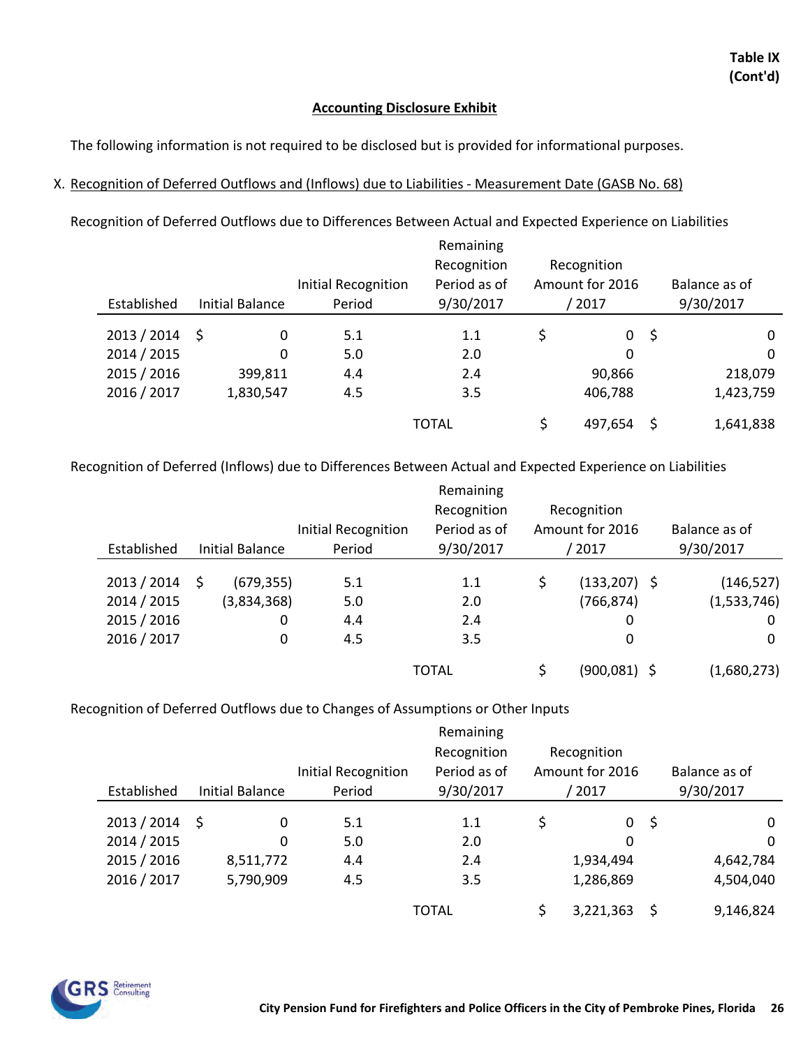**Table IX (Cont'd)**

## Accounting Disclosure Exhibit

The following information is not required to be disclosed but is provided for informational purposes.

X. Recognition of Deferred Outflows and (Inflows) due to Liabilities - Measurement Date (GASB No. 68)

Recognition of Deferred Outflows due to Differences Between Actual and Expected Experience on Liabilities

| Established | Initial Balance | Initial Recognition Period | Remaining Recognition Period as of 9/30/2017 | Recognition Amount for 2016 / 2017 | Balance as of 9/30/2017 |
|---|---|---|---|---|---|
| 2013 / 2014 | $ 0 | 5.1 | 1.1 | $ 0 | $ 0 |
| 2014 / 2015 | 0 | 5.0 | 2.0 | 0 | 0 |
| 2015 / 2016 | 399,811 | 4.4 | 2.4 | 90,866 | 218,079 |
| 2016 / 2017 | 1,830,547 | 4.5 | 3.5 | 406,788 | 1,423,759 |
| | | | TOTAL | $ 497,654 | $ 1,641,838 |

Recognition of Deferred (Inflows) due to Differences Between Actual and Expected Experience on Liabilities

| Established | Initial Balance | Initial Recognition Period | Remaining Recognition Period as of 9/30/2017 | Recognition Amount for 2016 / 2017 | Balance as of 9/30/2017 |
|---|---|---|---|---|---|
| 2013 / 2014 | $ (679,355) | 5.1 | 1.1 | $ (133,207) | $ (146,527) |
| 2014 / 2015 | (3,834,368) | 5.0 | 2.0 | (766,874) | (1,533,746) |
| 2015 / 2016 | 0 | 4.4 | 2.4 | 0 | 0 |
| 2016 / 2017 | 0 | 4.5 | 3.5 | 0 | 0 |
| | | | TOTAL | $ (900,081) | $ (1,680,273) |

Recognition of Deferred Outflows due to Changes of Assumptions or Other Inputs

| Established | Initial Balance | Initial Recognition Period | Remaining Recognition Period as of 9/30/2017 | Recognition Amount for 2016 / 2017 | Balance as of 9/30/2017 |
|---|---|---|---|---|---|
| 2013 / 2014 | $ 0 | 5.1 | 1.1 | $ 0 | $ 0 |
| 2014 / 2015 | 0 | 5.0 | 2.0 | 0 | 0 |
| 2015 / 2016 | 8,511,772 | 4.4 | 2.4 | 1,934,494 | 4,642,784 |
| 2016 / 2017 | 5,790,909 | 4.5 | 3.5 | 1,286,869 | 4,504,040 |
| | | | TOTAL | $ 3,221,363 | $ 9,146,824 |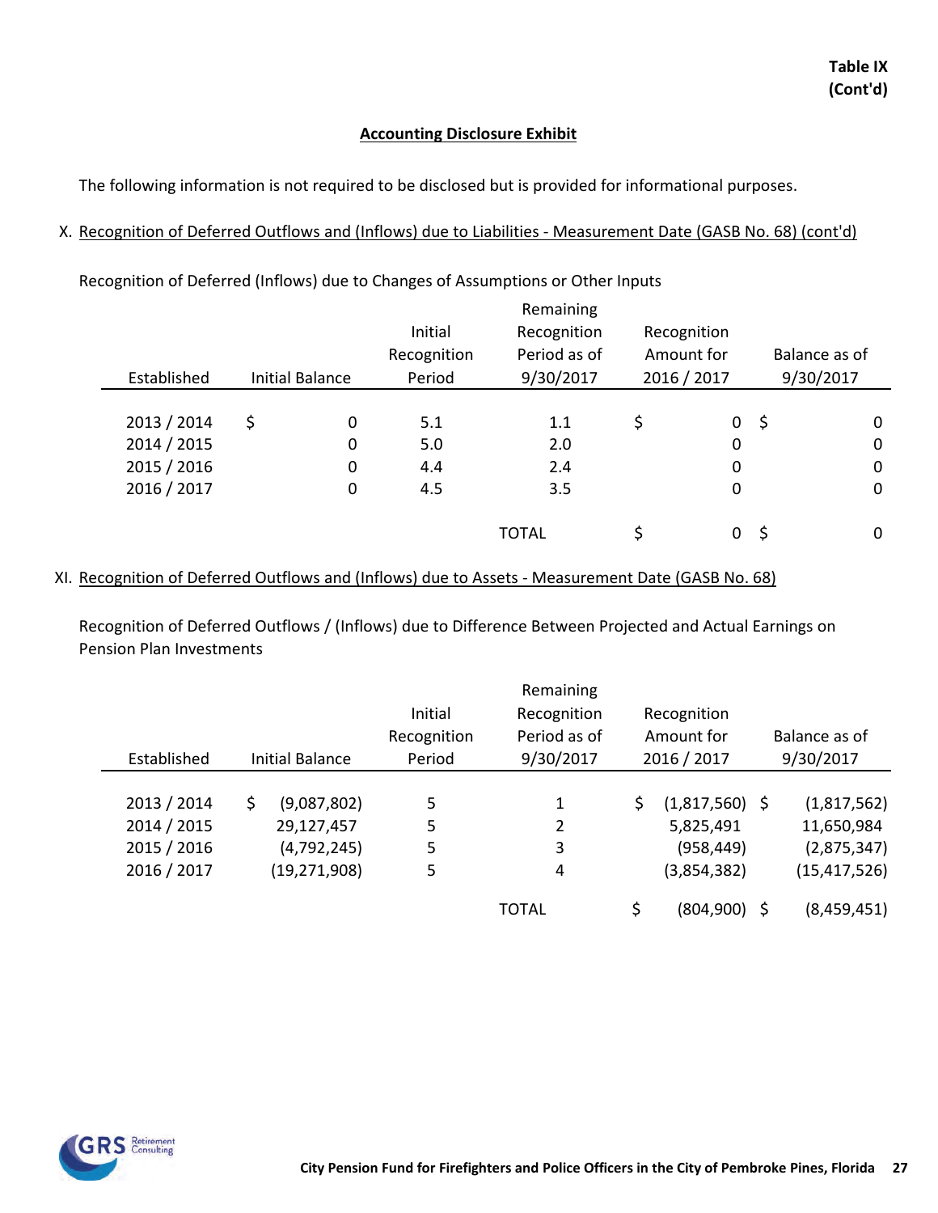**Table IX (Cont'd)**

## Accounting Disclosure Exhibit

The following information is not required to be disclosed but is provided for informational purposes.

X. Recognition of Deferred Outflows and (Inflows) due to Liabilities - Measurement Date (GASB No. 68) (cont'd)

Recognition of Deferred (Inflows) due to Changes of Assumptions or Other Inputs

| Established | Initial Balance | Initial Recognition Period | Remaining Recognition Period as of 9/30/2017 | Recognition Amount for 2016 / 2017 | Balance as of 9/30/2017 |
|---|---|---|---|---|---|
| 2013 / 2014 | $ 0 | 5.1 | 1.1 | $ 0 | $ 0 |
| 2014 / 2015 | 0 | 5.0 | 2.0 | 0 | 0 |
| 2015 / 2016 | 0 | 4.4 | 2.4 | 0 | 0 |
| 2016 / 2017 | 0 | 4.5 | 3.5 | 0 | 0 |
| | | | TOTAL | $ 0 | $ 0 |

XI. Recognition of Deferred Outflows and (Inflows) due to Assets - Measurement Date (GASB No. 68)

Recognition of Deferred Outflows / (Inflows) due to Difference Between Projected and Actual Earnings on Pension Plan Investments

| Established | Initial Balance | Initial Recognition Period | Remaining Recognition Period as of 9/30/2017 | Recognition Amount for 2016 / 2017 | Balance as of 9/30/2017 |
|---|---|---|---|---|---|
| 2013 / 2014 | $ (9,087,802) | 5 | 1 | $ (1,817,560) | $ (1,817,562) |
| 2014 / 2015 | 29,127,457 | 5 | 2 | 5,825,491 | 11,650,984 |
| 2015 / 2016 | (4,792,245) | 5 | 3 | (958,449) | (2,875,347) |
| 2016 / 2017 | (19,271,908) | 5 | 4 | (3,854,382) | (15,417,526) |
| | | | TOTAL | $ (804,900) | $ (8,459,451) |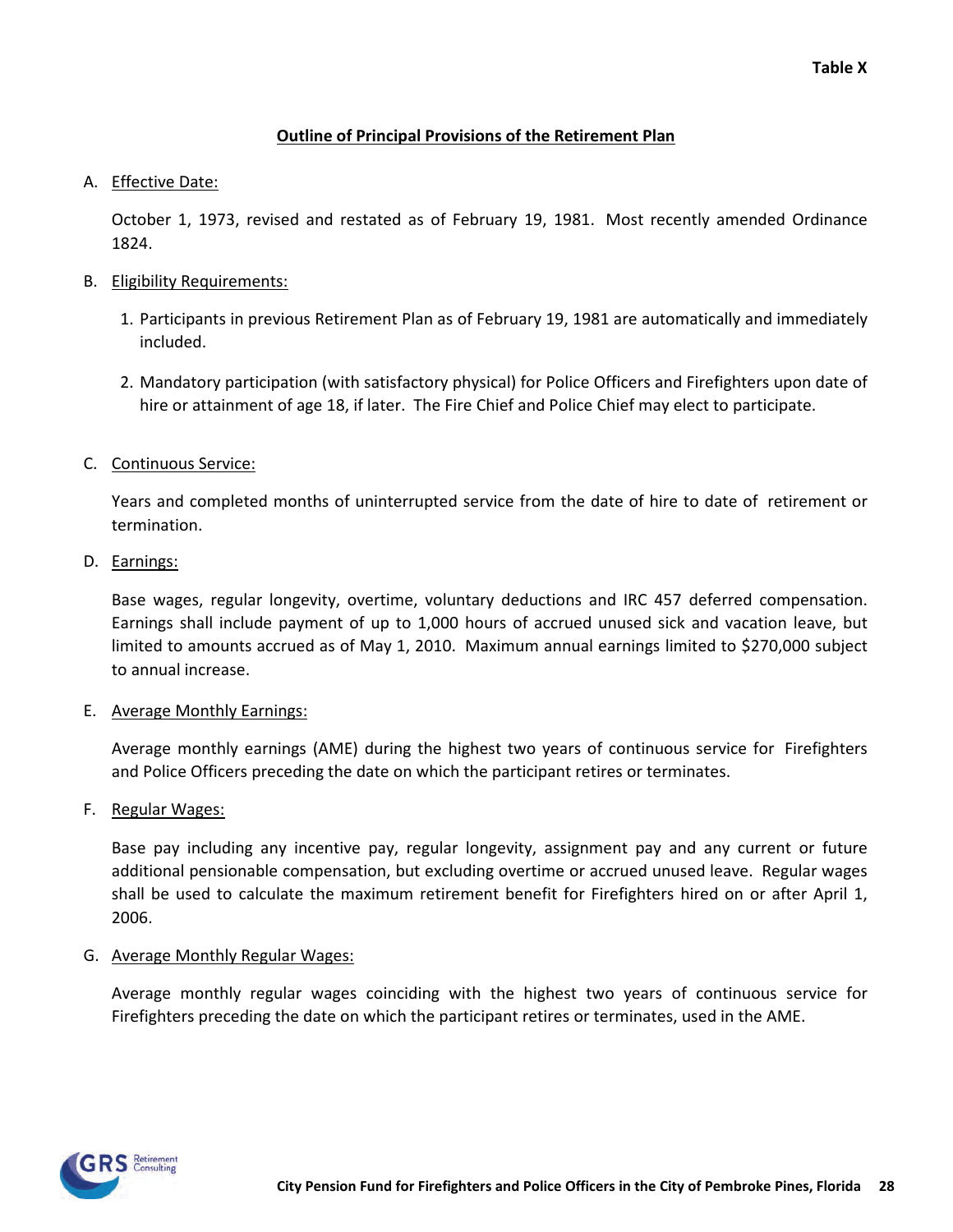**Table X**

## Outline of Principal Provisions of the Retirement Plan

A. Effective Date:

October 1, 1973, revised and restated as of February 19, 1981. Most recently amended Ordinance 1824.

B. Eligibility Requirements:

1. Participants in previous Retirement Plan as of February 19, 1981 are automatically and immediately included.

2. Mandatory participation (with satisfactory physical) for Police Officers and Firefighters upon date of hire or attainment of age 18, if later. The Fire Chief and Police Chief may elect to participate.

C. Continuous Service:

Years and completed months of uninterrupted service from the date of hire to date of retirement or termination.

D. Earnings:

Base wages, regular longevity, overtime, voluntary deductions and IRC 457 deferred compensation. Earnings shall include payment of up to 1,000 hours of accrued unused sick and vacation leave, but limited to amounts accrued as of May 1, 2010. Maximum annual earnings limited to $270,000 subject to annual increase.

E. Average Monthly Earnings:

Average monthly earnings (AME) during the highest two years of continuous service for Firefighters and Police Officers preceding the date on which the participant retires or terminates.

F. Regular Wages:

Base pay including any incentive pay, regular longevity, assignment pay and any current or future additional pensionable compensation, but excluding overtime or accrued unused leave. Regular wages shall be used to calculate the maximum retirement benefit for Firefighters hired on or after April 1, 2006.

G. Average Monthly Regular Wages:

Average monthly regular wages coinciding with the highest two years of continuous service for Firefighters preceding the date on which the participant retires or terminates, used in the AME.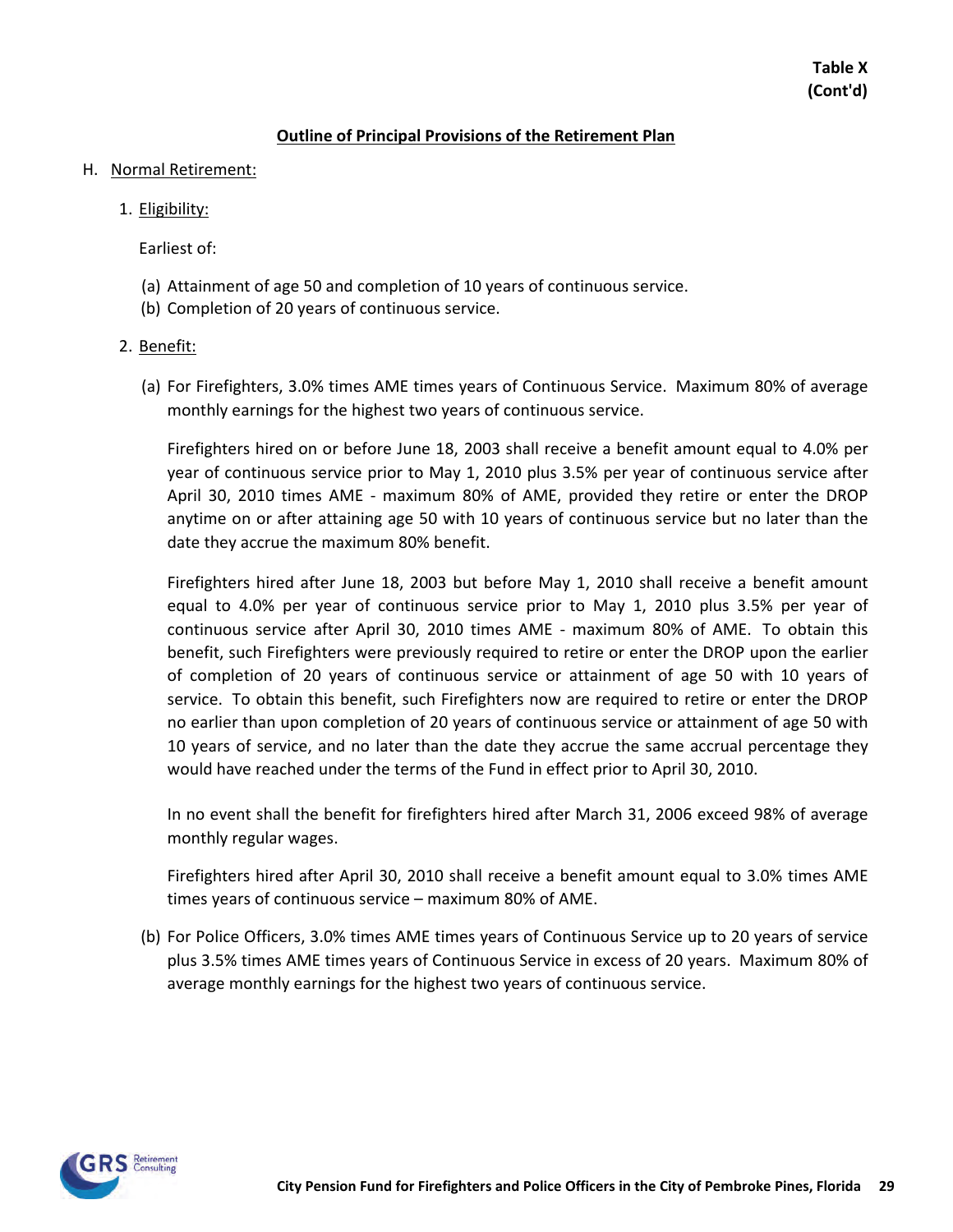**Table X**
**(Cont'd)**

## Outline of Principal Provisions of the Retirement Plan

H. Normal Retirement:

1. Eligibility:

   Earliest of:

   (a) Attainment of age 50 and completion of 10 years of continuous service.
   (b) Completion of 20 years of continuous service.

2. Benefit:

   (a) For Firefighters, 3.0% times AME times years of Continuous Service. Maximum 80% of average monthly earnings for the highest two years of continuous service.

   Firefighters hired on or before June 18, 2003 shall receive a benefit amount equal to 4.0% per year of continuous service prior to May 1, 2010 plus 3.5% per year of continuous service after April 30, 2010 times AME - maximum 80% of AME, provided they retire or enter the DROP anytime on or after attaining age 50 with 10 years of continuous service but no later than the date they accrue the maximum 80% benefit.

   Firefighters hired after June 18, 2003 but before May 1, 2010 shall receive a benefit amount equal to 4.0% per year of continuous service prior to May 1, 2010 plus 3.5% per year of continuous service after April 30, 2010 times AME - maximum 80% of AME. To obtain this benefit, such Firefighters were previously required to retire or enter the DROP upon the earlier of completion of 20 years of continuous service or attainment of age 50 with 10 years of service. To obtain this benefit, such Firefighters now are required to retire or enter the DROP no earlier than upon completion of 20 years of continuous service or attainment of age 50 with 10 years of service, and no later than the date they accrue the same accrual percentage they would have reached under the terms of the Fund in effect prior to April 30, 2010.

   In no event shall the benefit for firefighters hired after March 31, 2006 exceed 98% of average monthly regular wages.

   Firefighters hired after April 30, 2010 shall receive a benefit amount equal to 3.0% times AME times years of continuous service – maximum 80% of AME.

   (b) For Police Officers, 3.0% times AME times years of Continuous Service up to 20 years of service plus 3.5% times AME times years of Continuous Service in excess of 20 years. Maximum 80% of average monthly earnings for the highest two years of continuous service.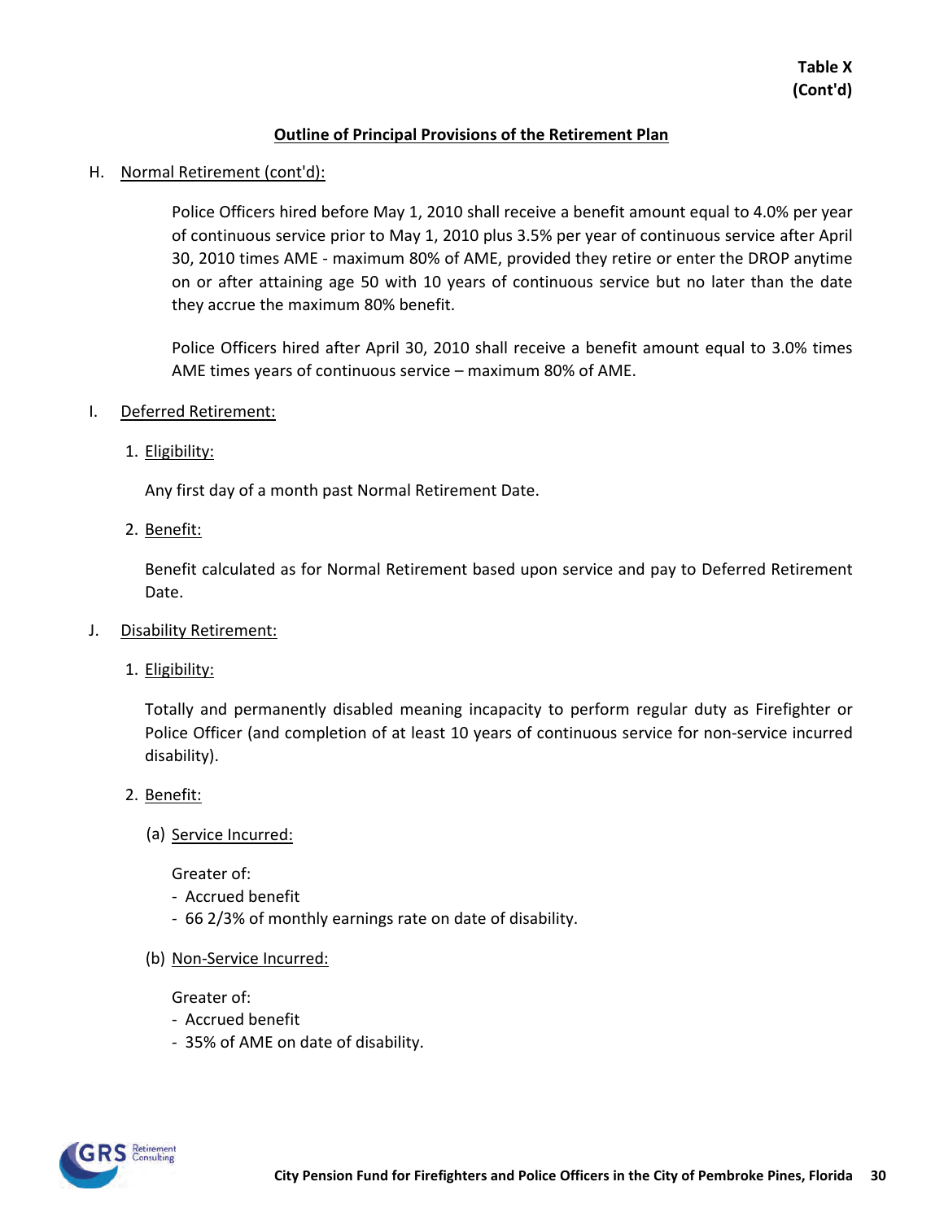**Table X
(Cont'd)**

## Outline of Principal Provisions of the Retirement Plan

H. Normal Retirement (cont'd):

Police Officers hired before May 1, 2010 shall receive a benefit amount equal to 4.0% per year of continuous service prior to May 1, 2010 plus 3.5% per year of continuous service after April 30, 2010 times AME - maximum 80% of AME, provided they retire or enter the DROP anytime on or after attaining age 50 with 10 years of continuous service but no later than the date they accrue the maximum 80% benefit.

Police Officers hired after April 30, 2010 shall receive a benefit amount equal to 3.0% times AME times years of continuous service – maximum 80% of AME.

I. Deferred Retirement:

1. Eligibility:

   Any first day of a month past Normal Retirement Date.

2. Benefit:

   Benefit calculated as for Normal Retirement based upon service and pay to Deferred Retirement Date.

J. Disability Retirement:

1. Eligibility:

   Totally and permanently disabled meaning incapacity to perform regular duty as Firefighter or Police Officer (and completion of at least 10 years of continuous service for non-service incurred disability).

2. Benefit:

   (a) Service Incurred:

   Greater of:
   - Accrued benefit
   - 66 2/3% of monthly earnings rate on date of disability.

   (b) Non-Service Incurred:

   Greater of:
   - Accrued benefit
   - 35% of AME on date of disability.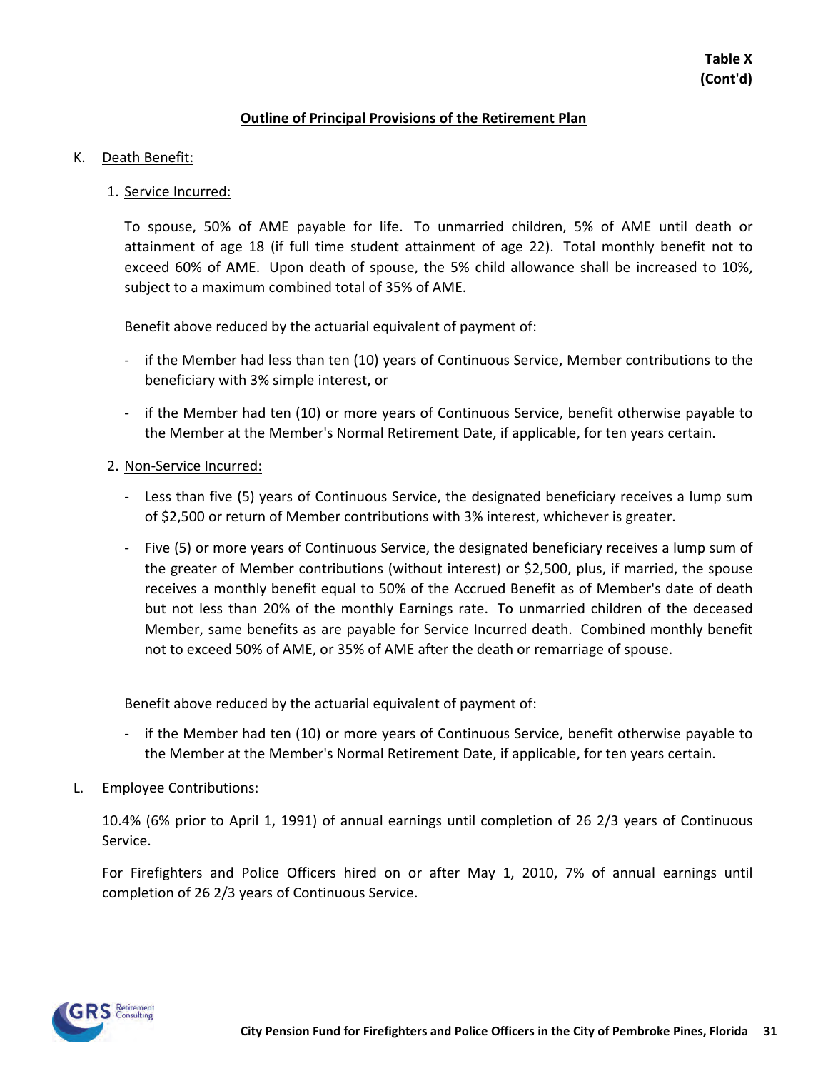**Table X**
**(Cont'd)**

## Outline of Principal Provisions of the Retirement Plan

K. Death Benefit:

1. Service Incurred:

   To spouse, 50% of AME payable for life. To unmarried children, 5% of AME until death or attainment of age 18 (if full time student attainment of age 22). Total monthly benefit not to exceed 60% of AME. Upon death of spouse, the 5% child allowance shall be increased to 10%, subject to a maximum combined total of 35% of AME.

   Benefit above reduced by the actuarial equivalent of payment of:

   - if the Member had less than ten (10) years of Continuous Service, Member contributions to the beneficiary with 3% simple interest, or
   - if the Member had ten (10) or more years of Continuous Service, benefit otherwise payable to the Member at the Member's Normal Retirement Date, if applicable, for ten years certain.

2. Non-Service Incurred:

   - Less than five (5) years of Continuous Service, the designated beneficiary receives a lump sum of $2,500 or return of Member contributions with 3% interest, whichever is greater.
   - Five (5) or more years of Continuous Service, the designated beneficiary receives a lump sum of the greater of Member contributions (without interest) or $2,500, plus, if married, the spouse receives a monthly benefit equal to 50% of the Accrued Benefit as of Member's date of death but not less than 20% of the monthly Earnings rate. To unmarried children of the deceased Member, same benefits as are payable for Service Incurred death. Combined monthly benefit not to exceed 50% of AME, or 35% of AME after the death or remarriage of spouse.

   Benefit above reduced by the actuarial equivalent of payment of:

   - if the Member had ten (10) or more years of Continuous Service, benefit otherwise payable to the Member at the Member's Normal Retirement Date, if applicable, for ten years certain.

L. Employee Contributions:

10.4% (6% prior to April 1, 1991) of annual earnings until completion of 26 2/3 years of Continuous Service.

For Firefighters and Police Officers hired on or after May 1, 2010, 7% of annual earnings until completion of 26 2/3 years of Continuous Service.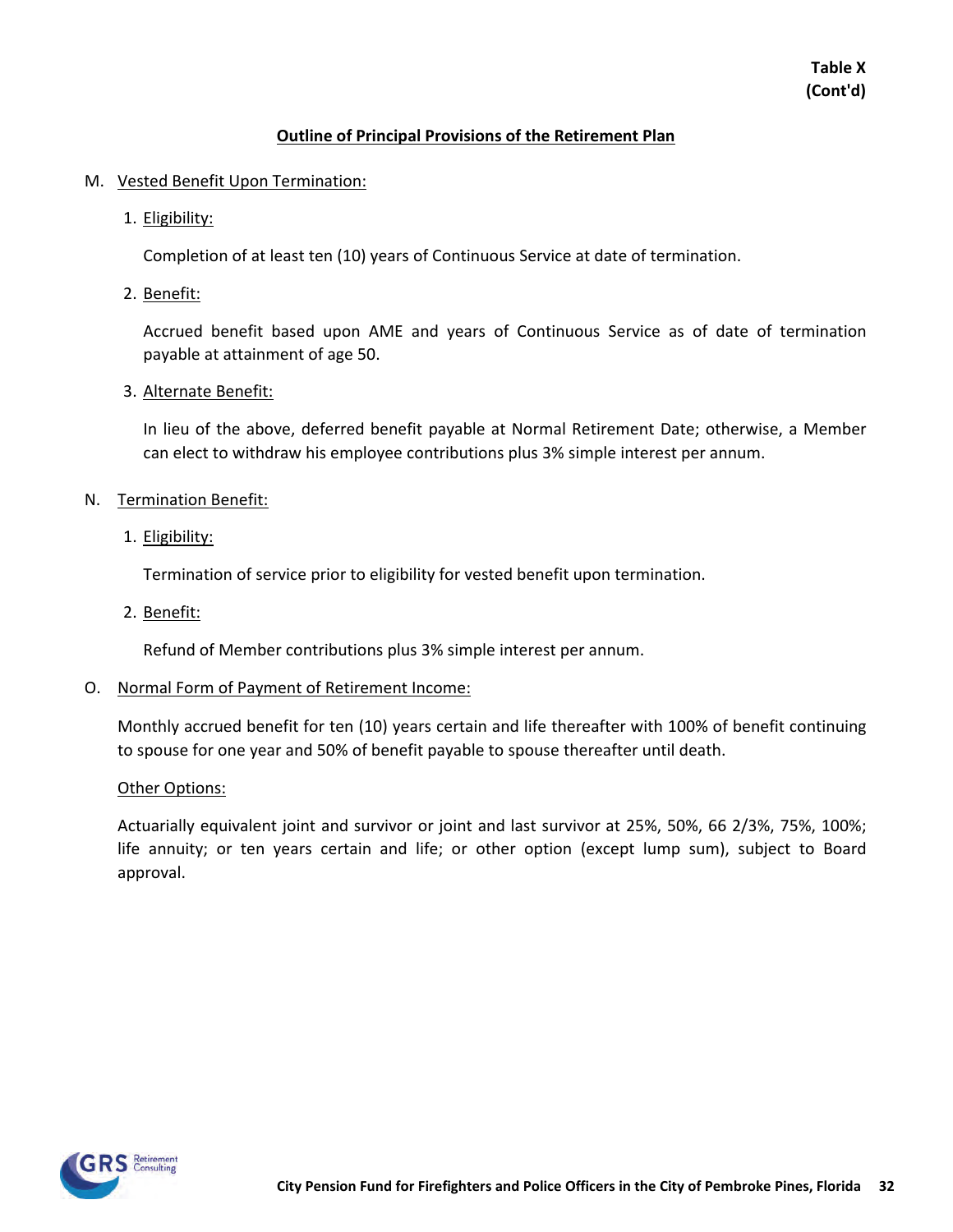**Table X**
**(Cont'd)**

## Outline of Principal Provisions of the Retirement Plan

M. Vested Benefit Upon Termination:

1. Eligibility:

   Completion of at least ten (10) years of Continuous Service at date of termination.

2. Benefit:

   Accrued benefit based upon AME and years of Continuous Service as of date of termination payable at attainment of age 50.

3. Alternate Benefit:

   In lieu of the above, deferred benefit payable at Normal Retirement Date; otherwise, a Member can elect to withdraw his employee contributions plus 3% simple interest per annum.

N. Termination Benefit:

1. Eligibility:

   Termination of service prior to eligibility for vested benefit upon termination.

2. Benefit:

   Refund of Member contributions plus 3% simple interest per annum.

O. Normal Form of Payment of Retirement Income:

Monthly accrued benefit for ten (10) years certain and life thereafter with 100% of benefit continuing to spouse for one year and 50% of benefit payable to spouse thereafter until death.

Other Options:

Actuarially equivalent joint and survivor or joint and last survivor at 25%, 50%, 66 2/3%, 75%, 100%; life annuity; or ten years certain and life; or other option (except lump sum), subject to Board approval.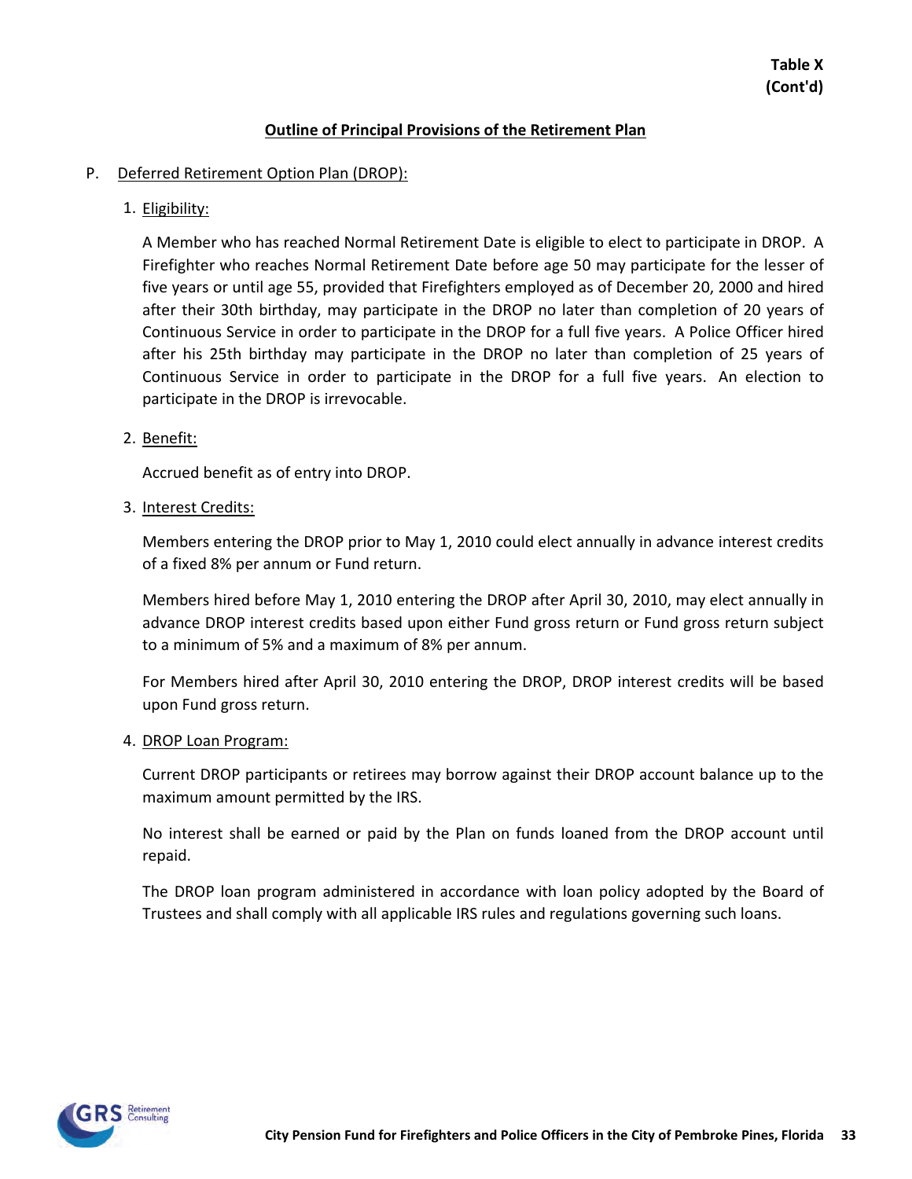**Table X**
**(Cont'd)**

## Outline of Principal Provisions of the Retirement Plan

P. Deferred Retirement Option Plan (DROP):

1. Eligibility:

   A Member who has reached Normal Retirement Date is eligible to elect to participate in DROP. A Firefighter who reaches Normal Retirement Date before age 50 may participate for the lesser of five years or until age 55, provided that Firefighters employed as of December 20, 2000 and hired after their 30th birthday, may participate in the DROP no later than completion of 20 years of Continuous Service in order to participate in the DROP for a full five years. A Police Officer hired after his 25th birthday may participate in the DROP no later than completion of 25 years of Continuous Service in order to participate in the DROP for a full five years. An election to participate in the DROP is irrevocable.

2. Benefit:

   Accrued benefit as of entry into DROP.

3. Interest Credits:

   Members entering the DROP prior to May 1, 2010 could elect annually in advance interest credits of a fixed 8% per annum or Fund return.

   Members hired before May 1, 2010 entering the DROP after April 30, 2010, may elect annually in advance DROP interest credits based upon either Fund gross return or Fund gross return subject to a minimum of 5% and a maximum of 8% per annum.

   For Members hired after April 30, 2010 entering the DROP, DROP interest credits will be based upon Fund gross return.

4. DROP Loan Program:

   Current DROP participants or retirees may borrow against their DROP account balance up to the maximum amount permitted by the IRS.

   No interest shall be earned or paid by the Plan on funds loaned from the DROP account until repaid.

   The DROP loan program administered in accordance with loan policy adopted by the Board of Trustees and shall comply with all applicable IRS rules and regulations governing such loans.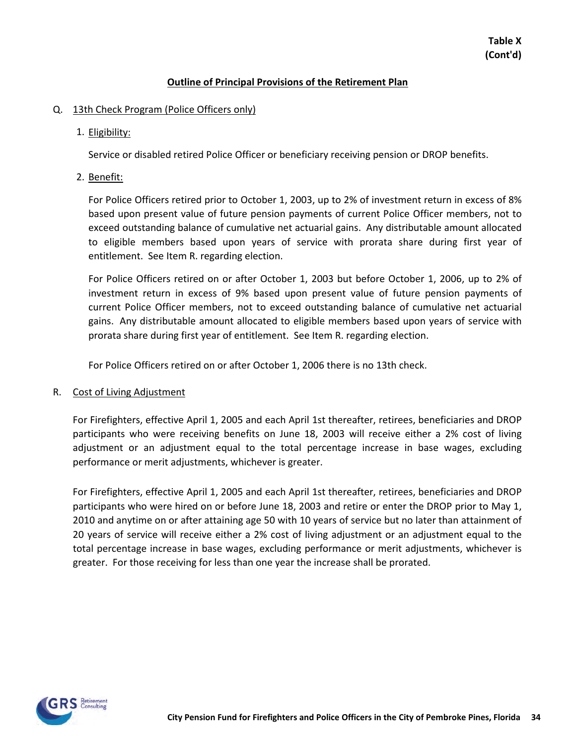**Table X (Cont'd)**

## Outline of Principal Provisions of the Retirement Plan

Q. 13th Check Program (Police Officers only)

1. Eligibility:

   Service or disabled retired Police Officer or beneficiary receiving pension or DROP benefits.

2. Benefit:

   For Police Officers retired prior to October 1, 2003, up to 2% of investment return in excess of 8% based upon present value of future pension payments of current Police Officer members, not to exceed outstanding balance of cumulative net actuarial gains. Any distributable amount allocated to eligible members based upon years of service with prorata share during first year of entitlement. See Item R. regarding election.

   For Police Officers retired on or after October 1, 2003 but before October 1, 2006, up to 2% of investment return in excess of 9% based upon present value of future pension payments of current Police Officer members, not to exceed outstanding balance of cumulative net actuarial gains. Any distributable amount allocated to eligible members based upon years of service with prorata share during first year of entitlement. See Item R. regarding election.

   For Police Officers retired on or after October 1, 2006 there is no 13th check.

R. Cost of Living Adjustment

For Firefighters, effective April 1, 2005 and each April 1st thereafter, retirees, beneficiaries and DROP participants who were receiving benefits on June 18, 2003 will receive either a 2% cost of living adjustment or an adjustment equal to the total percentage increase in base wages, excluding performance or merit adjustments, whichever is greater.

For Firefighters, effective April 1, 2005 and each April 1st thereafter, retirees, beneficiaries and DROP participants who were hired on or before June 18, 2003 and retire or enter the DROP prior to May 1, 2010 and anytime on or after attaining age 50 with 10 years of service but no later than attainment of 20 years of service will receive either a 2% cost of living adjustment or an adjustment equal to the total percentage increase in base wages, excluding performance or merit adjustments, whichever is greater. For those receiving for less than one year the increase shall be prorated.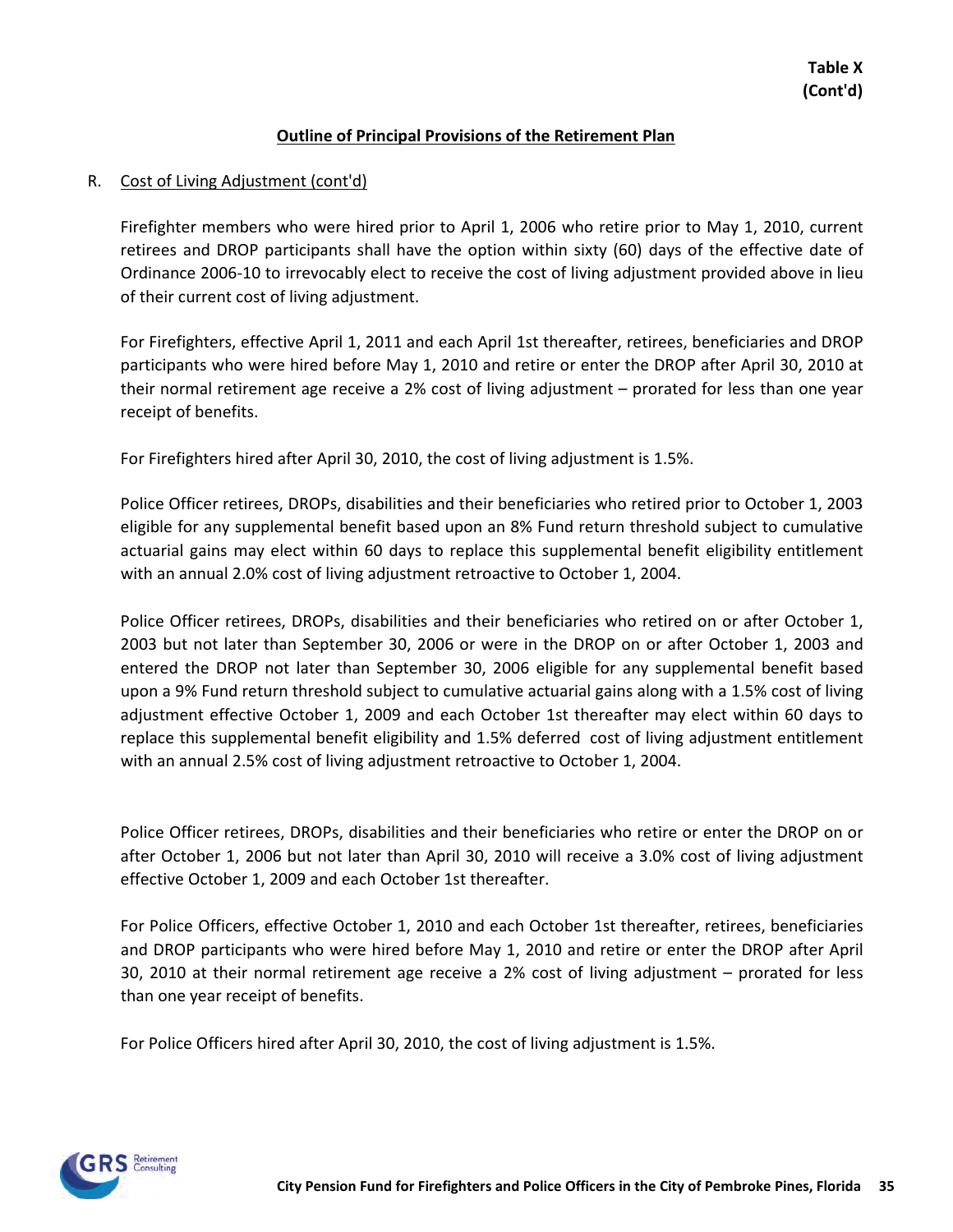**Table X (Cont'd)**

## Outline of Principal Provisions of the Retirement Plan

R. Cost of Living Adjustment (cont'd)

Firefighter members who were hired prior to April 1, 2006 who retire prior to May 1, 2010, current retirees and DROP participants shall have the option within sixty (60) days of the effective date of Ordinance 2006-10 to irrevocably elect to receive the cost of living adjustment provided above in lieu of their current cost of living adjustment.

For Firefighters, effective April 1, 2011 and each April 1st thereafter, retirees, beneficiaries and DROP participants who were hired before May 1, 2010 and retire or enter the DROP after April 30, 2010 at their normal retirement age receive a 2% cost of living adjustment – prorated for less than one year receipt of benefits.

For Firefighters hired after April 30, 2010, the cost of living adjustment is 1.5%.

Police Officer retirees, DROPs, disabilities and their beneficiaries who retired prior to October 1, 2003 eligible for any supplemental benefit based upon an 8% Fund return threshold subject to cumulative actuarial gains may elect within 60 days to replace this supplemental benefit eligibility entitlement with an annual 2.0% cost of living adjustment retroactive to October 1, 2004.

Police Officer retirees, DROPs, disabilities and their beneficiaries who retired on or after October 1, 2003 but not later than September 30, 2006 or were in the DROP on or after October 1, 2003 and entered the DROP not later than September 30, 2006 eligible for any supplemental benefit based upon a 9% Fund return threshold subject to cumulative actuarial gains along with a 1.5% cost of living adjustment effective October 1, 2009 and each October 1st thereafter may elect within 60 days to replace this supplemental benefit eligibility and 1.5% deferred cost of living adjustment entitlement with an annual 2.5% cost of living adjustment retroactive to October 1, 2004.

Police Officer retirees, DROPs, disabilities and their beneficiaries who retire or enter the DROP on or after October 1, 2006 but not later than April 30, 2010 will receive a 3.0% cost of living adjustment effective October 1, 2009 and each October 1st thereafter.

For Police Officers, effective October 1, 2010 and each October 1st thereafter, retirees, beneficiaries and DROP participants who were hired before May 1, 2010 and retire or enter the DROP after April 30, 2010 at their normal retirement age receive a 2% cost of living adjustment – prorated for less than one year receipt of benefits.

For Police Officers hired after April 30, 2010, the cost of living adjustment is 1.5%.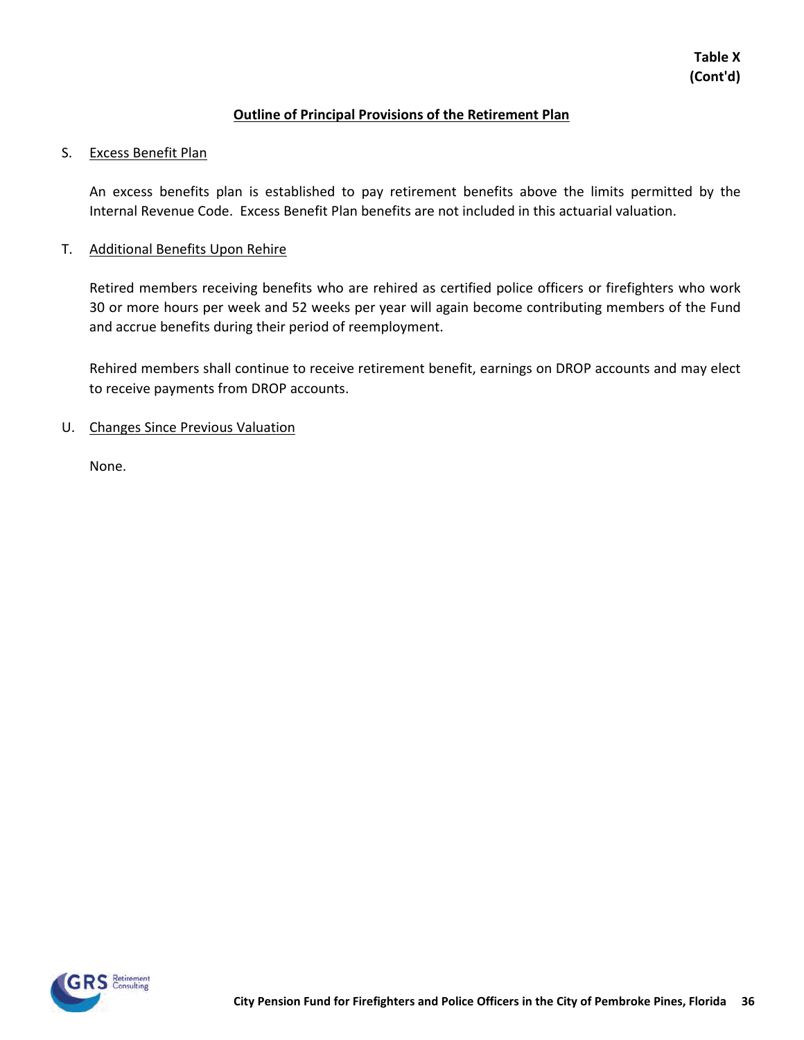**Table X**
**(Cont'd)**

## Outline of Principal Provisions of the Retirement Plan

S. Excess Benefit Plan

An excess benefits plan is established to pay retirement benefits above the limits permitted by the Internal Revenue Code. Excess Benefit Plan benefits are not included in this actuarial valuation.

T. Additional Benefits Upon Rehire

Retired members receiving benefits who are rehired as certified police officers or firefighters who work 30 or more hours per week and 52 weeks per year will again become contributing members of the Fund and accrue benefits during their period of reemployment.

Rehired members shall continue to receive retirement benefit, earnings on DROP accounts and may elect to receive payments from DROP accounts.

U. Changes Since Previous Valuation

None.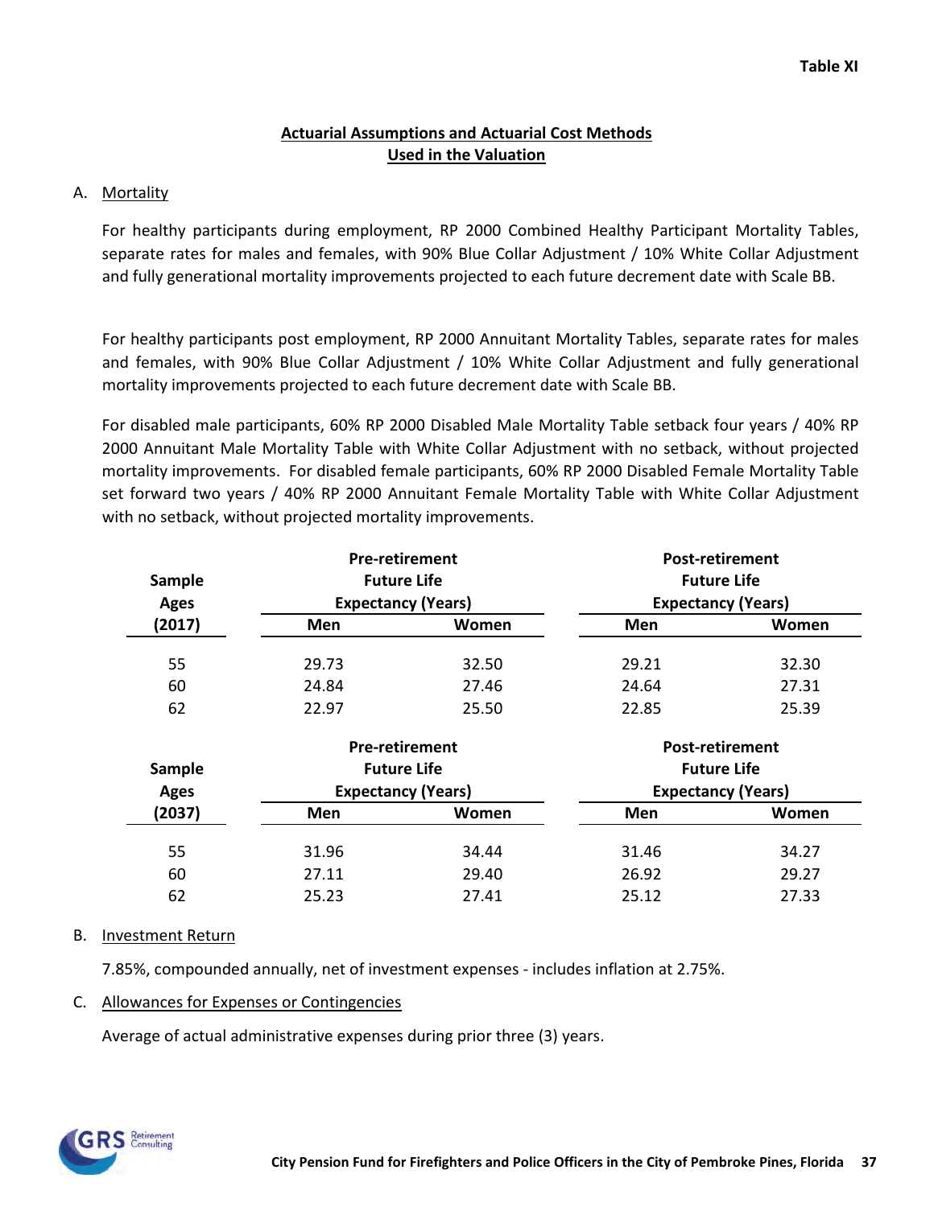Table XI

## Actuarial Assumptions and Actuarial Cost Methods Used in the Valuation

A. Mortality

For healthy participants during employment, RP 2000 Combined Healthy Participant Mortality Tables, separate rates for males and females, with 90% Blue Collar Adjustment / 10% White Collar Adjustment and fully generational mortality improvements projected to each future decrement date with Scale BB.

For healthy participants post employment, RP 2000 Annuitant Mortality Tables, separate rates for males and females, with 90% Blue Collar Adjustment / 10% White Collar Adjustment and fully generational mortality improvements projected to each future decrement date with Scale BB.

For disabled male participants, 60% RP 2000 Disabled Male Mortality Table setback four years / 40% RP 2000 Annuitant Male Mortality Table with White Collar Adjustment with no setback, without projected mortality improvements. For disabled female participants, 60% RP 2000 Disabled Female Mortality Table set forward two years / 40% RP 2000 Annuitant Female Mortality Table with White Collar Adjustment with no setback, without projected mortality improvements.

| Sample Ages (2017) | Pre-retirement Future Life Expectancy (Years) | | Post-retirement Future Life Expectancy (Years) | |
|---|---|---|---|---|
| | Men | Women | Men | Women |
| 55 | 29.73 | 32.50 | 29.21 | 32.30 |
| 60 | 24.84 | 27.46 | 24.64 | 27.31 |
| 62 | 22.97 | 25.50 | 22.85 | 25.39 |

| Sample Ages (2037) | Pre-retirement Future Life Expectancy (Years) | | Post-retirement Future Life Expectancy (Years) | |
|---|---|---|---|---|
| | Men | Women | Men | Women |
| 55 | 31.96 | 34.44 | 31.46 | 34.27 |
| 60 | 27.11 | 29.40 | 26.92 | 29.27 |
| 62 | 25.23 | 27.41 | 25.12 | 27.33 |

B. Investment Return

7.85%, compounded annually, net of investment expenses - includes inflation at 2.75%.

C. Allowances for Expenses or Contingencies

Average of actual administrative expenses during prior three (3) years.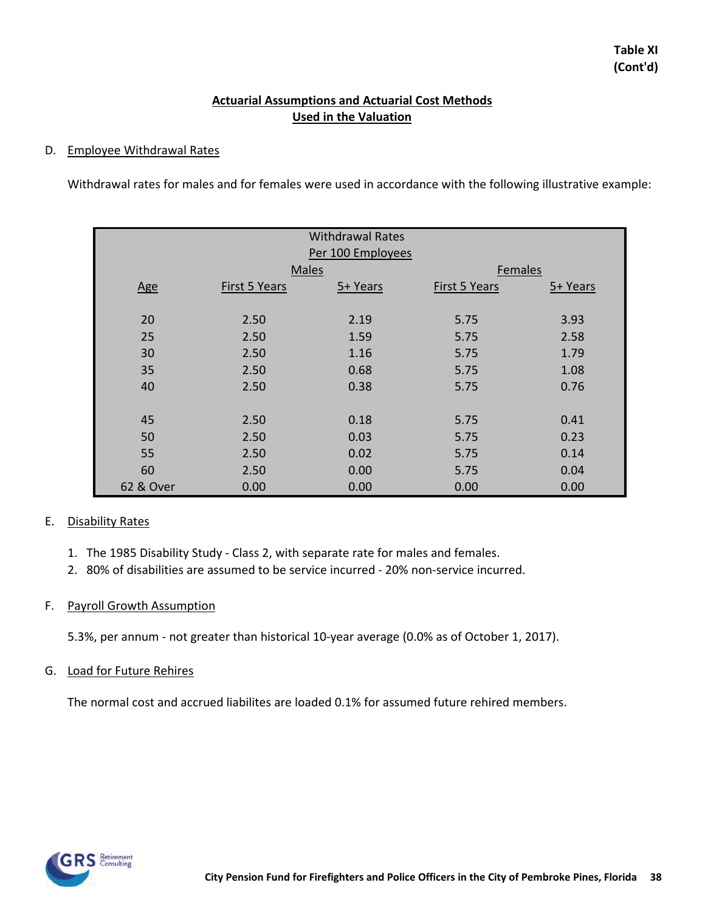**Table XI (Cont'd)**

## Actuarial Assumptions and Actuarial Cost Methods Used in the Valuation

D. Employee Withdrawal Rates

Withdrawal rates for males and for females were used in accordance with the following illustrative example:

| | Withdrawal Rates Per 100 Employees | | | |
|---|---|---|---|---|
| | Males | | Females | |
| Age | First 5 Years | 5+ Years | First 5 Years | 5+ Years |
| 20 | 2.50 | 2.19 | 5.75 | 3.93 |
| 25 | 2.50 | 1.59 | 5.75 | 2.58 |
| 30 | 2.50 | 1.16 | 5.75 | 1.79 |
| 35 | 2.50 | 0.68 | 5.75 | 1.08 |
| 40 | 2.50 | 0.38 | 5.75 | 0.76 |
| 45 | 2.50 | 0.18 | 5.75 | 0.41 |
| 50 | 2.50 | 0.03 | 5.75 | 0.23 |
| 55 | 2.50 | 0.02 | 5.75 | 0.14 |
| 60 | 2.50 | 0.00 | 5.75 | 0.04 |
| 62 & Over | 0.00 | 0.00 | 0.00 | 0.00 |

E. Disability Rates

1. The 1985 Disability Study - Class 2, with separate rate for males and females.
2. 80% of disabilities are assumed to be service incurred - 20% non-service incurred.

F. Payroll Growth Assumption

5.3%, per annum - not greater than historical 10-year average (0.0% as of October 1, 2017).

G. Load for Future Rehires

The normal cost and accrued liabilites are loaded 0.1% for assumed future rehired members.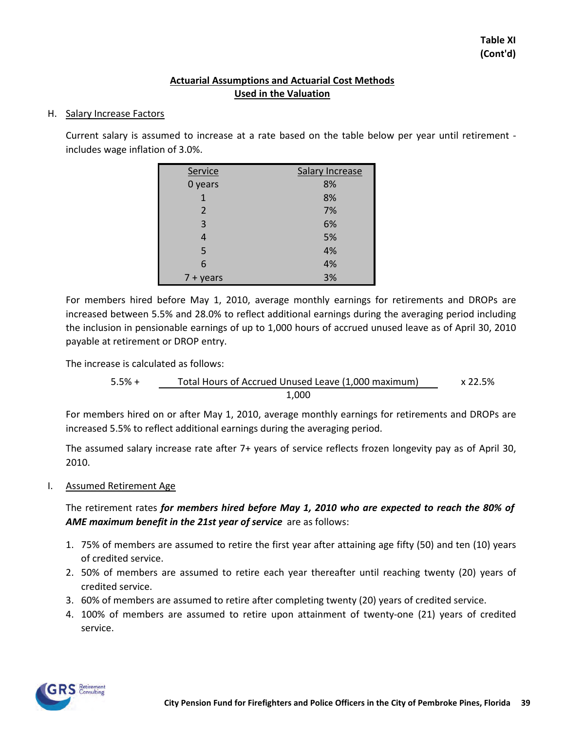**Table XI**
**(Cont'd)**

## Actuarial Assumptions and Actuarial Cost Methods Used in the Valuation

H. Salary Increase Factors

Current salary is assumed to increase at a rate based on the table below per year until retirement - includes wage inflation of 3.0%.

| Service | Salary Increase |
|---|---|
| 0 years | 8% |
| 1 | 8% |
| 2 | 7% |
| 3 | 6% |
| 4 | 5% |
| 5 | 4% |
| 6 | 4% |
| 7 + years | 3% |

For members hired before May 1, 2010, average monthly earnings for retirements and DROPs are increased between 5.5% and 28.0% to reflect additional earnings during the averaging period including the inclusion in pensionable earnings of up to 1,000 hours of accrued unused leave as of April 30, 2010 payable at retirement or DROP entry.

The increase is calculated as follows:

$$5.5\% + \frac{\text{Total Hours of Accrued Unused Leave (1,000 maximum)}}{1{,}000} \times 22.5\%$$

For members hired on or after May 1, 2010, average monthly earnings for retirements and DROPs are increased 5.5% to reflect additional earnings during the averaging period.

The assumed salary increase rate after 7+ years of service reflects frozen longevity pay as of April 30, 2010.

I. Assumed Retirement Age

The retirement rates ***for members hired before May 1, 2010 who are expected to reach the 80% of AME maximum benefit in the 21st year of service*** are as follows:

1. 75% of members are assumed to retire the first year after attaining age fifty (50) and ten (10) years of credited service.
2. 50% of members are assumed to retire each year thereafter until reaching twenty (20) years of credited service.
3. 60% of members are assumed to retire after completing twenty (20) years of credited service.
4. 100% of members are assumed to retire upon attainment of twenty-one (21) years of credited service.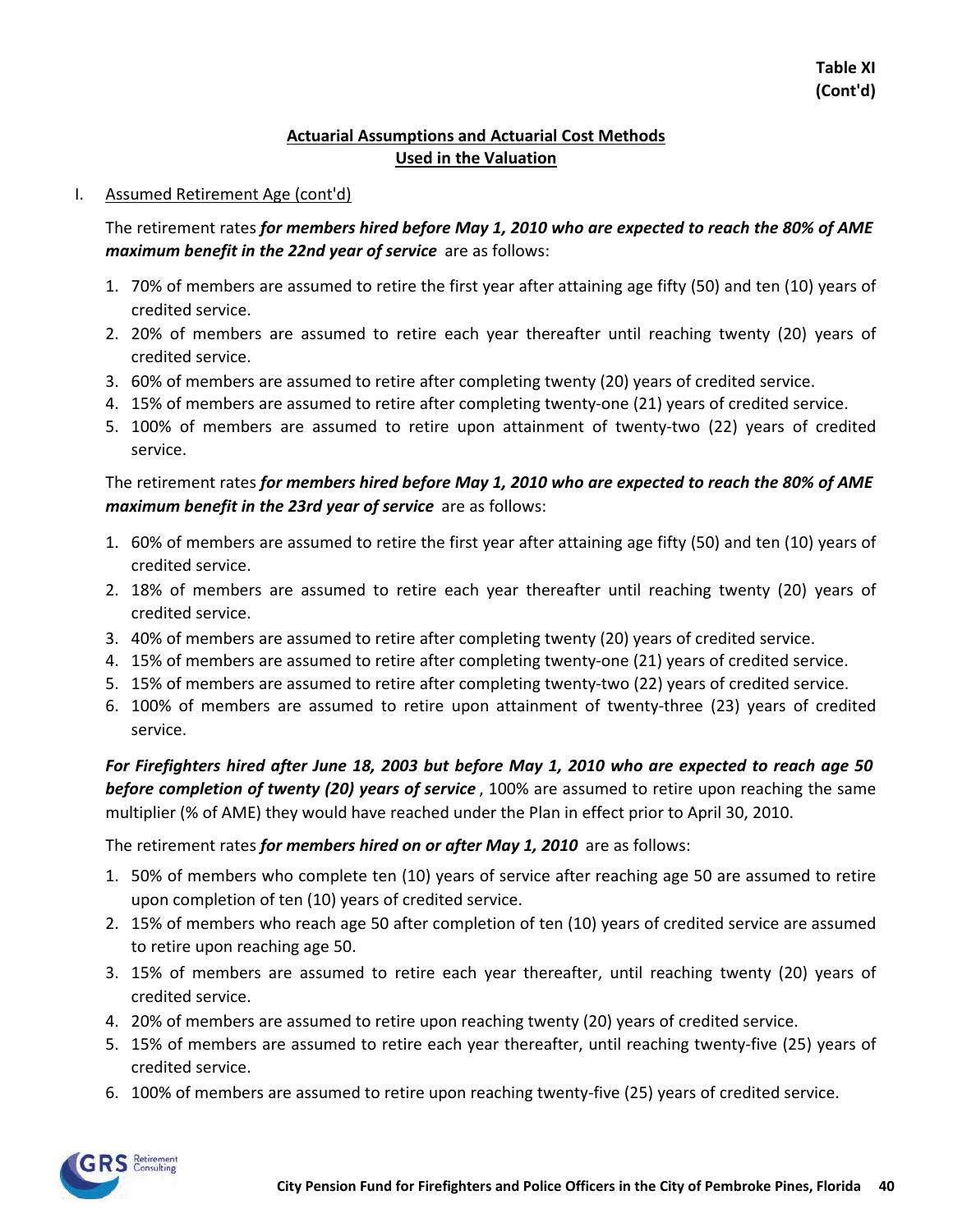**Table XI (Cont'd)**

**Actuarial Assumptions and Actuarial Cost Methods Used in the Valuation**

I. Assumed Retirement Age (cont'd)

The retirement rates ***for members hired before May 1, 2010 who are expected to reach the 80% of AME maximum benefit in the 22nd year of service*** are as follows:

1. 70% of members are assumed to retire the first year after attaining age fifty (50) and ten (10) years of credited service.
2. 20% of members are assumed to retire each year thereafter until reaching twenty (20) years of credited service.
3. 60% of members are assumed to retire after completing twenty (20) years of credited service.
4. 15% of members are assumed to retire after completing twenty-one (21) years of credited service.
5. 100% of members are assumed to retire upon attainment of twenty-two (22) years of credited service.

The retirement rates ***for members hired before May 1, 2010 who are expected to reach the 80% of AME maximum benefit in the 23rd year of service*** are as follows:

1. 60% of members are assumed to retire the first year after attaining age fifty (50) and ten (10) years of credited service.
2. 18% of members are assumed to retire each year thereafter until reaching twenty (20) years of credited service.
3. 40% of members are assumed to retire after completing twenty (20) years of credited service.
4. 15% of members are assumed to retire after completing twenty-one (21) years of credited service.
5. 15% of members are assumed to retire after completing twenty-two (22) years of credited service.
6. 100% of members are assumed to retire upon attainment of twenty-three (23) years of credited service.

***For Firefighters hired after June 18, 2003 but before May 1, 2010 who are expected to reach age 50 before completion of twenty (20) years of service***, 100% are assumed to retire upon reaching the same multiplier (% of AME) they would have reached under the Plan in effect prior to April 30, 2010.

The retirement rates ***for members hired on or after May 1, 2010*** are as follows:

1. 50% of members who complete ten (10) years of service after reaching age 50 are assumed to retire upon completion of ten (10) years of credited service.
2. 15% of members who reach age 50 after completion of ten (10) years of credited service are assumed to retire upon reaching age 50.
3. 15% of members are assumed to retire each year thereafter, until reaching twenty (20) years of credited service.
4. 20% of members are assumed to retire upon reaching twenty (20) years of credited service.
5. 15% of members are assumed to retire each year thereafter, until reaching twenty-five (25) years of credited service.
6. 100% of members are assumed to retire upon reaching twenty-five (25) years of credited service.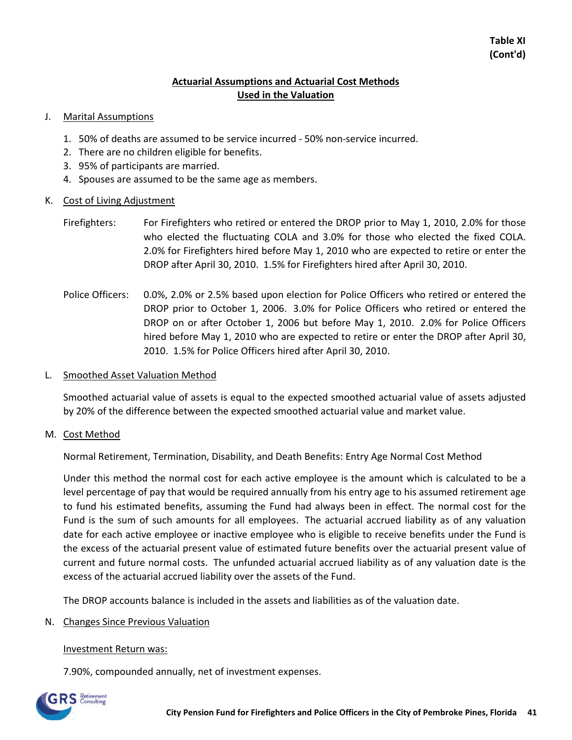**Table XI**
**(Cont'd)**

## Actuarial Assumptions and Actuarial Cost Methods Used in the Valuation

J. Marital Assumptions

1. 50% of deaths are assumed to be service incurred - 50% non-service incurred.
2. There are no children eligible for benefits.
3. 95% of participants are married.
4. Spouses are assumed to be the same age as members.

K. Cost of Living Adjustment

Firefighters: For Firefighters who retired or entered the DROP prior to May 1, 2010, 2.0% for those who elected the fluctuating COLA and 3.0% for those who elected the fixed COLA. 2.0% for Firefighters hired before May 1, 2010 who are expected to retire or enter the DROP after April 30, 2010. 1.5% for Firefighters hired after April 30, 2010.

Police Officers: 0.0%, 2.0% or 2.5% based upon election for Police Officers who retired or entered the DROP prior to October 1, 2006. 3.0% for Police Officers who retired or entered the DROP on or after October 1, 2006 but before May 1, 2010. 2.0% for Police Officers hired before May 1, 2010 who are expected to retire or enter the DROP after April 30, 2010. 1.5% for Police Officers hired after April 30, 2010.

L. Smoothed Asset Valuation Method

Smoothed actuarial value of assets is equal to the expected smoothed actuarial value of assets adjusted by 20% of the difference between the expected smoothed actuarial value and market value.

M. Cost Method

Normal Retirement, Termination, Disability, and Death Benefits: Entry Age Normal Cost Method

Under this method the normal cost for each active employee is the amount which is calculated to be a level percentage of pay that would be required annually from his entry age to his assumed retirement age to fund his estimated benefits, assuming the Fund had always been in effect. The normal cost for the Fund is the sum of such amounts for all employees. The actuarial accrued liability as of any valuation date for each active employee or inactive employee who is eligible to receive benefits under the Fund is the excess of the actuarial present value of estimated future benefits over the actuarial present value of current and future normal costs. The unfunded actuarial accrued liability as of any valuation date is the excess of the actuarial accrued liability over the assets of the Fund.

The DROP accounts balance is included in the assets and liabilities as of the valuation date.

N. Changes Since Previous Valuation

Investment Return was:

7.90%, compounded annually, net of investment expenses.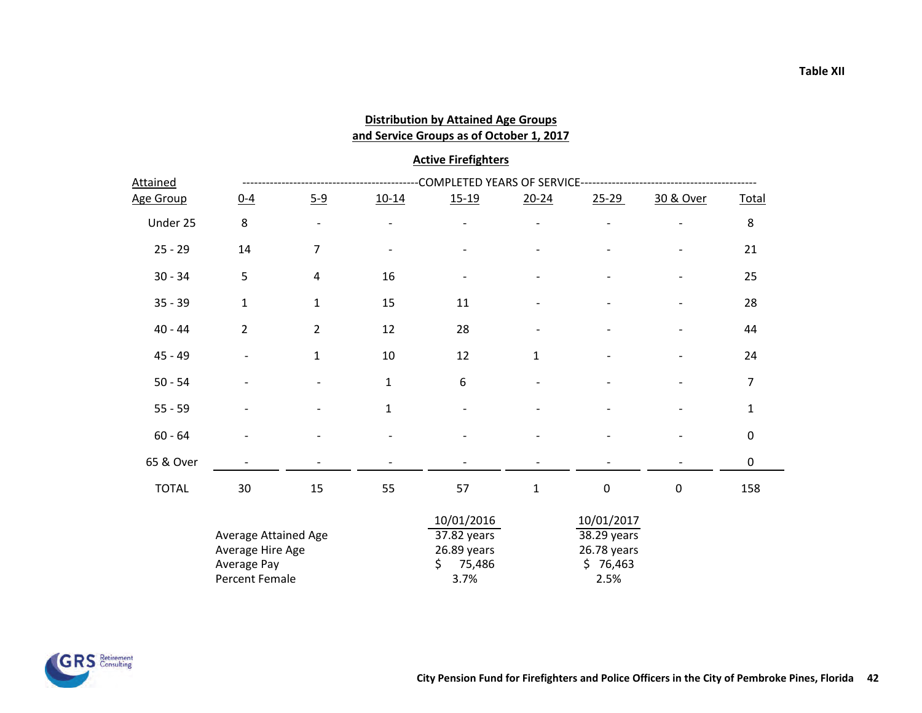Table XII

## Distribution by Attained Age Groups and Service Groups as of October 1, 2017

### Active Firefighters

| Attained Age Group | COMPLETED YEARS OF SERVICE 0-4 | 5-9 | 10-14 | 15-19 | 20-24 | 25-29 | 30 & Over | Total |
|---|---|---|---|---|---|---|---|---|
| Under 25 | 8 | - | - | - | - | - | - | 8 |
| 25 - 29 | 14 | 7 | - | - | - | - | - | 21 |
| 30 - 34 | 5 | 4 | 16 | - | - | - | - | 25 |
| 35 - 39 | 1 | 1 | 15 | 11 | - | - | - | 28 |
| 40 - 44 | 2 | 2 | 12 | 28 | - | - | - | 44 |
| 45 - 49 | - | 1 | 10 | 12 | 1 | - | - | 24 |
| 50 - 54 | - | - | 1 | 6 | - | - | - | 7 |
| 55 - 59 | - | - | 1 | - | - | - | - | 1 |
| 60 - 64 | - | - | - | - | - | - | - | 0 |
| 65 & Over | - | - | - | - | - | - | - | 0 |
| TOTAL | 30 | 15 | 55 | 57 | 1 | 0 | 0 | 158 |

| | 10/01/2016 | 10/01/2017 |
|---|---|---|
| Average Attained Age | 37.82 years | 38.29 years |
| Average Hire Age | 26.89 years | 26.78 years |
| Average Pay | $ 75,486 | $ 76,463 |
| Percent Female | 3.7% | 2.5% |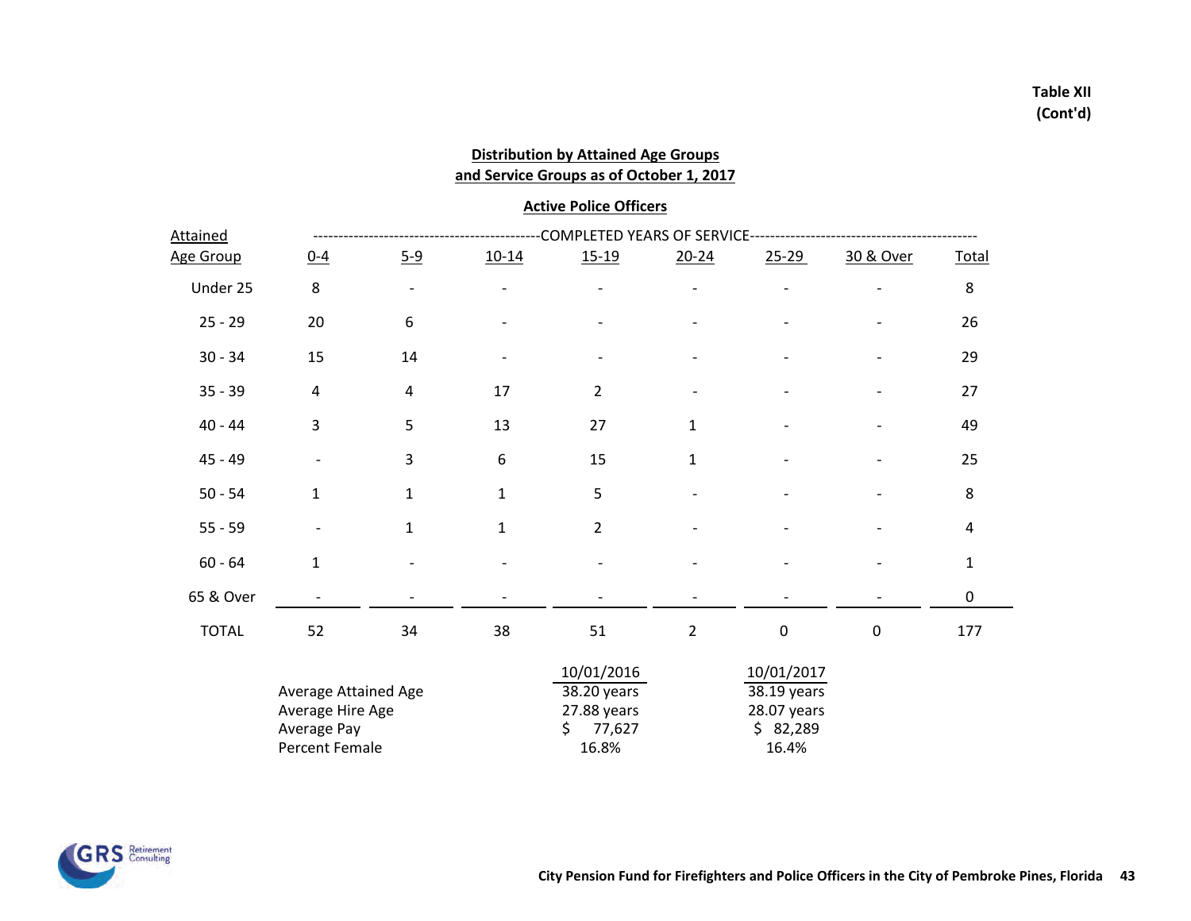Table XII
(Cont'd)

## Distribution by Attained Age Groups and Service Groups as of October 1, 2017

### Active Police Officers

| Attained Age Group | 0-4 | 5-9 | 10-14 | 15-19 | 20-24 | 25-29 | 30 & Over | Total |
|---|---|---|---|---|---|---|---|---|
| | COMPLETED YEARS OF SERVICE | | | | | | | |
| Under 25 | 8 | - | - | - | - | - | - | 8 |
| 25 - 29 | 20 | 6 | - | - | - | - | - | 26 |
| 30 - 34 | 15 | 14 | - | - | - | - | - | 29 |
| 35 - 39 | 4 | 4 | 17 | 2 | - | - | - | 27 |
| 40 - 44 | 3 | 5 | 13 | 27 | 1 | - | - | 49 |
| 45 - 49 | - | 3 | 6 | 15 | 1 | - | - | 25 |
| 50 - 54 | 1 | 1 | 1 | 5 | - | - | - | 8 |
| 55 - 59 | - | 1 | 1 | 2 | - | - | - | 4 |
| 60 - 64 | 1 | - | - | - | - | - | - | 1 |
| 65 & Over | - | - | - | - | - | - | - | 0 |
| TOTAL | 52 | 34 | 38 | 51 | 2 | 0 | 0 | 177 |

| | 10/01/2016 | 10/01/2017 |
|---|---|---|
| Average Attained Age | 38.20 years | 38.19 years |
| Average Hire Age | 27.88 years | 28.07 years |
| Average Pay | $ 77,627 | $ 82,289 |
| Percent Female | 16.8% | 16.4% |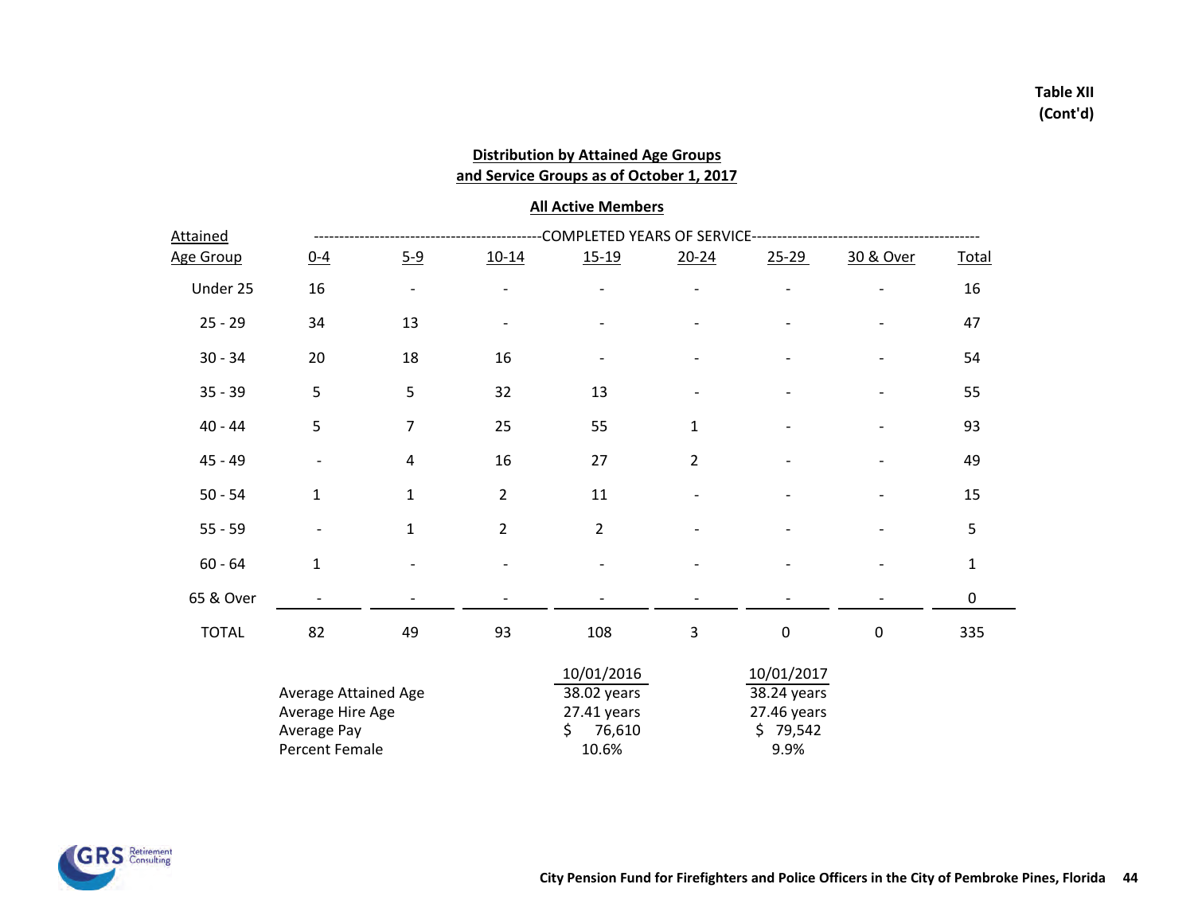Table XII
(Cont'd)

## Distribution by Attained Age Groups and Service Groups as of October 1, 2017

### All Active Members

| Attained Age Group | 0-4 | 5-9 | 10-14 | 15-19 | 20-24 | 25-29 | 30 & Over | Total |
|---|---|---|---|---|---|---|---|---|
| | COMPLETED YEARS OF SERVICE | | | | | | | |
| Under 25 | 16 | - | - | - | - | - | - | 16 |
| 25 - 29 | 34 | 13 | - | - | - | - | - | 47 |
| 30 - 34 | 20 | 18 | 16 | - | - | - | - | 54 |
| 35 - 39 | 5 | 5 | 32 | 13 | - | - | - | 55 |
| 40 - 44 | 5 | 7 | 25 | 55 | 1 | - | - | 93 |
| 45 - 49 | - | 4 | 16 | 27 | 2 | - | - | 49 |
| 50 - 54 | 1 | 1 | 2 | 11 | - | - | - | 15 |
| 55 - 59 | - | 1 | 2 | 2 | - | - | - | 5 |
| 60 - 64 | 1 | - | - | - | - | - | - | 1 |
| 65 & Over | - | - | - | - | - | - | - | 0 |
| TOTAL | 82 | 49 | 93 | 108 | 3 | 0 | 0 | 335 |

| | 10/01/2016 | 10/01/2017 |
|---|---|---|
| Average Attained Age | 38.02 years | 38.24 years |
| Average Hire Age | 27.41 years | 27.46 years |
| Average Pay | $ 76,610 | $ 79,542 |
| Percent Female | 10.6% | 9.9% |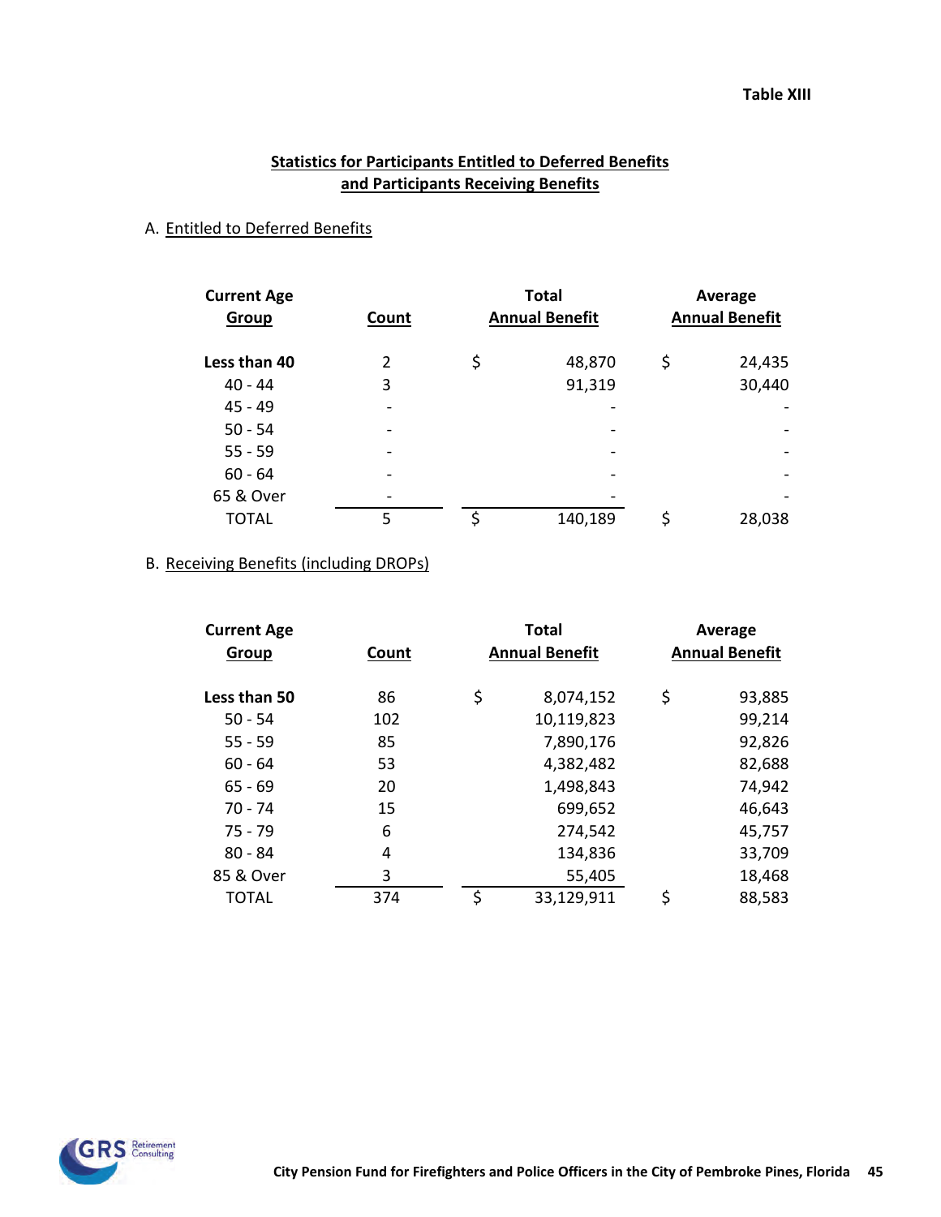Table XIII

## Statistics for Participants Entitled to Deferred Benefits and Participants Receiving Benefits

A. Entitled to Deferred Benefits

| Current Age Group | Count | Total Annual Benefit | Average Annual Benefit |
|---|---|---|---|
| **Less than 40** | 2 | $ 48,870 | $ 24,435 |
| 40 - 44 | 3 | 91,319 | 30,440 |
| 45 - 49 | - | - | - |
| 50 - 54 | - | - | - |
| 55 - 59 | - | - | - |
| 60 - 64 | - | - | - |
| 65 & Over | - | - | - |
| TOTAL | 5 | $ 140,189 | $ 28,038 |

B. Receiving Benefits (including DROPs)

| Current Age Group | Count | Total Annual Benefit | Average Annual Benefit |
|---|---|---|---|
| **Less than 50** | 86 | $ 8,074,152 | $ 93,885 |
| 50 - 54 | 102 | 10,119,823 | 99,214 |
| 55 - 59 | 85 | 7,890,176 | 92,826 |
| 60 - 64 | 53 | 4,382,482 | 82,688 |
| 65 - 69 | 20 | 1,498,843 | 74,942 |
| 70 - 74 | 15 | 699,652 | 46,643 |
| 75 - 79 | 6 | 274,542 | 45,757 |
| 80 - 84 | 4 | 134,836 | 33,709 |
| 85 & Over | 3 | 55,405 | 18,468 |
| TOTAL | 374 | $ 33,129,911 | $ 88,583 |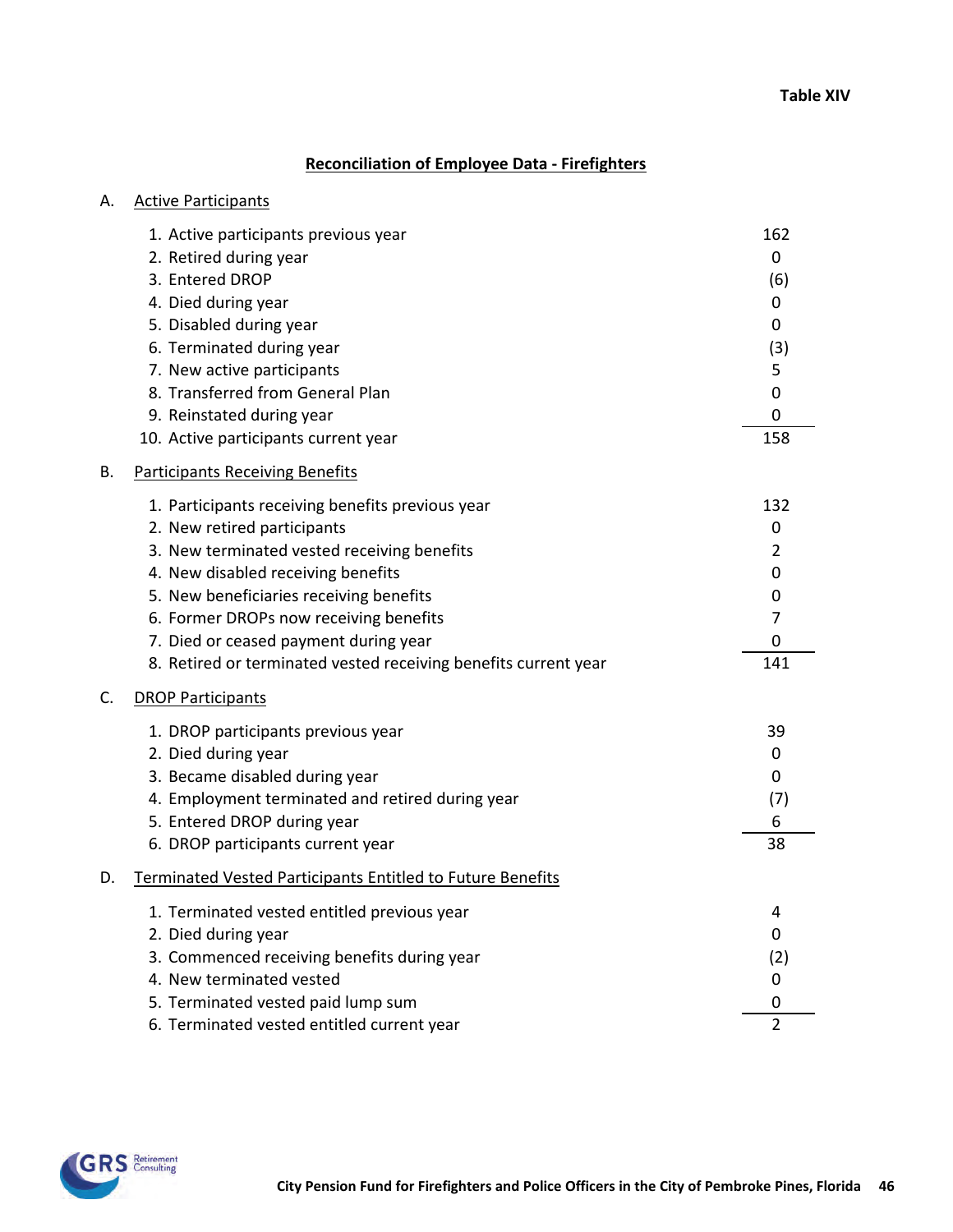Table XIV

## Reconciliation of Employee Data - Firefighters

### A. Active Participants

| | |
|---|---|
| 1. Active participants previous year | 162 |
| 2. Retired during year | 0 |
| 3. Entered DROP | (6) |
| 4. Died during year | 0 |
| 5. Disabled during year | 0 |
| 6. Terminated during year | (3) |
| 7. New active participants | 5 |
| 8. Transferred from General Plan | 0 |
| 9. Reinstated during year | 0 |
| 10. Active participants current year | 158 |

### B. Participants Receiving Benefits

| | |
|---|---|
| 1. Participants receiving benefits previous year | 132 |
| 2. New retired participants | 0 |
| 3. New terminated vested receiving benefits | 2 |
| 4. New disabled receiving benefits | 0 |
| 5. New beneficiaries receiving benefits | 0 |
| 6. Former DROPs now receiving benefits | 7 |
| 7. Died or ceased payment during year | 0 |
| 8. Retired or terminated vested receiving benefits current year | 141 |

### C. DROP Participants

| | |
|---|---|
| 1. DROP participants previous year | 39 |
| 2. Died during year | 0 |
| 3. Became disabled during year | 0 |
| 4. Employment terminated and retired during year | (7) |
| 5. Entered DROP during year | 6 |
| 6. DROP participants current year | 38 |

### D. Terminated Vested Participants Entitled to Future Benefits

| | |
|---|---|
| 1. Terminated vested entitled previous year | 4 |
| 2. Died during year | 0 |
| 3. Commenced receiving benefits during year | (2) |
| 4. New terminated vested | 0 |
| 5. Terminated vested paid lump sum | 0 |
| 6. Terminated vested entitled current year | 2 |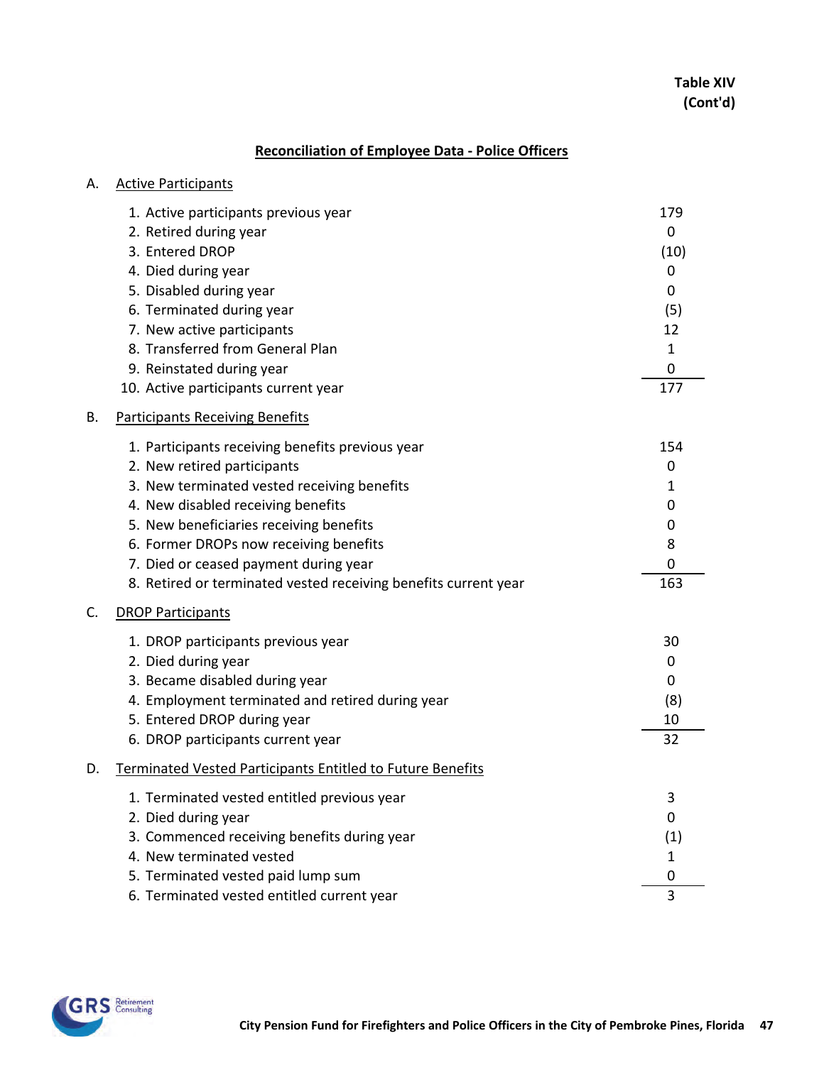**Table XIV**
**(Cont'd)**

## Reconciliation of Employee Data - Police Officers

### A. Active Participants

| | |
|---|---|
| 1. Active participants previous year | 179 |
| 2. Retired during year | 0 |
| 3. Entered DROP | (10) |
| 4. Died during year | 0 |
| 5. Disabled during year | 0 |
| 6. Terminated during year | (5) |
| 7. New active participants | 12 |
| 8. Transferred from General Plan | 1 |
| 9. Reinstated during year | 0 |
| 10. Active participants current year | 177 |

### B. Participants Receiving Benefits

| | |
|---|---|
| 1. Participants receiving benefits previous year | 154 |
| 2. New retired participants | 0 |
| 3. New terminated vested receiving benefits | 1 |
| 4. New disabled receiving benefits | 0 |
| 5. New beneficiaries receiving benefits | 0 |
| 6. Former DROPs now receiving benefits | 8 |
| 7. Died or ceased payment during year | 0 |
| 8. Retired or terminated vested receiving benefits current year | 163 |

### C. DROP Participants

| | |
|---|---|
| 1. DROP participants previous year | 30 |
| 2. Died during year | 0 |
| 3. Became disabled during year | 0 |
| 4. Employment terminated and retired during year | (8) |
| 5. Entered DROP during year | 10 |
| 6. DROP participants current year | 32 |

### D. Terminated Vested Participants Entitled to Future Benefits

| | |
|---|---|
| 1. Terminated vested entitled previous year | 3 |
| 2. Died during year | 0 |
| 3. Commenced receiving benefits during year | (1) |
| 4. New terminated vested | 1 |
| 5. Terminated vested paid lump sum | 0 |
| 6. Terminated vested entitled current year | 3 |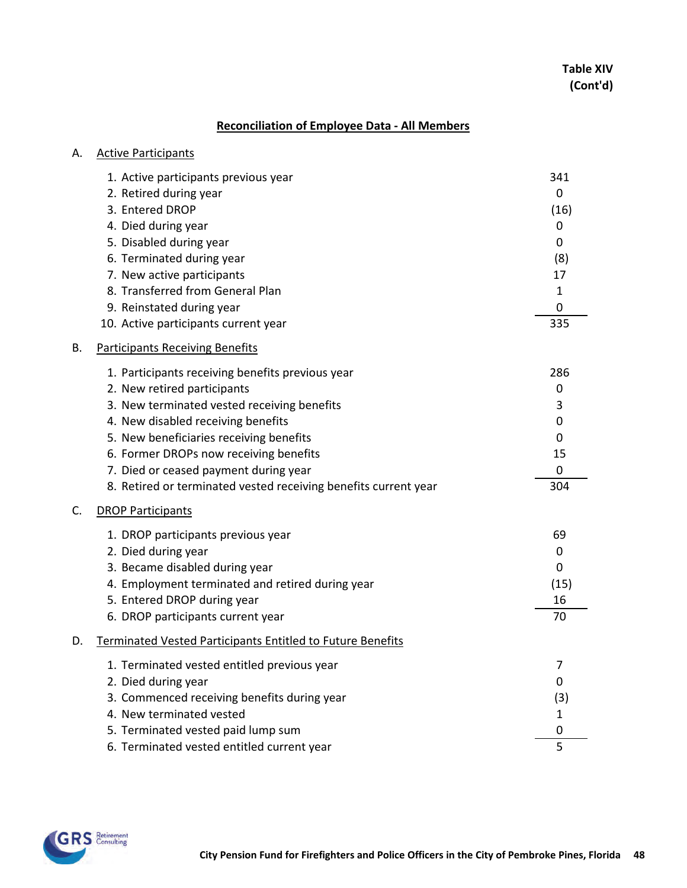**Table XIV**
**(Cont'd)**

## Reconciliation of Employee Data - All Members

### A. Active Participants

| | |
|---|---|
| 1. Active participants previous year | 341 |
| 2. Retired during year | 0 |
| 3. Entered DROP | (16) |
| 4. Died during year | 0 |
| 5. Disabled during year | 0 |
| 6. Terminated during year | (8) |
| 7. New active participants | 17 |
| 8. Transferred from General Plan | 1 |
| 9. Reinstated during year | 0 |
| 10. Active participants current year | 335 |

### B. Participants Receiving Benefits

| | |
|---|---|
| 1. Participants receiving benefits previous year | 286 |
| 2. New retired participants | 0 |
| 3. New terminated vested receiving benefits | 3 |
| 4. New disabled receiving benefits | 0 |
| 5. New beneficiaries receiving benefits | 0 |
| 6. Former DROPs now receiving benefits | 15 |
| 7. Died or ceased payment during year | 0 |
| 8. Retired or terminated vested receiving benefits current year | 304 |

### C. DROP Participants

| | |
|---|---|
| 1. DROP participants previous year | 69 |
| 2. Died during year | 0 |
| 3. Became disabled during year | 0 |
| 4. Employment terminated and retired during year | (15) |
| 5. Entered DROP during year | 16 |
| 6. DROP participants current year | 70 |

### D. Terminated Vested Participants Entitled to Future Benefits

| | |
|---|---|
| 1. Terminated vested entitled previous year | 7 |
| 2. Died during year | 0 |
| 3. Commenced receiving benefits during year | (3) |
| 4. New terminated vested | 1 |
| 5. Terminated vested paid lump sum | 0 |
| 6. Terminated vested entitled current year | 5 |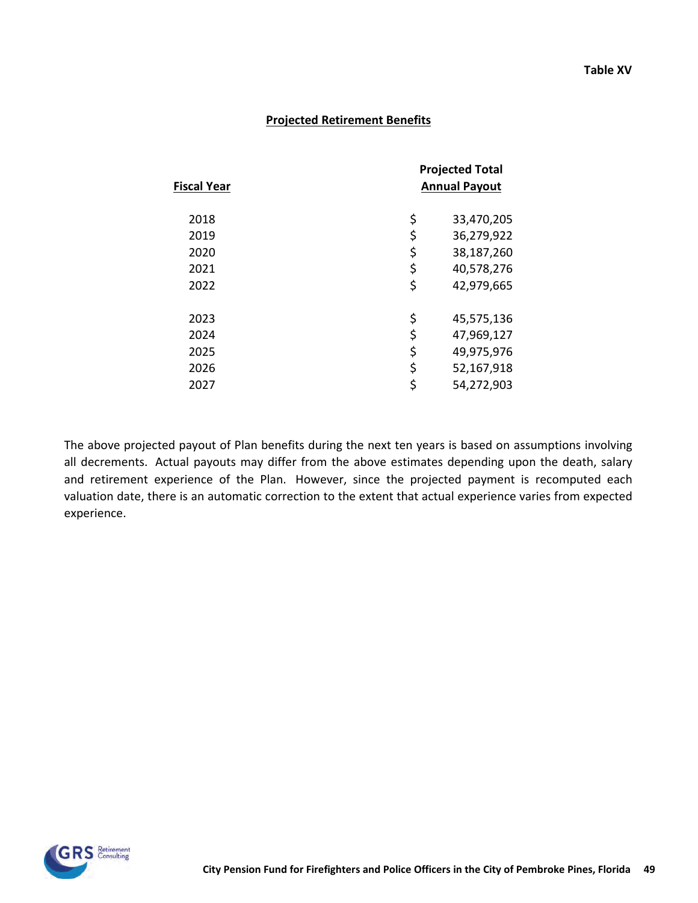**Table XV**

## Projected Retirement Benefits

| Fiscal Year | Projected Total Annual Payout |
|---|---|
| 2018 | $ 33,470,205 |
| 2019 | $ 36,279,922 |
| 2020 | $ 38,187,260 |
| 2021 | $ 40,578,276 |
| 2022 | $ 42,979,665 |
| 2023 | $ 45,575,136 |
| 2024 | $ 47,969,127 |
| 2025 | $ 49,975,976 |
| 2026 | $ 52,167,918 |
| 2027 | $ 54,272,903 |

The above projected payout of Plan benefits during the next ten years is based on assumptions involving all decrements. Actual payouts may differ from the above estimates depending upon the death, salary and retirement experience of the Plan. However, since the projected payment is recomputed each valuation date, there is an automatic correction to the extent that actual experience varies from expected experience.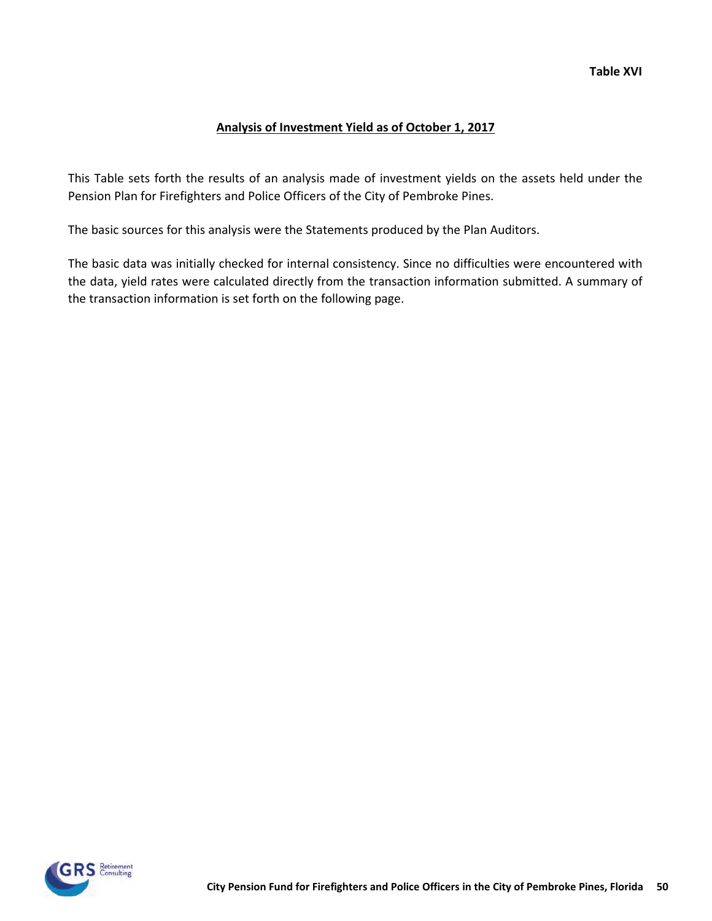**Table XVI**

## Analysis of Investment Yield as of October 1, 2017

This Table sets forth the results of an analysis made of investment yields on the assets held under the Pension Plan for Firefighters and Police Officers of the City of Pembroke Pines.

The basic sources for this analysis were the Statements produced by the Plan Auditors.

The basic data was initially checked for internal consistency. Since no difficulties were encountered with the data, yield rates were calculated directly from the transaction information submitted. A summary of the transaction information is set forth on the following page.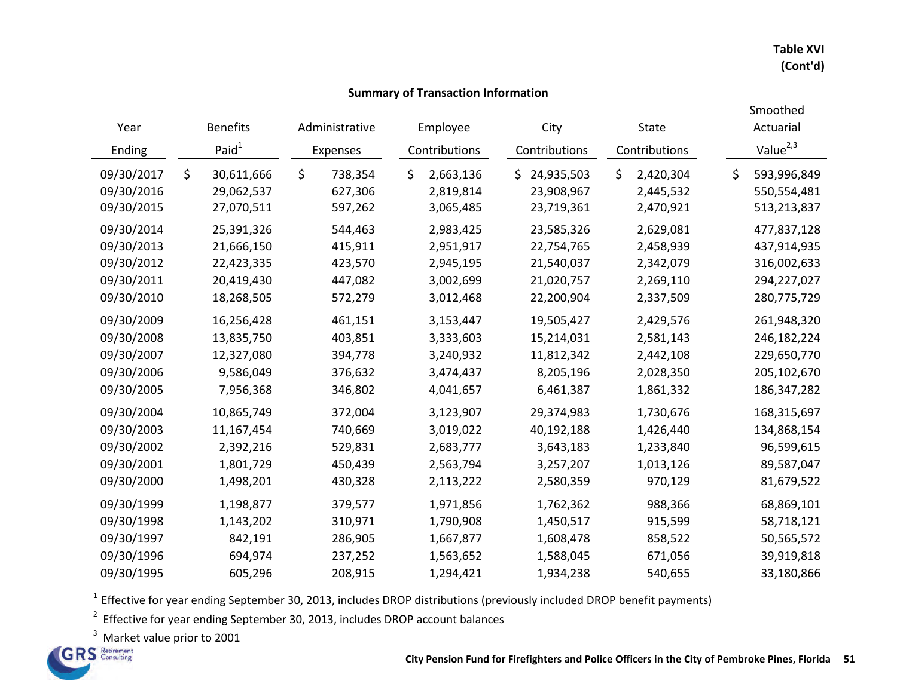Table XVI
(Cont'd)

## Summary of Transaction Information

| Year Ending | Benefits Paid[1] | Administrative Expenses | Employee Contributions | City Contributions | State Contributions | Smoothed Actuarial Value[2,3] |
|---|---|---|---|---|---|---|
| 09/30/2017 | $ 30,611,666 | $ 738,354 | $ 2,663,136 | $ 24,935,503 | $ 2,420,304 | $ 593,996,849 |
| 09/30/2016 | 29,062,537 | 627,306 | 2,819,814 | 23,908,967 | 2,445,532 | 550,554,481 |
| 09/30/2015 | 27,070,511 | 597,262 | 3,065,485 | 23,719,361 | 2,470,921 | 513,213,837 |
| 09/30/2014 | 25,391,326 | 544,463 | 2,983,425 | 23,585,326 | 2,629,081 | 477,837,128 |
| 09/30/2013 | 21,666,150 | 415,911 | 2,951,917 | 22,754,765 | 2,458,939 | 437,914,935 |
| 09/30/2012 | 22,423,335 | 423,570 | 2,945,195 | 21,540,037 | 2,342,079 | 316,002,633 |
| 09/30/2011 | 20,419,430 | 447,082 | 3,002,699 | 21,020,757 | 2,269,110 | 294,227,027 |
| 09/30/2010 | 18,268,505 | 572,279 | 3,012,468 | 22,200,904 | 2,337,509 | 280,775,729 |
| 09/30/2009 | 16,256,428 | 461,151 | 3,153,447 | 19,505,427 | 2,429,576 | 261,948,320 |
| 09/30/2008 | 13,835,750 | 403,851 | 3,333,603 | 15,214,031 | 2,581,143 | 246,182,224 |
| 09/30/2007 | 12,327,080 | 394,778 | 3,240,932 | 11,812,342 | 2,442,108 | 229,650,770 |
| 09/30/2006 | 9,586,049 | 376,632 | 3,474,437 | 8,205,196 | 2,028,350 | 205,102,670 |
| 09/30/2005 | 7,956,368 | 346,802 | 4,041,657 | 6,461,387 | 1,861,332 | 186,347,282 |
| 09/30/2004 | 10,865,749 | 372,004 | 3,123,907 | 29,374,983 | 1,730,676 | 168,315,697 |
| 09/30/2003 | 11,167,454 | 740,669 | 3,019,022 | 40,192,188 | 1,426,440 | 134,868,154 |
| 09/30/2002 | 2,392,216 | 529,831 | 2,683,777 | 3,643,183 | 1,233,840 | 96,599,615 |
| 09/30/2001 | 1,801,729 | 450,439 | 2,563,794 | 3,257,207 | 1,013,126 | 89,587,047 |
| 09/30/2000 | 1,498,201 | 430,328 | 2,113,222 | 2,580,359 | 970,129 | 81,679,522 |
| 09/30/1999 | 1,198,877 | 379,577 | 1,971,856 | 1,762,362 | 988,366 | 68,869,101 |
| 09/30/1998 | 1,143,202 | 310,971 | 1,790,908 | 1,450,517 | 915,599 | 58,718,121 |
| 09/30/1997 | 842,191 | 286,905 | 1,667,877 | 1,608,478 | 858,522 | 50,565,572 |
| 09/30/1996 | 694,974 | 237,252 | 1,563,652 | 1,588,045 | 671,056 | 39,919,818 |
| 09/30/1995 | 605,296 | 208,915 | 1,294,421 | 1,934,238 | 540,655 | 33,180,866 |

[1] Effective for year ending September 30, 2013, includes DROP distributions (previously included DROP benefit payments)

[2] Effective for year ending September 30, 2013, includes DROP account balances

[3] Market value prior to 2001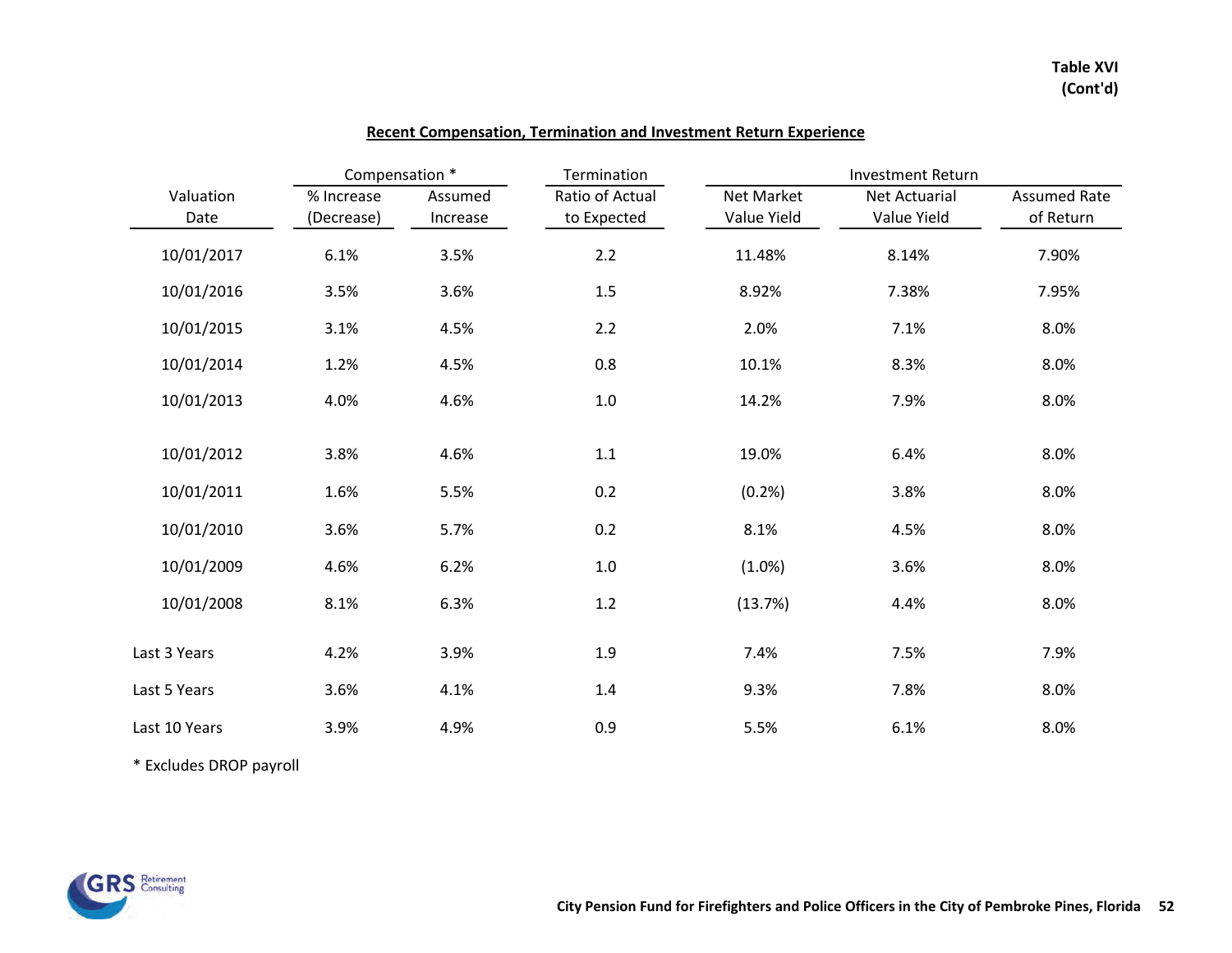**Table XVI (Cont'd)**

## Recent Compensation, Termination and Investment Return Experience

| Valuation Date | Compensation * | | Termination | Investment Return | | |
|---|---|---|---|---|---|---|
| | % Increase (Decrease) | Assumed Increase | Ratio of Actual to Expected | Net Market Value Yield | Net Actuarial Value Yield | Assumed Rate of Return |
| 10/01/2017 | 6.1% | 3.5% | 2.2 | 11.48% | 8.14% | 7.90% |
| 10/01/2016 | 3.5% | 3.6% | 1.5 | 8.92% | 7.38% | 7.95% |
| 10/01/2015 | 3.1% | 4.5% | 2.2 | 2.0% | 7.1% | 8.0% |
| 10/01/2014 | 1.2% | 4.5% | 0.8 | 10.1% | 8.3% | 8.0% |
| 10/01/2013 | 4.0% | 4.6% | 1.0 | 14.2% | 7.9% | 8.0% |
| 10/01/2012 | 3.8% | 4.6% | 1.1 | 19.0% | 6.4% | 8.0% |
| 10/01/2011 | 1.6% | 5.5% | 0.2 | (0.2%) | 3.8% | 8.0% |
| 10/01/2010 | 3.6% | 5.7% | 0.2 | 8.1% | 4.5% | 8.0% |
| 10/01/2009 | 4.6% | 6.2% | 1.0 | (1.0%) | 3.6% | 8.0% |
| 10/01/2008 | 8.1% | 6.3% | 1.2 | (13.7%) | 4.4% | 8.0% |
| Last 3 Years | 4.2% | 3.9% | 1.9 | 7.4% | 7.5% | 7.9% |
| Last 5 Years | 3.6% | 4.1% | 1.4 | 9.3% | 7.8% | 8.0% |
| Last 10 Years | 3.9% | 4.9% | 0.9 | 5.5% | 6.1% | 8.0% |

* Excludes DROP payroll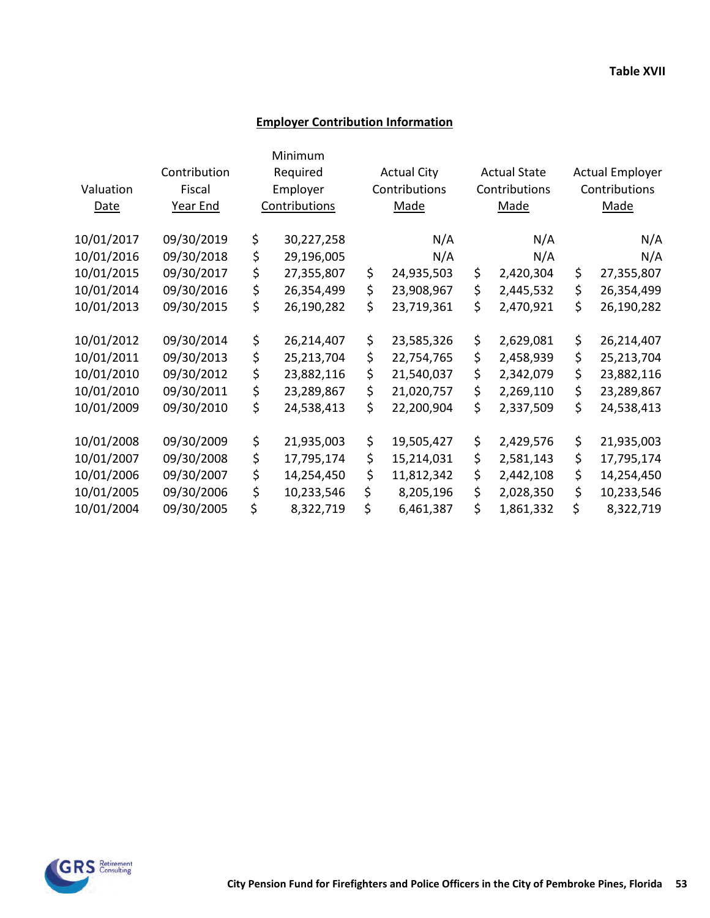Table XVII

## Employer Contribution Information

| Valuation Date | Contribution Fiscal Year End | Minimum Required Employer Contributions | Actual City Contributions Made | Actual State Contributions Made | Actual Employer Contributions Made |
|---|---|---|---|---|---|
| 10/01/2017 | 09/30/2019 | $ 30,227,258 | N/A | N/A | N/A |
| 10/01/2016 | 09/30/2018 | $ 29,196,005 | N/A | N/A | N/A |
| 10/01/2015 | 09/30/2017 | $ 27,355,807 | $ 24,935,503 | $ 2,420,304 | $ 27,355,807 |
| 10/01/2014 | 09/30/2016 | $ 26,354,499 | $ 23,908,967 | $ 2,445,532 | $ 26,354,499 |
| 10/01/2013 | 09/30/2015 | $ 26,190,282 | $ 23,719,361 | $ 2,470,921 | $ 26,190,282 |
| 10/01/2012 | 09/30/2014 | $ 26,214,407 | $ 23,585,326 | $ 2,629,081 | $ 26,214,407 |
| 10/01/2011 | 09/30/2013 | $ 25,213,704 | $ 22,754,765 | $ 2,458,939 | $ 25,213,704 |
| 10/01/2010 | 09/30/2012 | $ 23,882,116 | $ 21,540,037 | $ 2,342,079 | $ 23,882,116 |
| 10/01/2010 | 09/30/2011 | $ 23,289,867 | $ 21,020,757 | $ 2,269,110 | $ 23,289,867 |
| 10/01/2009 | 09/30/2010 | $ 24,538,413 | $ 22,200,904 | $ 2,337,509 | $ 24,538,413 |
| 10/01/2008 | 09/30/2009 | $ 21,935,003 | $ 19,505,427 | $ 2,429,576 | $ 21,935,003 |
| 10/01/2007 | 09/30/2008 | $ 17,795,174 | $ 15,214,031 | $ 2,581,143 | $ 17,795,174 |
| 10/01/2006 | 09/30/2007 | $ 14,254,450 | $ 11,812,342 | $ 2,442,108 | $ 14,254,450 |
| 10/01/2005 | 09/30/2006 | $ 10,233,546 | $ 8,205,196 | $ 2,028,350 | $ 10,233,546 |
| 10/01/2004 | 09/30/2005 | $ 8,322,719 | $ 6,461,387 | $ 1,861,332 | $ 8,322,719 |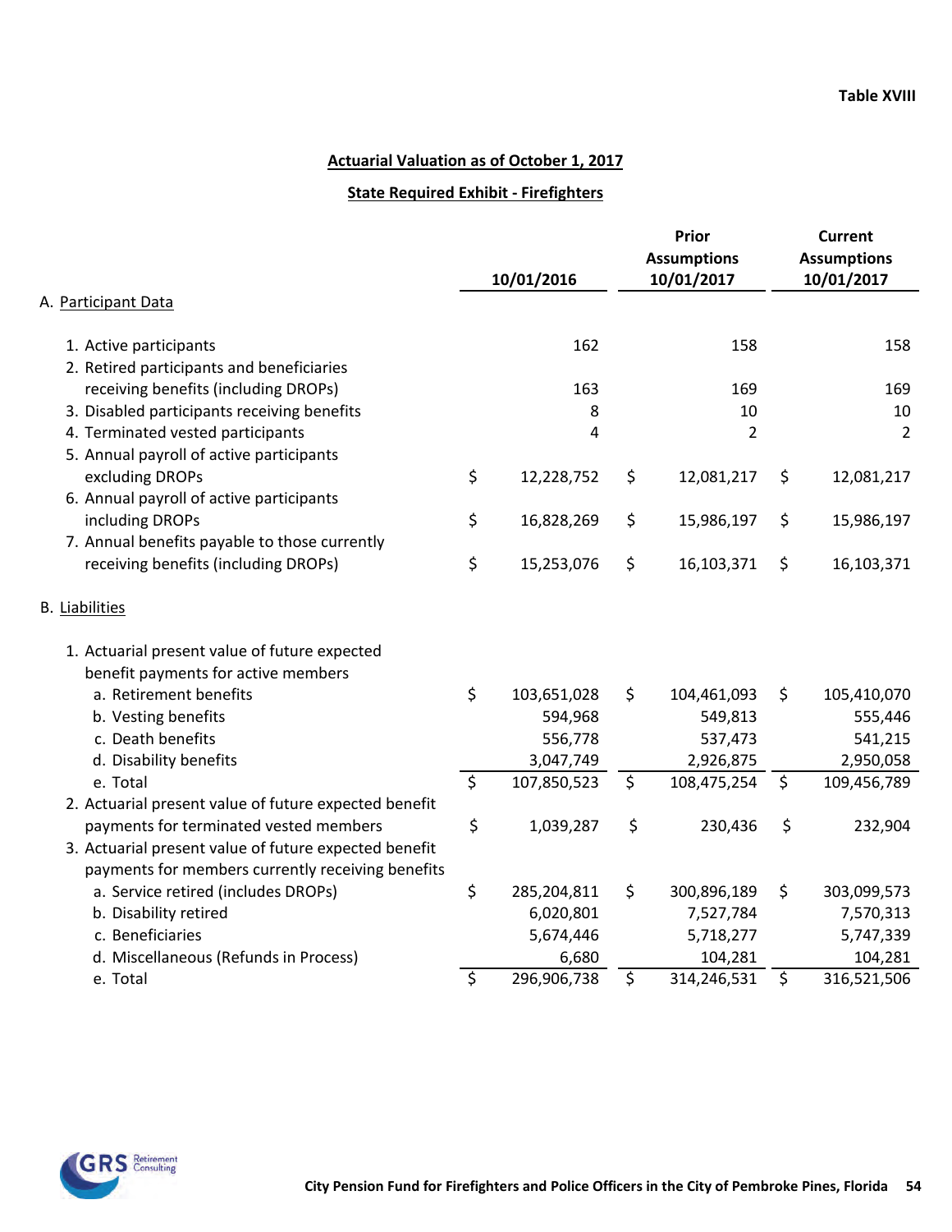**Table XVIII**

## Actuarial Valuation as of October 1, 2017

### State Required Exhibit - Firefighters

| | 10/01/2016 | Prior Assumptions 10/01/2017 | Current Assumptions 10/01/2017 |
|---|---|---|---|
| **A. Participant Data** | | | |
| 1. Active participants | 162 | 158 | 158 |
| 2. Retired participants and beneficiaries receiving benefits (including DROPs) | 163 | 169 | 169 |
| 3. Disabled participants receiving benefits | 8 | 10 | 10 |
| 4. Terminated vested participants | 4 | 2 | 2 |
| 5. Annual payroll of active participants excluding DROPs | $ 12,228,752 | $ 12,081,217 | $ 12,081,217 |
| 6. Annual payroll of active participants including DROPs | $ 16,828,269 | $ 15,986,197 | $ 15,986,197 |
| 7. Annual benefits payable to those currently receiving benefits (including DROPs) | $ 15,253,076 | $ 16,103,371 | $ 16,103,371 |
| **B. Liabilities** | | | |
| 1. Actuarial present value of future expected benefit payments for active members | | | |
| a. Retirement benefits | $ 103,651,028 | $ 104,461,093 | $ 105,410,070 |
| b. Vesting benefits | 594,968 | 549,813 | 555,446 |
| c. Death benefits | 556,778 | 537,473 | 541,215 |
| d. Disability benefits | 3,047,749 | 2,926,875 | 2,950,058 |
| e. Total | $ 107,850,523 | $ 108,475,254 | $ 109,456,789 |
| 2. Actuarial present value of future expected benefit payments for terminated vested members | $ 1,039,287 | $ 230,436 | $ 232,904 |
| 3. Actuarial present value of future expected benefit payments for members currently receiving benefits | | | |
| a. Service retired (includes DROPs) | $ 285,204,811 | $ 300,896,189 | $ 303,099,573 |
| b. Disability retired | 6,020,801 | 7,527,784 | 7,570,313 |
| c. Beneficiaries | 5,674,446 | 5,718,277 | 5,747,339 |
| d. Miscellaneous (Refunds in Process) | 6,680 | 104,281 | 104,281 |
| e. Total | $ 296,906,738 | $ 314,246,531 | $ 316,521,506 |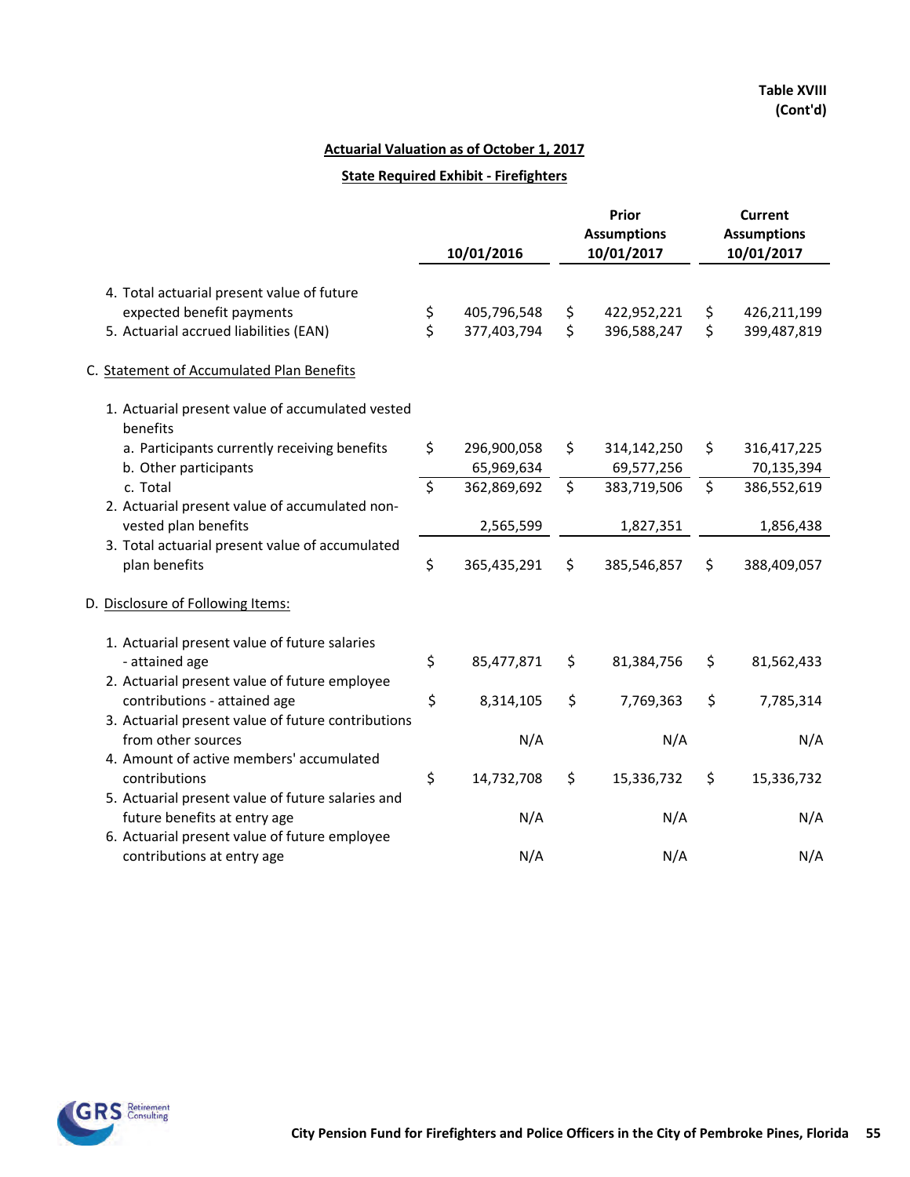**Table XVIII**
**(Cont'd)**

## Actuarial Valuation as of October 1, 2017

### State Required Exhibit - Firefighters

| | 10/01/2016 | Prior Assumptions 10/01/2017 | Current Assumptions 10/01/2017 |
|---|---|---|---|
| 4. Total actuarial present value of future expected benefit payments | $ 405,796,548 | $ 422,952,221 | $ 426,211,199 |
| 5. Actuarial accrued liabilities (EAN) | $ 377,403,794 | $ 396,588,247 | $ 399,487,819 |
| C. Statement of Accumulated Plan Benefits | | | |
| 1. Actuarial present value of accumulated vested benefits | | | |
| a. Participants currently receiving benefits | $ 296,900,058 | $ 314,142,250 | $ 316,417,225 |
| b. Other participants | 65,969,634 | 69,577,256 | 70,135,394 |
| c. Total | $ 362,869,692 | $ 383,719,506 | $ 386,552,619 |
| 2. Actuarial present value of accumulated non-vested plan benefits | 2,565,599 | 1,827,351 | 1,856,438 |
| 3. Total actuarial present value of accumulated plan benefits | $ 365,435,291 | $ 385,546,857 | $ 388,409,057 |
| D. Disclosure of Following Items: | | | |
| 1. Actuarial present value of future salaries - attained age | $ 85,477,871 | $ 81,384,756 | $ 81,562,433 |
| 2. Actuarial present value of future employee contributions - attained age | $ 8,314,105 | $ 7,769,363 | $ 7,785,314 |
| 3. Actuarial present value of future contributions from other sources | N/A | N/A | N/A |
| 4. Amount of active members' accumulated contributions | $ 14,732,708 | $ 15,336,732 | $ 15,336,732 |
| 5. Actuarial present value of future salaries and future benefits at entry age | N/A | N/A | N/A |
| 6. Actuarial present value of future employee contributions at entry age | N/A | N/A | N/A |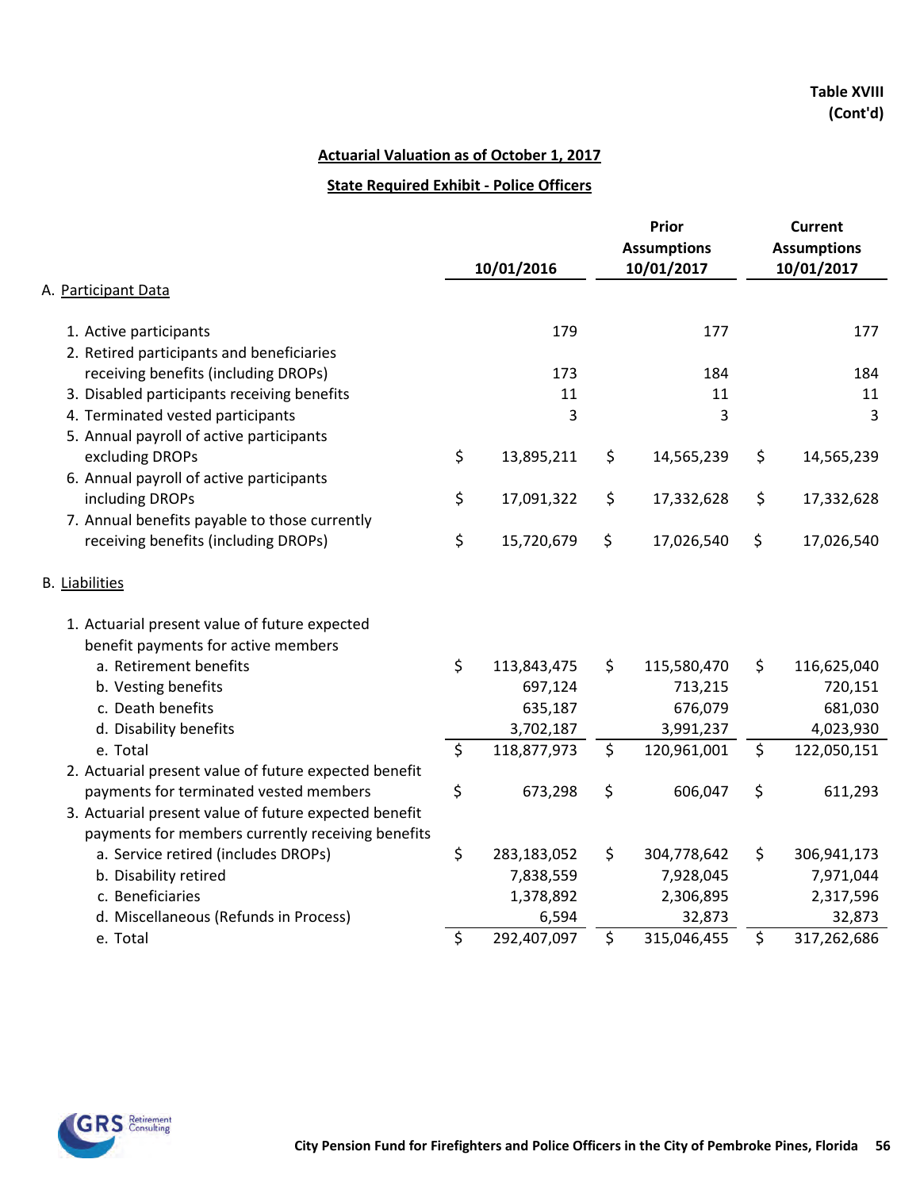**Table XVIII**
**(Cont'd)**

## Actuarial Valuation as of October 1, 2017

### State Required Exhibit - Police Officers

| | 10/01/2016 | Prior Assumptions 10/01/2017 | Current Assumptions 10/01/2017 |
|---|---|---|---|
| **A. Participant Data** | | | |
| 1. Active participants | 179 | 177 | 177 |
| 2. Retired participants and beneficiaries receiving benefits (including DROPs) | 173 | 184 | 184 |
| 3. Disabled participants receiving benefits | 11 | 11 | 11 |
| 4. Terminated vested participants | 3 | 3 | 3 |
| 5. Annual payroll of active participants excluding DROPs | $ 13,895,211 | $ 14,565,239 | $ 14,565,239 |
| 6. Annual payroll of active participants including DROPs | $ 17,091,322 | $ 17,332,628 | $ 17,332,628 |
| 7. Annual benefits payable to those currently receiving benefits (including DROPs) | $ 15,720,679 | $ 17,026,540 | $ 17,026,540 |
| **B. Liabilities** | | | |
| 1. Actuarial present value of future expected benefit payments for active members | | | |
| a. Retirement benefits | $ 113,843,475 | $ 115,580,470 | $ 116,625,040 |
| b. Vesting benefits | 697,124 | 713,215 | 720,151 |
| c. Death benefits | 635,187 | 676,079 | 681,030 |
| d. Disability benefits | 3,702,187 | 3,991,237 | 4,023,930 |
| e. Total | $ 118,877,973 | $ 120,961,001 | $ 122,050,151 |
| 2. Actuarial present value of future expected benefit payments for terminated vested members | $ 673,298 | $ 606,047 | $ 611,293 |
| 3. Actuarial present value of future expected benefit payments for members currently receiving benefits | | | |
| a. Service retired (includes DROPs) | $ 283,183,052 | $ 304,778,642 | $ 306,941,173 |
| b. Disability retired | 7,838,559 | 7,928,045 | 7,971,044 |
| c. Beneficiaries | 1,378,892 | 2,306,895 | 2,317,596 |
| d. Miscellaneous (Refunds in Process) | 6,594 | 32,873 | 32,873 |
| e. Total | $ 292,407,097 | $ 315,046,455 | $ 317,262,686 |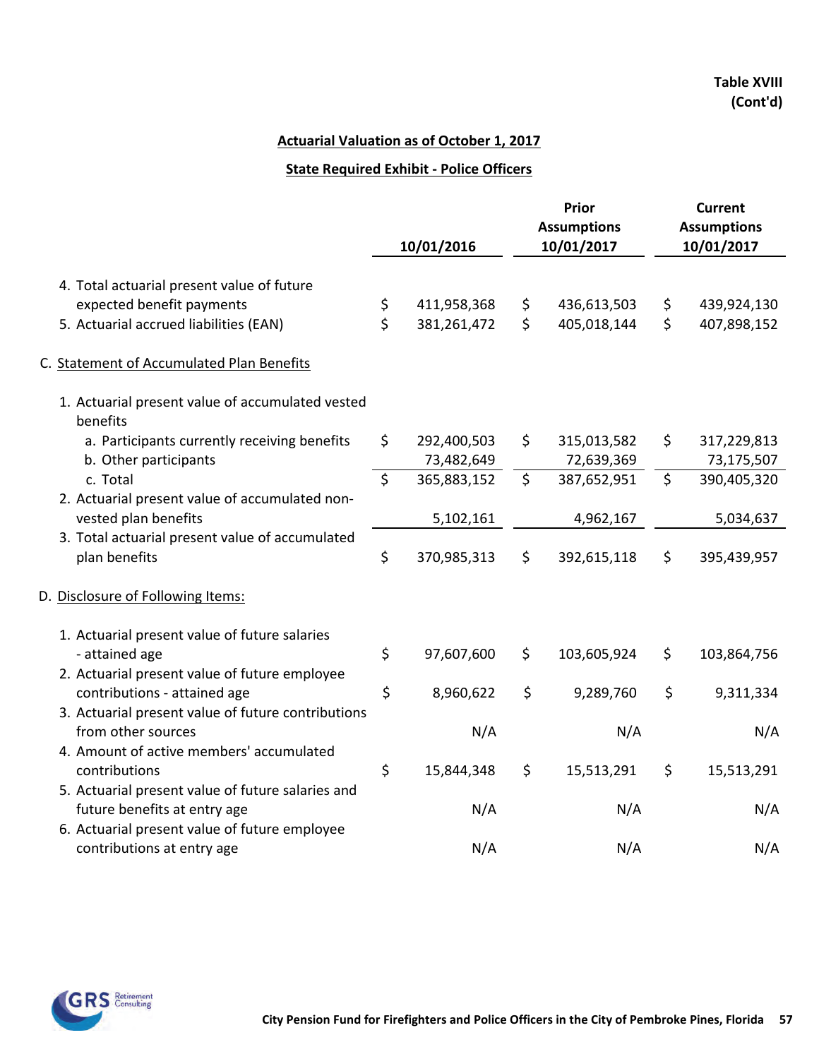**Table XVIII (Cont'd)**

**Actuarial Valuation as of October 1, 2017**

**State Required Exhibit - Police Officers**

| | 10/01/2016 | Prior Assumptions 10/01/2017 | Current Assumptions 10/01/2017 |
|---|---|---|---|
| 4. Total actuarial present value of future expected benefit payments | $ 411,958,368 | $ 436,613,503 | $ 439,924,130 |
| 5. Actuarial accrued liabilities (EAN) | $ 381,261,472 | $ 405,018,144 | $ 407,898,152 |
| C. Statement of Accumulated Plan Benefits | | | |
| 1. Actuarial present value of accumulated vested benefits | | | |
| a. Participants currently receiving benefits | $ 292,400,503 | $ 315,013,582 | $ 317,229,813 |
| b. Other participants | 73,482,649 | 72,639,369 | 73,175,507 |
| c. Total | $ 365,883,152 | $ 387,652,951 | $ 390,405,320 |
| 2. Actuarial present value of accumulated non-vested plan benefits | 5,102,161 | 4,962,167 | 5,034,637 |
| 3. Total actuarial present value of accumulated plan benefits | $ 370,985,313 | $ 392,615,118 | $ 395,439,957 |
| D. Disclosure of Following Items: | | | |
| 1. Actuarial present value of future salaries - attained age | $ 97,607,600 | $ 103,605,924 | $ 103,864,756 |
| 2. Actuarial present value of future employee contributions - attained age | $ 8,960,622 | $ 9,289,760 | $ 9,311,334 |
| 3. Actuarial present value of future contributions from other sources | N/A | N/A | N/A |
| 4. Amount of active members' accumulated contributions | $ 15,844,348 | $ 15,513,291 | $ 15,513,291 |
| 5. Actuarial present value of future salaries and future benefits at entry age | N/A | N/A | N/A |
| 6. Actuarial present value of future employee contributions at entry age | N/A | N/A | N/A |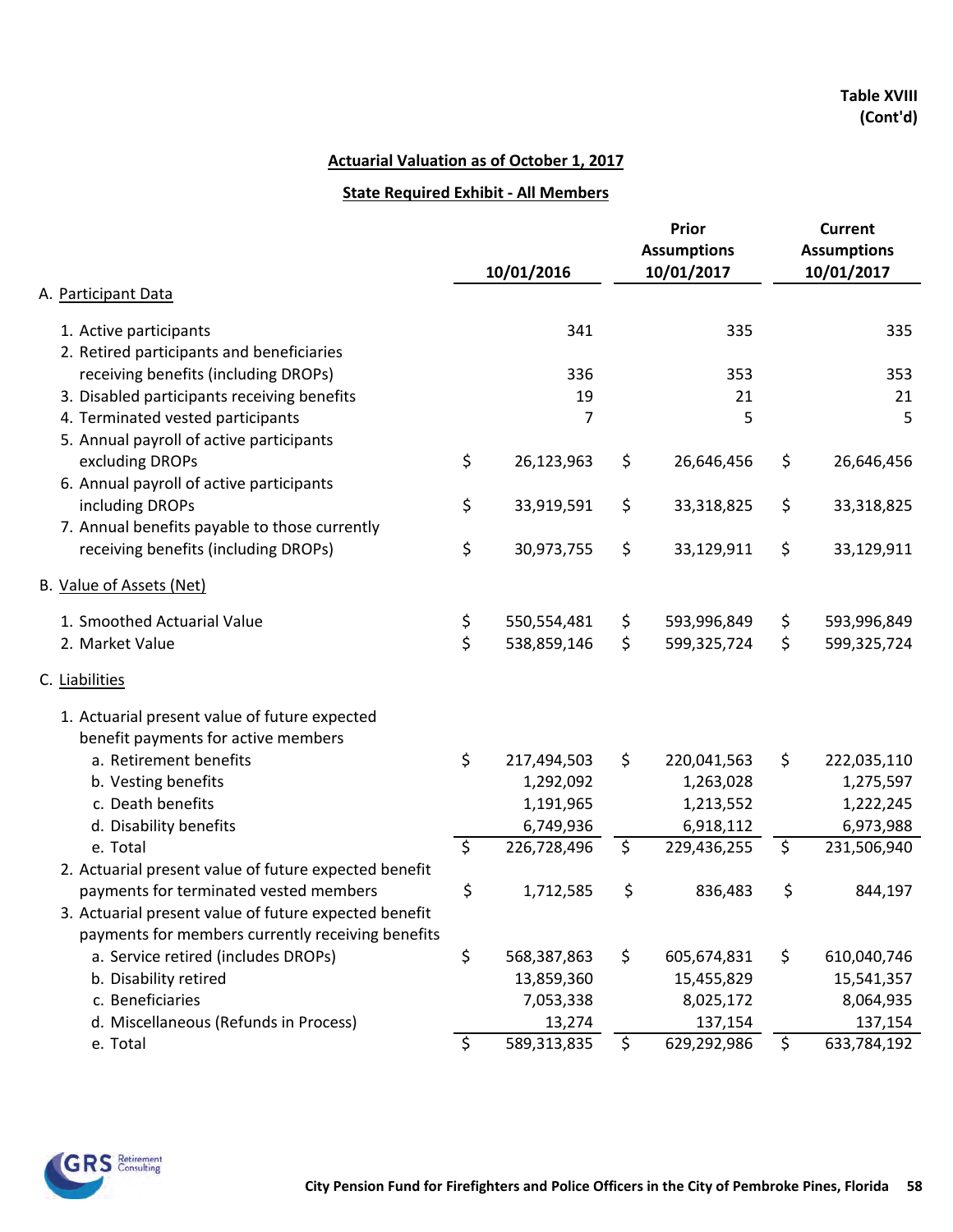**Table XVIII (Cont'd)**

## Actuarial Valuation as of October 1, 2017

### State Required Exhibit - All Members

| | 10/01/2016 | Prior Assumptions 10/01/2017 | Current Assumptions 10/01/2017 |
|---|---|---|---|
| **A. Participant Data** | | | |
| 1. Active participants | 341 | 335 | 335 |
| 2. Retired participants and beneficiaries receiving benefits (including DROPs) | 336 | 353 | 353 |
| 3. Disabled participants receiving benefits | 19 | 21 | 21 |
| 4. Terminated vested participants | 7 | 5 | 5 |
| 5. Annual payroll of active participants excluding DROPs | $ 26,123,963 | $ 26,646,456 | $ 26,646,456 |
| 6. Annual payroll of active participants including DROPs | $ 33,919,591 | $ 33,318,825 | $ 33,318,825 |
| 7. Annual benefits payable to those currently receiving benefits (including DROPs) | $ 30,973,755 | $ 33,129,911 | $ 33,129,911 |
| **B. Value of Assets (Net)** | | | |
| 1. Smoothed Actuarial Value | $ 550,554,481 | $ 593,996,849 | $ 593,996,849 |
| 2. Market Value | $ 538,859,146 | $ 599,325,724 | $ 599,325,724 |
| **C. Liabilities** | | | |
| 1. Actuarial present value of future expected benefit payments for active members | | | |
| a. Retirement benefits | $ 217,494,503 | $ 220,041,563 | $ 222,035,110 |
| b. Vesting benefits | 1,292,092 | 1,263,028 | 1,275,597 |
| c. Death benefits | 1,191,965 | 1,213,552 | 1,222,245 |
| d. Disability benefits | 6,749,936 | 6,918,112 | 6,973,988 |
| e. Total | $ 226,728,496 | $ 229,436,255 | $ 231,506,940 |
| 2. Actuarial present value of future expected benefit payments for terminated vested members | $ 1,712,585 | $ 836,483 | $ 844,197 |
| 3. Actuarial present value of future expected benefit payments for members currently receiving benefits | | | |
| a. Service retired (includes DROPs) | $ 568,387,863 | $ 605,674,831 | $ 610,040,746 |
| b. Disability retired | 13,859,360 | 15,455,829 | 15,541,357 |
| c. Beneficiaries | 7,053,338 | 8,025,172 | 8,064,935 |
| d. Miscellaneous (Refunds in Process) | 13,274 | 137,154 | 137,154 |
| e. Total | $ 589,313,835 | $ 629,292,986 | $ 633,784,192 |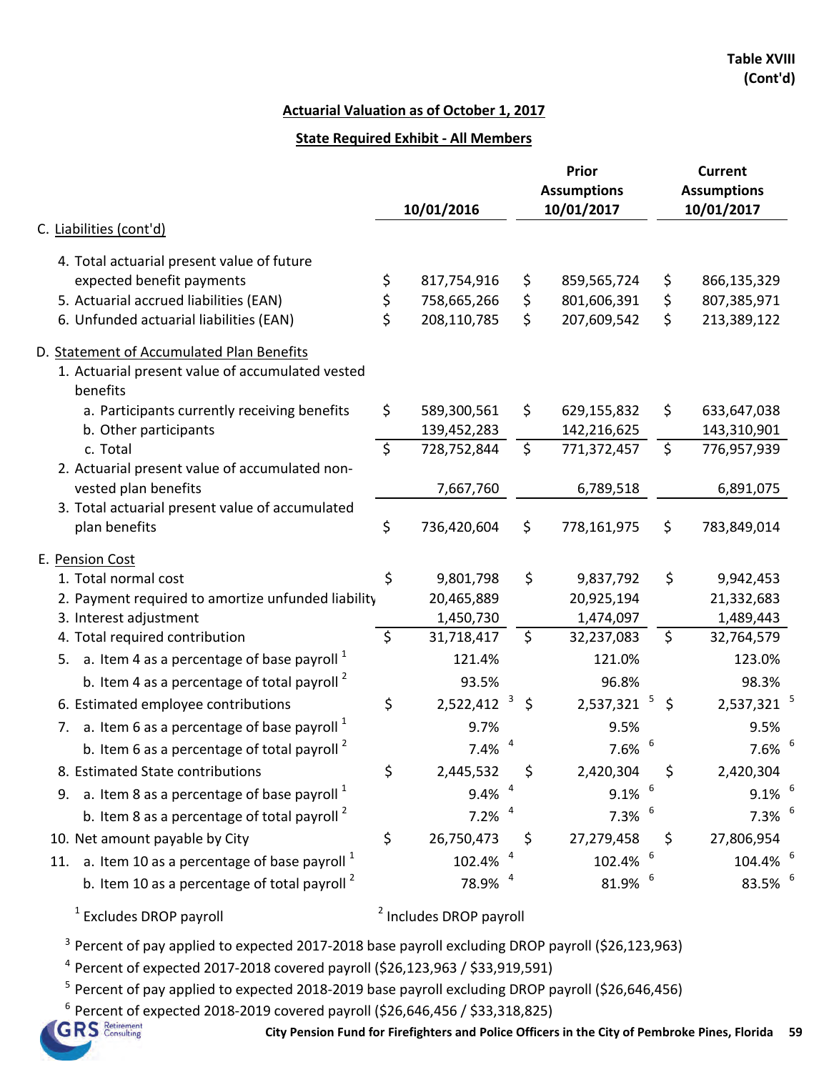**Table XVIII (Cont'd)**

**Actuarial Valuation as of October 1, 2017**

**State Required Exhibit - All Members**

| | 10/01/2016 | Prior Assumptions 10/01/2017 | Current Assumptions 10/01/2017 |
|---|---|---|---|
| C. Liabilities (cont'd) | | | |
| 4. Total actuarial present value of future expected benefit payments | $ 817,754,916 | $ 859,565,724 | $ 866,135,329 |
| 5. Actuarial accrued liabilities (EAN) | $ 758,665,266 | $ 801,606,391 | $ 807,385,971 |
| 6. Unfunded actuarial liabilities (EAN) | $ 208,110,785 | $ 207,609,542 | $ 213,389,122 |
| D. Statement of Accumulated Plan Benefits | | | |
| 1. Actuarial present value of accumulated vested benefits | | | |
| a. Participants currently receiving benefits | $ 589,300,561 | $ 629,155,832 | $ 633,647,038 |
| b. Other participants | 139,452,283 | 142,216,625 | 143,310,901 |
| c. Total | $ 728,752,844 | $ 771,372,457 | $ 776,957,939 |
| 2. Actuarial present value of accumulated non-vested plan benefits | 7,667,760 | 6,789,518 | 6,891,075 |
| 3. Total actuarial present value of accumulated plan benefits | $ 736,420,604 | $ 778,161,975 | $ 783,849,014 |
| E. Pension Cost | | | |
| 1. Total normal cost | $ 9,801,798 | $ 9,837,792 | $ 9,942,453 |
| 2. Payment required to amortize unfunded liability | 20,465,889 | 20,925,194 | 21,332,683 |
| 3. Interest adjustment | 1,450,730 | 1,474,097 | 1,489,443 |
| 4. Total required contribution | $ 31,718,417 | $ 32,237,083 | $ 32,764,579 |
| 5. a. Item 4 as a percentage of base payroll [1] | 121.4% | 121.0% | 123.0% |
| b. Item 4 as a percentage of total payroll [2] | 93.5% | 96.8% | 98.3% |
| 6. Estimated employee contributions | $ 2,522,412 [3] | $ 2,537,321 [5] | $ 2,537,321 [5] |
| 7. a. Item 6 as a percentage of base payroll [1] | 9.7% | 9.5% | 9.5% |
| b. Item 6 as a percentage of total payroll [2] | 7.4% [4] | 7.6% [6] | 7.6% [6] |
| 8. Estimated State contributions | $ 2,445,532 | $ 2,420,304 | $ 2,420,304 |
| 9. a. Item 8 as a percentage of base payroll [1] | 9.4% [4] | 9.1% [6] | 9.1% [6] |
| b. Item 8 as a percentage of total payroll [2] | 7.2% [4] | 7.3% [6] | 7.3% [6] |
| 10. Net amount payable by City | $ 26,750,473 | $ 27,279,458 | $ 27,806,954 |
| 11. a. Item 10 as a percentage of base payroll [1] | 102.4% [4] | 102.4% [6] | 104.4% [6] |
| b. Item 10 as a percentage of total payroll [2] | 78.9% [4] | 81.9% [6] | 83.5% [6] |

[1] Excludes DROP payroll

[2] Includes DROP payroll

[3] Percent of pay applied to expected 2017-2018 base payroll excluding DROP payroll ($26,123,963)

[4] Percent of expected 2017-2018 covered payroll ($26,123,963 / $33,919,591)

[5] Percent of pay applied to expected 2018-2019 base payroll excluding DROP payroll ($26,646,456)

[6] Percent of expected 2018-2019 covered payroll ($26,646,456 / $33,318,825)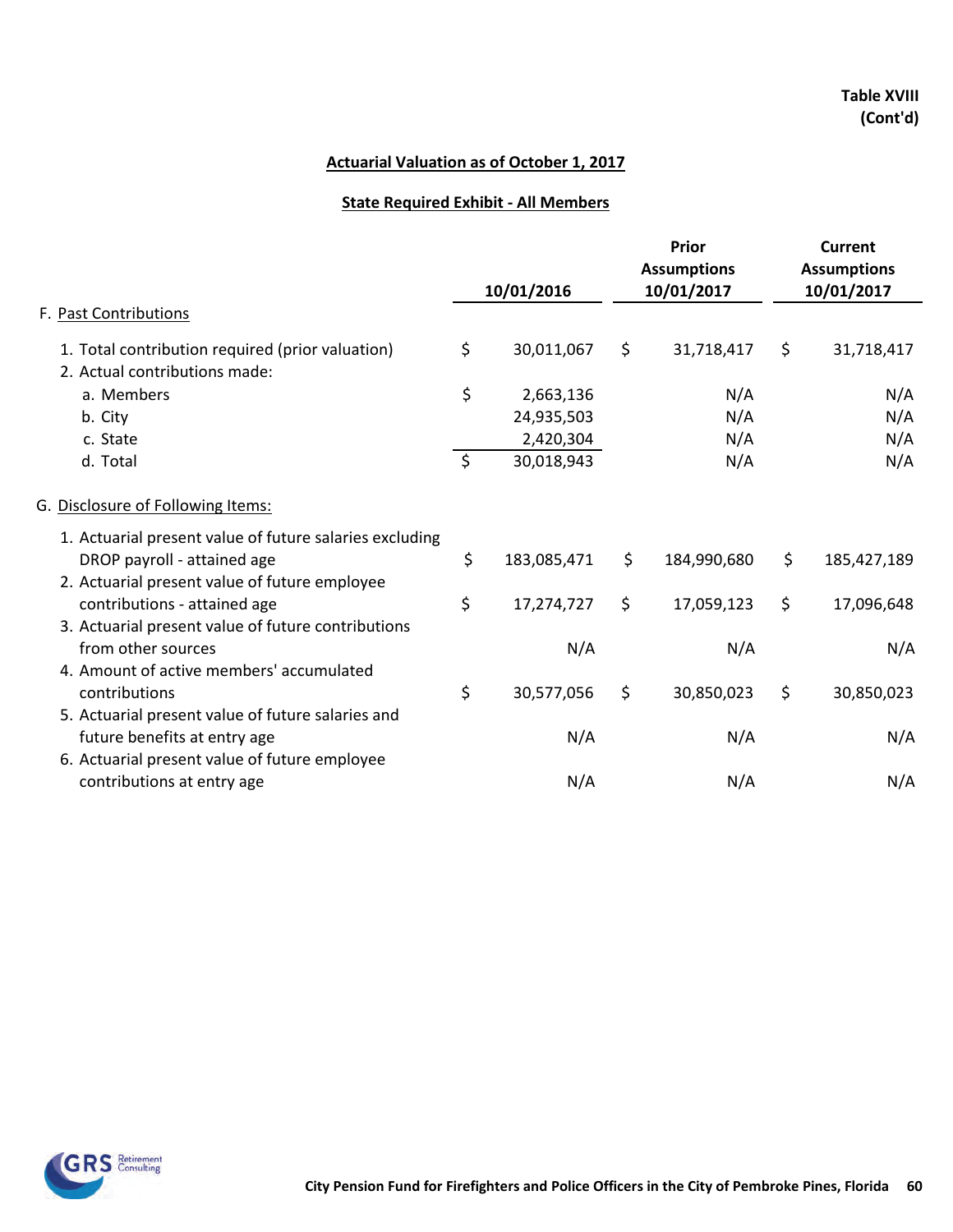Table XVIII
(Cont'd)

## Actuarial Valuation as of October 1, 2017

### State Required Exhibit - All Members

| | 10/01/2016 | Prior Assumptions 10/01/2017 | Current Assumptions 10/01/2017 |
|---|---|---|---|
| **F. Past Contributions** | | | |
| 1. Total contribution required (prior valuation) | $ 30,011,067 | $ 31,718,417 | $ 31,718,417 |
| 2. Actual contributions made: | | | |
| a. Members | $ 2,663,136 | N/A | N/A |
| b. City | 24,935,503 | N/A | N/A |
| c. State | 2,420,304 | N/A | N/A |
| d. Total | $ 30,018,943 | N/A | N/A |
| **G. Disclosure of Following Items:** | | | |
| 1. Actuarial present value of future salaries excluding DROP payroll - attained age | $ 183,085,471 | $ 184,990,680 | $ 185,427,189 |
| 2. Actuarial present value of future employee contributions - attained age | $ 17,274,727 | $ 17,059,123 | $ 17,096,648 |
| 3. Actuarial present value of future contributions from other sources | N/A | N/A | N/A |
| 4. Amount of active members' accumulated contributions | $ 30,577,056 | $ 30,850,023 | $ 30,850,023 |
| 5. Actuarial present value of future salaries and future benefits at entry age | N/A | N/A | N/A |
| 6. Actuarial present value of future employee contributions at entry age | N/A | N/A | N/A |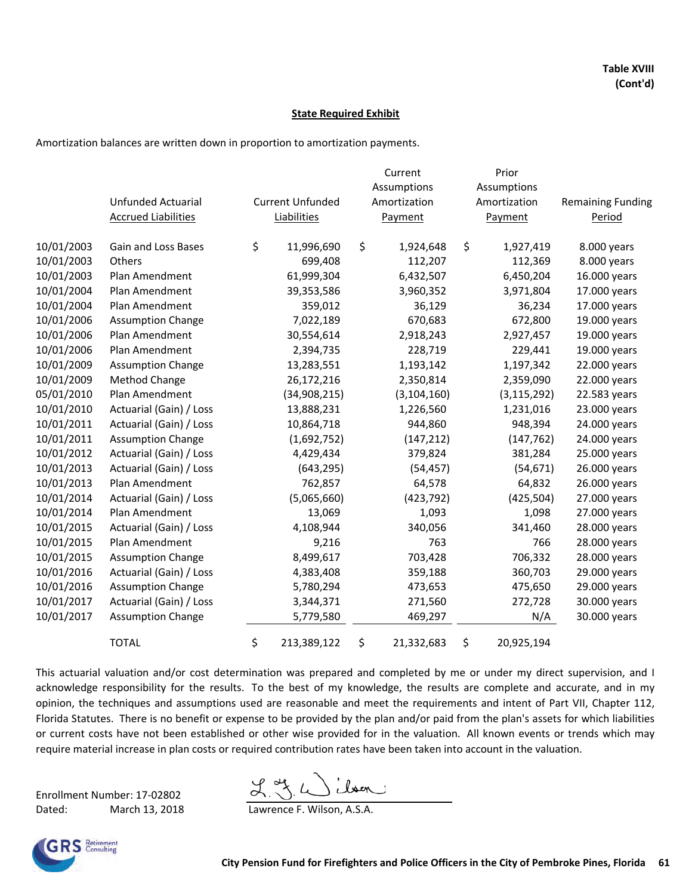**Table XVIII**
**(Cont'd)**

## State Required Exhibit

Amortization balances are written down in proportion to amortization payments.

| | Unfunded Actuarial Accrued Liabilities | Current Unfunded Liabilities | Current Assumptions Amortization Payment | Prior Assumptions Amortization Payment | Remaining Funding Period |
|---|---|---|---|---|---|
| 10/01/2003 | Gain and Loss Bases | $ 11,996,690 | $ 1,924,648 | $ 1,927,419 | 8.000 years |
| 10/01/2003 | Others | 699,408 | 112,207 | 112,369 | 8.000 years |
| 10/01/2003 | Plan Amendment | 61,999,304 | 6,432,507 | 6,450,204 | 16.000 years |
| 10/01/2004 | Plan Amendment | 39,353,586 | 3,960,352 | 3,971,804 | 17.000 years |
| 10/01/2004 | Plan Amendment | 359,012 | 36,129 | 36,234 | 17.000 years |
| 10/01/2006 | Assumption Change | 7,022,189 | 670,683 | 672,800 | 19.000 years |
| 10/01/2006 | Plan Amendment | 30,554,614 | 2,918,243 | 2,927,457 | 19.000 years |
| 10/01/2006 | Plan Amendment | 2,394,735 | 228,719 | 229,441 | 19.000 years |
| 10/01/2009 | Assumption Change | 13,283,551 | 1,193,142 | 1,197,342 | 22.000 years |
| 10/01/2009 | Method Change | 26,172,216 | 2,350,814 | 2,359,090 | 22.000 years |
| 05/01/2010 | Plan Amendment | (34,908,215) | (3,104,160) | (3,115,292) | 22.583 years |
| 10/01/2010 | Actuarial (Gain) / Loss | 13,888,231 | 1,226,560 | 1,231,016 | 23.000 years |
| 10/01/2011 | Actuarial (Gain) / Loss | 10,864,718 | 944,860 | 948,394 | 24.000 years |
| 10/01/2011 | Assumption Change | (1,692,752) | (147,212) | (147,762) | 24.000 years |
| 10/01/2012 | Actuarial (Gain) / Loss | 4,429,434 | 379,824 | 381,284 | 25.000 years |
| 10/01/2013 | Actuarial (Gain) / Loss | (643,295) | (54,457) | (54,671) | 26.000 years |
| 10/01/2013 | Plan Amendment | 762,857 | 64,578 | 64,832 | 26.000 years |
| 10/01/2014 | Actuarial (Gain) / Loss | (5,065,660) | (423,792) | (425,504) | 27.000 years |
| 10/01/2014 | Plan Amendment | 13,069 | 1,093 | 1,098 | 27.000 years |
| 10/01/2015 | Actuarial (Gain) / Loss | 4,108,944 | 340,056 | 341,460 | 28.000 years |
| 10/01/2015 | Plan Amendment | 9,216 | 763 | 766 | 28.000 years |
| 10/01/2015 | Assumption Change | 8,499,617 | 703,428 | 706,332 | 28.000 years |
| 10/01/2016 | Actuarial (Gain) / Loss | 4,383,408 | 359,188 | 360,703 | 29.000 years |
| 10/01/2016 | Assumption Change | 5,780,294 | 473,653 | 475,650 | 29.000 years |
| 10/01/2017 | Actuarial (Gain) / Loss | 3,344,371 | 271,560 | 272,728 | 30.000 years |
| 10/01/2017 | Assumption Change | 5,779,580 | 469,297 | N/A | 30.000 years |
| | TOTAL | $ 213,389,122 | $ 21,332,683 | $ 20,925,194 | |

This actuarial valuation and/or cost determination was prepared and completed by me or under my direct supervision, and I acknowledge responsibility for the results. To the best of my knowledge, the results are complete and accurate, and in my opinion, the techniques and assumptions used are reasonable and meet the requirements and intent of Part VII, Chapter 112, Florida Statutes. There is no benefit or expense to be provided by the plan and/or paid from the plan's assets for which liabilities or current costs have not been established or other wise provided for in the valuation. All known events or trends which may require material increase in plan costs or required contribution rates have been taken into account in the valuation.

Enrollment Number: 17-02802
Dated: March 13, 2018

Lawrence F. Wilson, A.S.A.